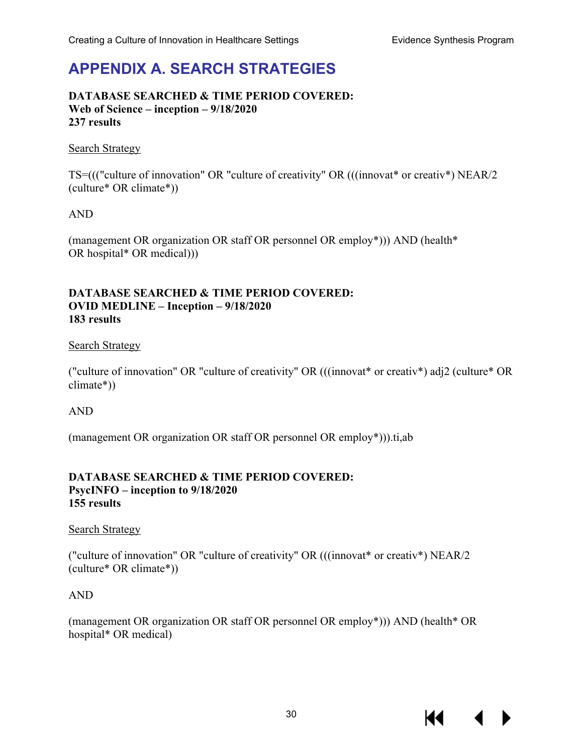# APPENDIX A. SEARCH STRATEGIES

**DATABASE SEARCHED & TIME PERIOD COVERED:**
**Web of Science – inception – 9/18/2020**
**237 results**

Search Strategy

TS=((("culture of innovation" OR "culture of creativity" OR (((innovat* or creativ*) NEAR/2 (culture* OR climate*))

AND

(management OR organization OR staff OR personnel OR employ*))) AND (health* OR hospital* OR medical)))

**DATABASE SEARCHED & TIME PERIOD COVERED:**
**OVID MEDLINE – Inception – 9/18/2020**
**183 results**

Search Strategy

("culture of innovation" OR "culture of creativity" OR (((innovat* or creativ*) adj2 (culture* OR climate*))

AND

(management OR organization OR staff OR personnel OR employ*))).ti,ab

**DATABASE SEARCHED & TIME PERIOD COVERED:**
**PsycINFO – inception to 9/18/2020**
**155 results**

Search Strategy

("culture of innovation" OR "culture of creativity" OR (((innovat* or creativ*) NEAR/2 (culture* OR climate*))

AND

(management OR organization OR staff OR personnel OR employ*))) AND (health* OR hospital* OR medical)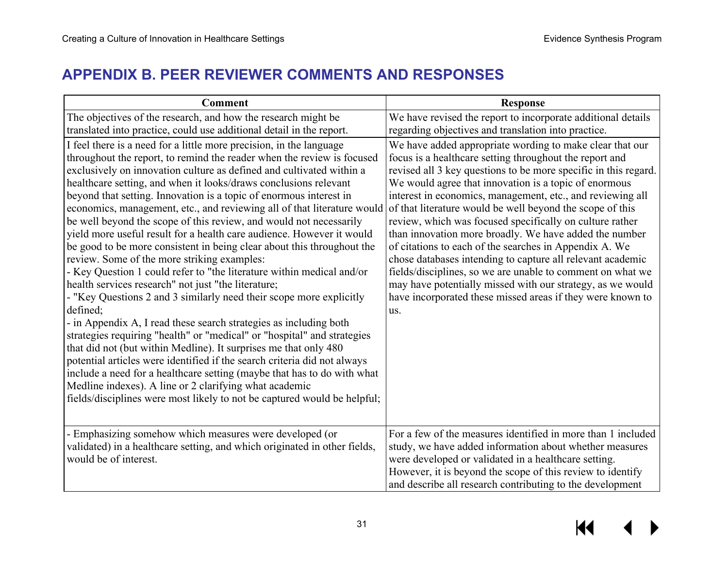## APPENDIX B. PEER REVIEWER COMMENTS AND RESPONSES

| Comment | Response |
|---|---|
| The objectives of the research, and how the research might be translated into practice, could use additional detail in the report. | We have revised the report to incorporate additional details regarding objectives and translation into practice. |
| I feel there is a need for a little more precision, in the language throughout the report, to remind the reader when the review is focused exclusively on innovation culture as defined and cultivated within a healthcare setting, and when it looks/draws conclusions relevant beyond that setting. Innovation is a topic of enormous interest in economics, management, etc., and reviewing all of that literature would be well beyond the scope of this review, and would not necessarily yield more useful result for a health care audience. However it would be good to be more consistent in being clear about this throughout the review. Some of the more striking examples:<br>- Key Question 1 could refer to "the literature within medical and/or health services research" not just "the literature;<br>- "Key Questions 2 and 3 similarly need their scope more explicitly defined;<br>- in Appendix A, I read these search strategies as including both strategies requiring "health" or "medical" or "hospital" and strategies that did not (but within Medline). It surprises me that only 480 potential articles were identified if the search criteria did not always include a need for a healthcare setting (maybe that has to do with what Medline indexes). A line or 2 clarifying what academic fields/disciplines were most likely to not be captured would be helpful; | We have added appropriate wording to make clear that our focus is a healthcare setting throughout the report and revised all 3 key questions to be more specific in this regard. We would agree that innovation is a topic of enormous interest in economics, management, etc., and reviewing all of that literature would be well beyond the scope of this review, which was focused specifically on culture rather than innovation more broadly. We have added the number of citations to each of the searches in Appendix A. We chose databases intending to capture all relevant academic fields/disciplines, so we are unable to comment on what we may have potentially missed with our strategy, as we would have incorporated these missed areas if they were known to us. |
| - Emphasizing somehow which measures were developed (or validated) in a healthcare setting, and which originated in other fields, would be of interest. | For a few of the measures identified in more than 1 included study, we have added information about whether measures were developed or validated in a healthcare setting. However, it is beyond the scope of this review to identify and describe all research contributing to the development |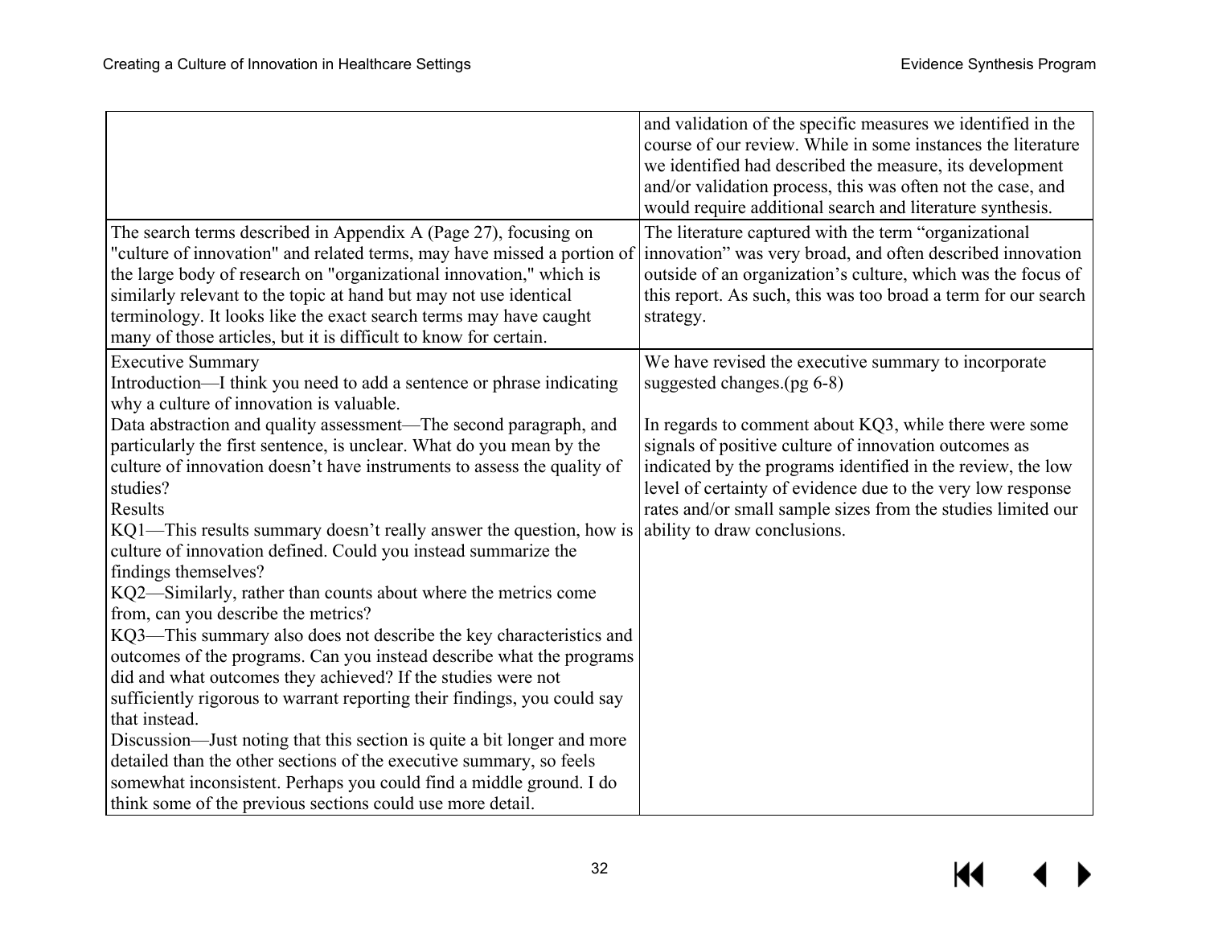| | |
|---|---|
| | and validation of the specific measures we identified in the course of our review. While in some instances the literature we identified had described the measure, its development and/or validation process, this was often not the case, and would require additional search and literature synthesis. |
| The search terms described in Appendix A (Page 27), focusing on "culture of innovation" and related terms, may have missed a portion of the large body of research on "organizational innovation," which is similarly relevant to the topic at hand but may not use identical terminology. It looks like the exact search terms may have caught many of those articles, but it is difficult to know for certain. | The literature captured with the term "organizational innovation" was very broad, and often described innovation outside of an organization's culture, which was the focus of this report. As such, this was too broad a term for our search strategy. |
| Executive Summary<br>Introduction—I think you need to add a sentence or phrase indicating why a culture of innovation is valuable.<br>Data abstraction and quality assessment—The second paragraph, and particularly the first sentence, is unclear. What do you mean by the culture of innovation doesn't have instruments to assess the quality of studies?<br>Results<br>KQ1—This results summary doesn't really answer the question, how is culture of innovation defined. Could you instead summarize the findings themselves?<br>KQ2—Similarly, rather than counts about where the metrics come from, can you describe the metrics?<br>KQ3—This summary also does not describe the key characteristics and outcomes of the programs. Can you instead describe what the programs did and what outcomes they achieved? If the studies were not sufficiently rigorous to warrant reporting their findings, you could say that instead.<br>Discussion—Just noting that this section is quite a bit longer and more detailed than the other sections of the executive summary, so feels somewhat inconsistent. Perhaps you could find a middle ground. I do think some of the previous sections could use more detail. | We have revised the executive summary to incorporate suggested changes.(pg 6-8)<br><br>In regards to comment about KQ3, while there were some signals of positive culture of innovation outcomes as indicated by the programs identified in the review, the low level of certainty of evidence due to the very low response rates and/or small sample sizes from the studies limited our ability to draw conclusions. |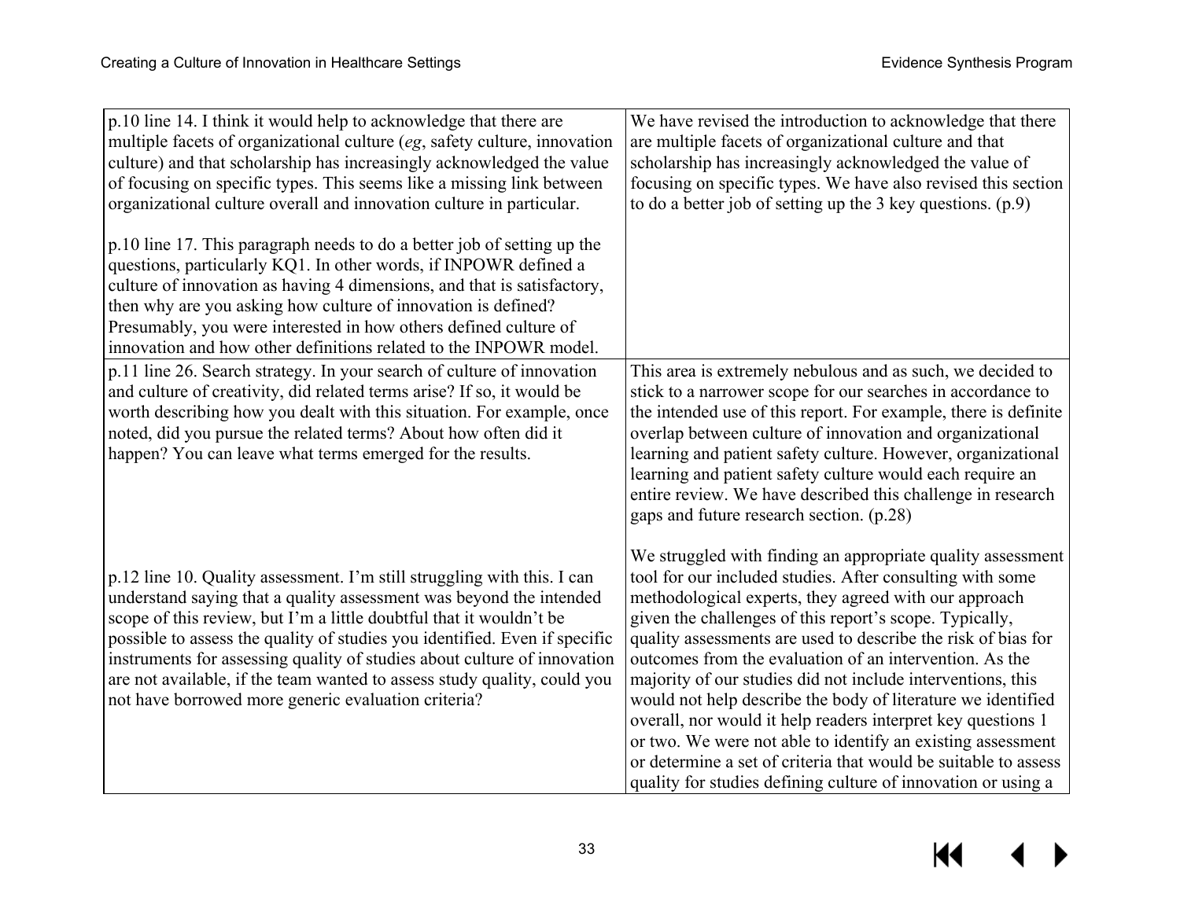| | |
|---|---|
| p.10 line 14. I think it would help to acknowledge that there are multiple facets of organizational culture (*eg*, safety culture, innovation culture) and that scholarship has increasingly acknowledged the value of focusing on specific types. This seems like a missing link between organizational culture overall and innovation culture in particular.<br><br>p.10 line 17. This paragraph needs to do a better job of setting up the questions, particularly KQ1. In other words, if INPOWR defined a culture of innovation as having 4 dimensions, and that is satisfactory, then why are you asking how culture of innovation is defined? Presumably, you were interested in how others defined culture of innovation and how other definitions related to the INPOWR model. | We have revised the introduction to acknowledge that there are multiple facets of organizational culture and that scholarship has increasingly acknowledged the value of focusing on specific types. We have also revised this section to do a better job of setting up the 3 key questions. (p.9) |
| p.11 line 26. Search strategy. In your search of culture of innovation and culture of creativity, did related terms arise? If so, it would be worth describing how you dealt with this situation. For example, once noted, did you pursue the related terms? About how often did it happen? You can leave what terms emerged for the results.<br><br>p.12 line 10. Quality assessment. I'm still struggling with this. I can understand saying that a quality assessment was beyond the intended scope of this review, but I'm a little doubtful that it wouldn't be possible to assess the quality of studies you identified. Even if specific instruments for assessing quality of studies about culture of innovation are not available, if the team wanted to assess study quality, could you not have borrowed more generic evaluation criteria? | This area is extremely nebulous and as such, we decided to stick to a narrower scope for our searches in accordance to the intended use of this report. For example, there is definite overlap between culture of innovation and organizational learning and patient safety culture. However, organizational learning and patient safety culture would each require an entire review. We have described this challenge in research gaps and future research section. (p.28)<br><br>We struggled with finding an appropriate quality assessment tool for our included studies. After consulting with some methodological experts, they agreed with our approach given the challenges of this report's scope. Typically, quality assessments are used to describe the risk of bias for outcomes from the evaluation of an intervention. As the majority of our studies did not include interventions, this would not help describe the body of literature we identified overall, nor would it help readers interpret key questions 1 or two. We were not able to identify an existing assessment or determine a set of criteria that would be suitable to assess quality for studies defining culture of innovation or using a |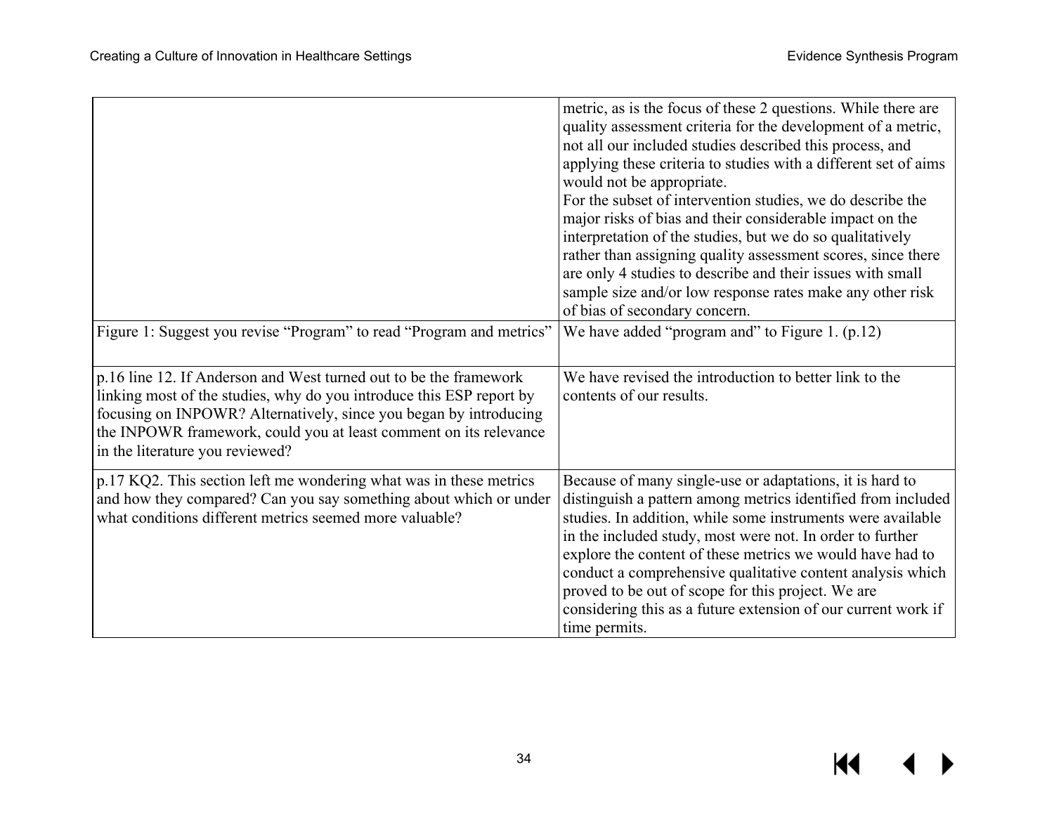| | |
|---|---|
| | metric, as is the focus of these 2 questions. While there are quality assessment criteria for the development of a metric, not all our included studies described this process, and applying these criteria to studies with a different set of aims would not be appropriate.<br>For the subset of intervention studies, we do describe the major risks of bias and their considerable impact on the interpretation of the studies, but we do so qualitatively rather than assigning quality assessment scores, since there are only 4 studies to describe and their issues with small sample size and/or low response rates make any other risk of bias of secondary concern. |
| Figure 1: Suggest you revise "Program" to read "Program and metrics" | We have added "program and" to Figure 1. (p.12) |
| p.16 line 12. If Anderson and West turned out to be the framework linking most of the studies, why do you introduce this ESP report by focusing on INPOWR? Alternatively, since you began by introducing the INPOWR framework, could you at least comment on its relevance in the literature you reviewed? | We have revised the introduction to better link to the contents of our results. |
| p.17 KQ2. This section left me wondering what was in these metrics and how they compared? Can you say something about which or under what conditions different metrics seemed more valuable? | Because of many single-use or adaptations, it is hard to distinguish a pattern among metrics identified from included studies. In addition, while some instruments were available in the included study, most were not. In order to further explore the content of these metrics we would have had to conduct a comprehensive qualitative content analysis which proved to be out of scope for this project. We are considering this as a future extension of our current work if time permits. |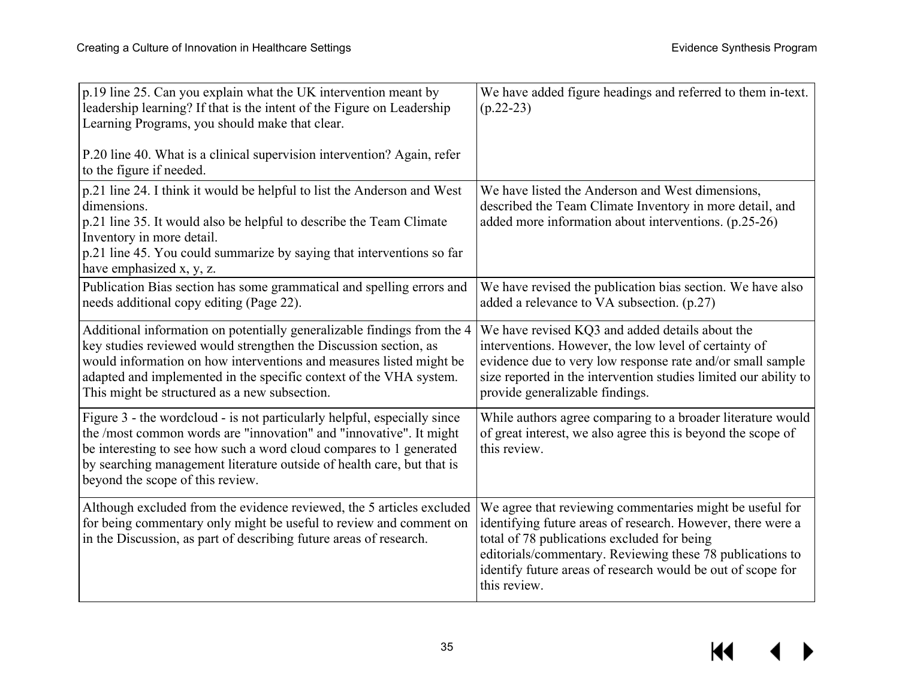| | |
|---|---|
| p.19 line 25. Can you explain what the UK intervention meant by leadership learning? If that is the intent of the Figure on Leadership Learning Programs, you should make that clear.<br><br>P.20 line 40. What is a clinical supervision intervention? Again, refer to the figure if needed. | We have added figure headings and referred to them in-text. (p.22-23) |
| p.21 line 24. I think it would be helpful to list the Anderson and West dimensions.<br>p.21 line 35. It would also be helpful to describe the Team Climate Inventory in more detail.<br>p.21 line 45. You could summarize by saying that interventions so far have emphasized x, y, z. | We have listed the Anderson and West dimensions, described the Team Climate Inventory in more detail, and added more information about interventions. (p.25-26) |
| Publication Bias section has some grammatical and spelling errors and needs additional copy editing (Page 22). | We have revised the publication bias section. We have also added a relevance to VA subsection. (p.27) |
| Additional information on potentially generalizable findings from the 4 key studies reviewed would strengthen the Discussion section, as would information on how interventions and measures listed might be adapted and implemented in the specific context of the VHA system. This might be structured as a new subsection. | We have revised KQ3 and added details about the interventions. However, the low level of certainty of evidence due to very low response rate and/or small sample size reported in the intervention studies limited our ability to provide generalizable findings. |
| Figure 3 - the wordcloud - is not particularly helpful, especially since the /most common words are "innovation" and "innovative". It might be interesting to see how such a word cloud compares to 1 generated by searching management literature outside of health care, but that is beyond the scope of this review. | While authors agree comparing to a broader literature would of great interest, we also agree this is beyond the scope of this review. |
| Although excluded from the evidence reviewed, the 5 articles excluded for being commentary only might be useful to review and comment on in the Discussion, as part of describing future areas of research. | We agree that reviewing commentaries might be useful for identifying future areas of research. However, there were a total of 78 publications excluded for being editorials/commentary. Reviewing these 78 publications to identify future areas of research would be out of scope for this review. |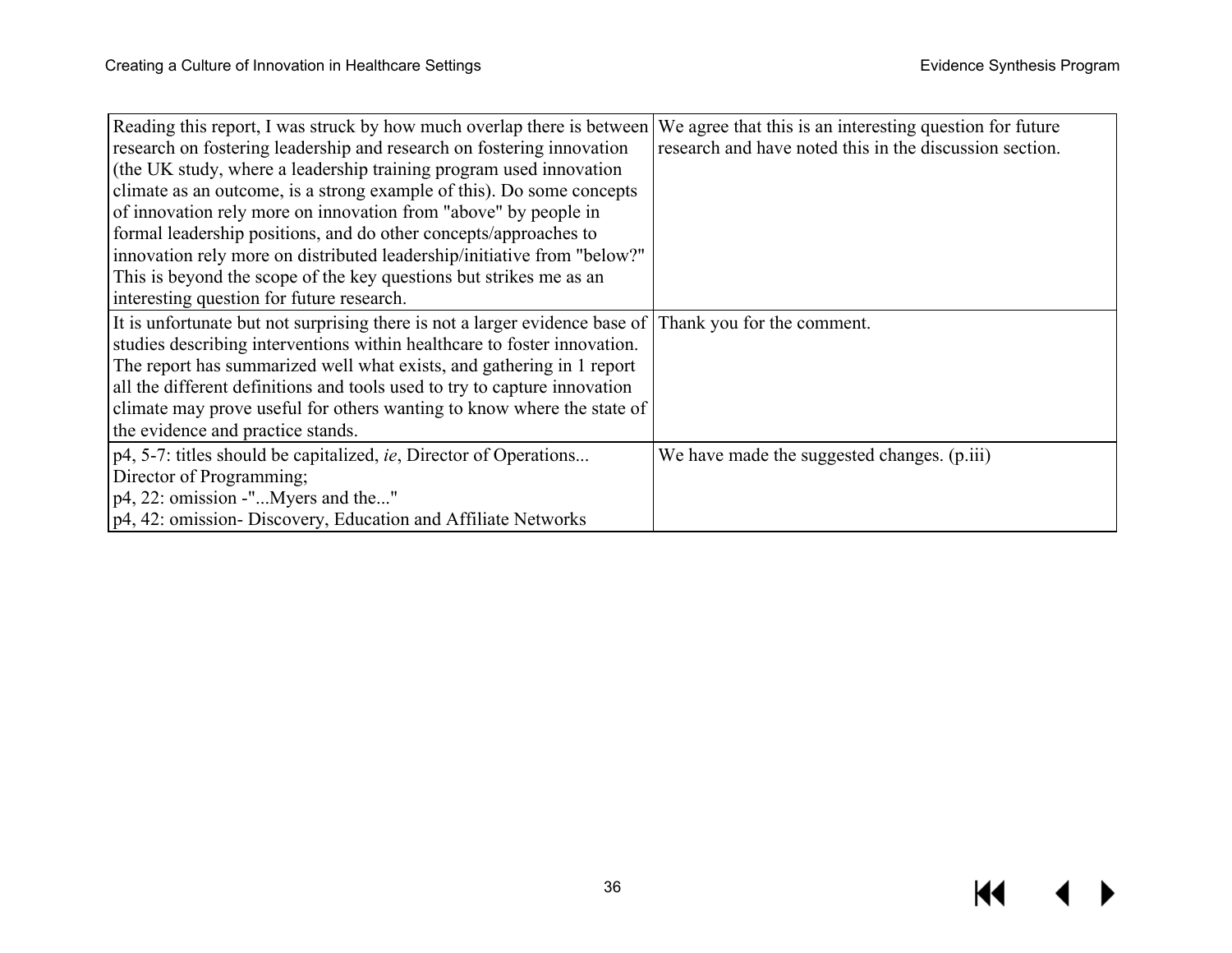| | |
|---|---|
| Reading this report, I was struck by how much overlap there is between research on fostering leadership and research on fostering innovation (the UK study, where a leadership training program used innovation climate as an outcome, is a strong example of this). Do some concepts of innovation rely more on innovation from "above" by people in formal leadership positions, and do other concepts/approaches to innovation rely more on distributed leadership/initiative from "below?" This is beyond the scope of the key questions but strikes me as an interesting question for future research. | We agree that this is an interesting question for future research and have noted this in the discussion section. |
| It is unfortunate but not surprising there is not a larger evidence base of studies describing interventions within healthcare to foster innovation. The report has summarized well what exists, and gathering in 1 report all the different definitions and tools used to try to capture innovation climate may prove useful for others wanting to know where the state of the evidence and practice stands. | Thank you for the comment. |
| p4, 5-7: titles should be capitalized, *ie*, Director of Operations... Director of Programming;<br>p4, 22: omission -"...Myers and the..."<br>p4, 42: omission- Discovery, Education and Affiliate Networks | We have made the suggested changes. (p.iii) |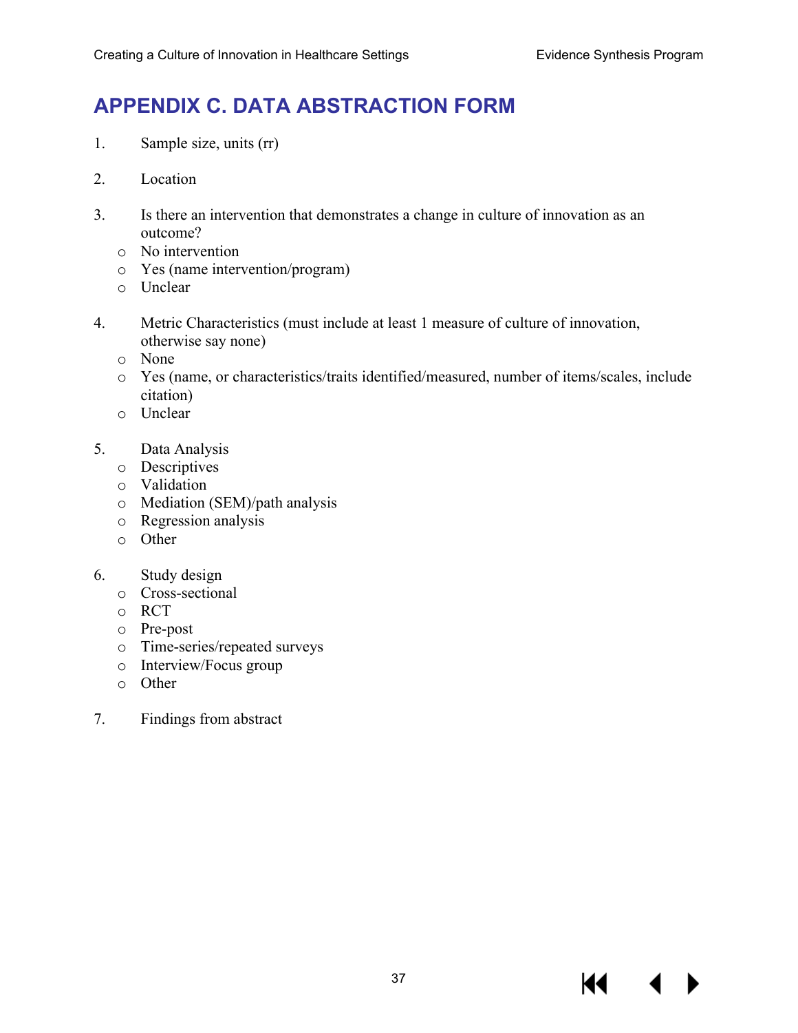# APPENDIX C. DATA ABSTRACTION FORM

1. Sample size, units (rr)

2. Location

3. Is there an intervention that demonstrates a change in culture of innovation as an outcome?
   - No intervention
   - Yes (name intervention/program)
   - Unclear

4. Metric Characteristics (must include at least 1 measure of culture of innovation, otherwise say none)
   - None
   - Yes (name, or characteristics/traits identified/measured, number of items/scales, include citation)
   - Unclear

5. Data Analysis
   - Descriptives
   - Validation
   - Mediation (SEM)/path analysis
   - Regression analysis
   - Other

6. Study design
   - Cross-sectional
   - RCT
   - Pre-post
   - Time-series/repeated surveys
   - Interview/Focus group
   - Other

7. Findings from abstract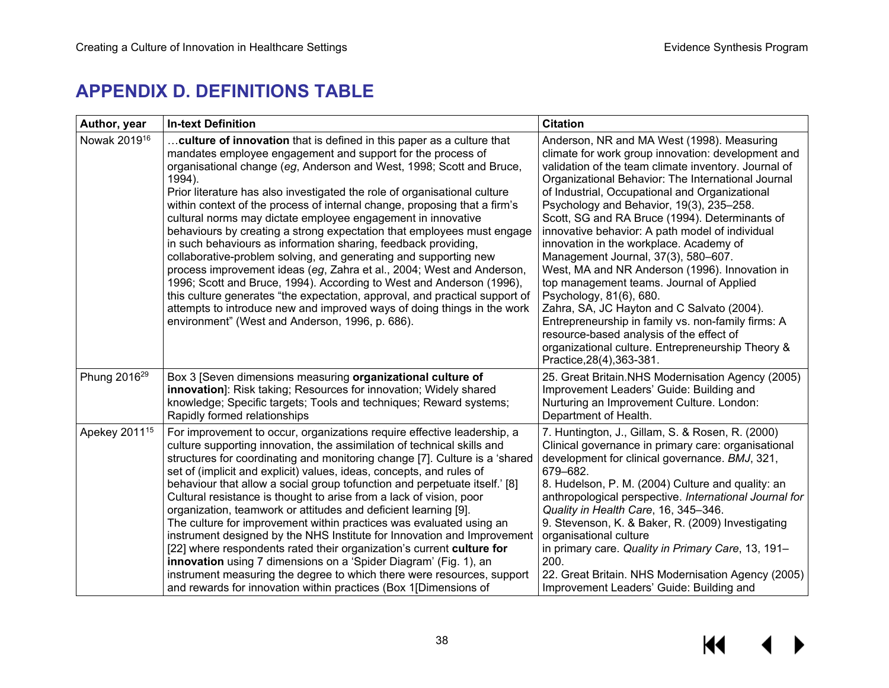# APPENDIX D. DEFINITIONS TABLE

| Author, year | In-text Definition | Citation |
|---|---|---|
| Nowak 2019[16] | …**culture of innovation** that is defined in this paper as a culture that mandates employee engagement and support for the process of organisational change (*eg*, Anderson and West, 1998; Scott and Bruce, 1994).<br>Prior literature has also investigated the role of organisational culture within context of the process of internal change, proposing that a firm's cultural norms may dictate employee engagement in innovative behaviours by creating a strong expectation that employees must engage in such behaviours as information sharing, feedback providing, collaborative-problem solving, and generating and supporting new process improvement ideas (*eg*, Zahra et al., 2004; West and Anderson, 1996; Scott and Bruce, 1994). According to West and Anderson (1996), this culture generates "the expectation, approval, and practical support of attempts to introduce new and improved ways of doing things in the work environment" (West and Anderson, 1996, p. 686). | Anderson, NR and MA West (1998). Measuring climate for work group innovation: development and validation of the team climate inventory. Journal of Organizational Behavior: The International Journal of Industrial, Occupational and Organizational Psychology and Behavior, 19(3), 235–258.<br>Scott, SG and RA Bruce (1994). Determinants of innovative behavior: A path model of individual innovation in the workplace. Academy of Management Journal, 37(3), 580–607.<br>West, MA and NR Anderson (1996). Innovation in top management teams. Journal of Applied Psychology, 81(6), 680.<br>Zahra, SA, JC Hayton and C Salvato (2004). Entrepreneurship in family vs. non-family firms: A resource-based analysis of the effect of organizational culture. Entrepreneurship Theory & Practice,28(4),363-381. |
| Phung 2016[29] | Box 3 [Seven dimensions measuring **organizational culture of innovation**]: Risk taking; Resources for innovation; Widely shared knowledge; Specific targets; Tools and techniques; Reward systems; Rapidly formed relationships | 25. Great Britain.NHS Modernisation Agency (2005) Improvement Leaders' Guide: Building and Nurturing an Improvement Culture. London: Department of Health. |
| Apekey 2011[15] | For improvement to occur, organizations require effective leadership, a culture supporting innovation, the assimilation of technical skills and structures for coordinating and monitoring change [7]. Culture is a 'shared set of (implicit and explicit) values, ideas, concepts, and rules of behaviour that allow a social group tofunction and perpetuate itself.' [8] Cultural resistance is thought to arise from a lack of vision, poor organization, teamwork or attitudes and deficient learning [9].<br>The culture for improvement within practices was evaluated using an instrument designed by the NHS Institute for Innovation and Improvement [22] where respondents rated their organization's current **culture for innovation** using 7 dimensions on a 'Spider Diagram' (Fig. 1), an instrument measuring the degree to which there were resources, support and rewards for innovation within practices (Box 1[Dimensions of | 7. Huntington, J., Gillam, S. & Rosen, R. (2000) Clinical governance in primary care: organisational development for clinical governance. *BMJ*, 321, 679–682.<br>8. Hudelson, P. M. (2004) Culture and quality: an anthropological perspective. *International Journal for Quality in Health Care*, 16, 345–346.<br>9. Stevenson, K. & Baker, R. (2009) Investigating organisational culture in primary care. *Quality in Primary Care*, 13, 191–200.<br>22. Great Britain. NHS Modernisation Agency (2005) Improvement Leaders' Guide: Building and |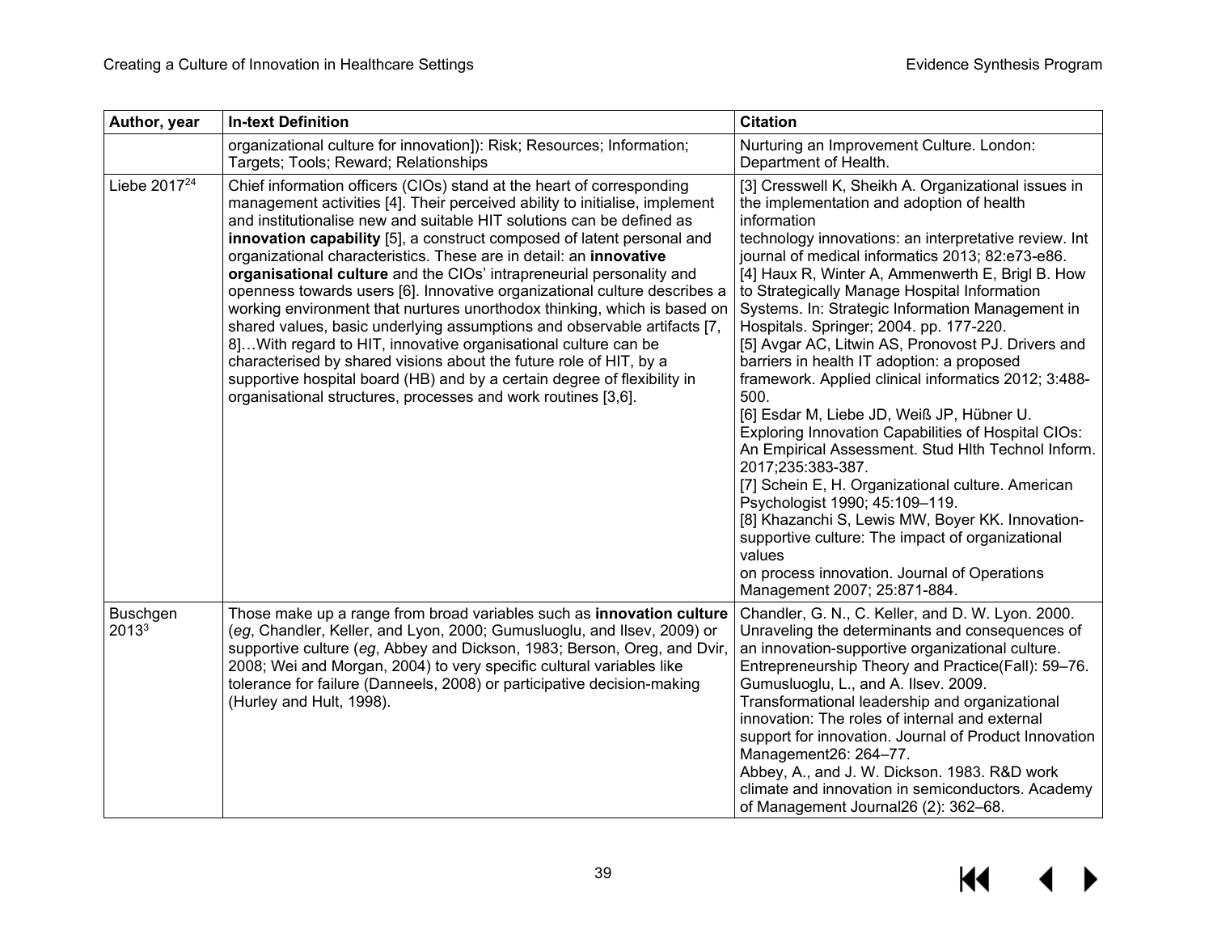| Author, year | In-text Definition | Citation |
|---|---|---|
| | organizational culture for innovation]): Risk; Resources; Information; Targets; Tools; Reward; Relationships | Nurturing an Improvement Culture. London: Department of Health. |
| Liebe 2017[24] | Chief information officers (CIOs) stand at the heart of corresponding management activities [4]. Their perceived ability to initialise, implement and institutionalise new and suitable HIT solutions can be defined as **innovation capability** [5], a construct composed of latent personal and organizational characteristics. These are in detail: an **innovative organisational culture** and the CIOs' intrapreneurial personality and openness towards users [6]. Innovative organizational culture describes a working environment that nurtures unorthodox thinking, which is based on shared values, basic underlying assumptions and observable artifacts [7, 8]…With regard to HIT, innovative organisational culture can be characterised by shared visions about the future role of HIT, by a supportive hospital board (HB) and by a certain degree of flexibility in organisational structures, processes and work routines [3,6]. | [3] Cresswell K, Sheikh A. Organizational issues in the implementation and adoption of health information technology innovations: an interpretative review. Int journal of medical informatics 2013; 82:e73-e86. [4] Haux R, Winter A, Ammenwerth E, Brigl B. How to Strategically Manage Hospital Information Systems. In: Strategic Information Management in Hospitals. Springer; 2004. pp. 177-220. [5] Avgar AC, Litwin AS, Pronovost PJ. Drivers and barriers in health IT adoption: a proposed framework. Applied clinical informatics 2012; 3:488-500. [6] Esdar M, Liebe JD, Weiß JP, Hübner U. Exploring Innovation Capabilities of Hospital CIOs: An Empirical Assessment. Stud Hlth Technol Inform. 2017;235:383-387. [7] Schein E, H. Organizational culture. American Psychologist 1990; 45:109–119. [8] Khazanchi S, Lewis MW, Boyer KK. Innovation-supportive culture: The impact of organizational values on process innovation. Journal of Operations Management 2007; 25:871-884. |
| Buschgen 2013[3] | Those make up a range from broad variables such as **innovation culture** (*eg*, Chandler, Keller, and Lyon, 2000; Gumusluoglu, and Ilsev, 2009) or supportive culture (*eg*, Abbey and Dickson, 1983; Berson, Oreg, and Dvir, 2008; Wei and Morgan, 2004) to very specific cultural variables like tolerance for failure (Danneels, 2008) or participative decision-making (Hurley and Hult, 1998). | Chandler, G. N., C. Keller, and D. W. Lyon. 2000. Unraveling the determinants and consequences of an innovation-supportive organizational culture. Entrepreneurship Theory and Practice(Fall): 59–76. Gumusluoglu, L., and A. Ilsev. 2009. Transformational leadership and organizational innovation: The roles of internal and external support for innovation. Journal of Product Innovation Management26: 264–77. Abbey, A., and J. W. Dickson. 1983. R&D work climate and innovation in semiconductors. Academy of Management Journal26 (2): 362–68. |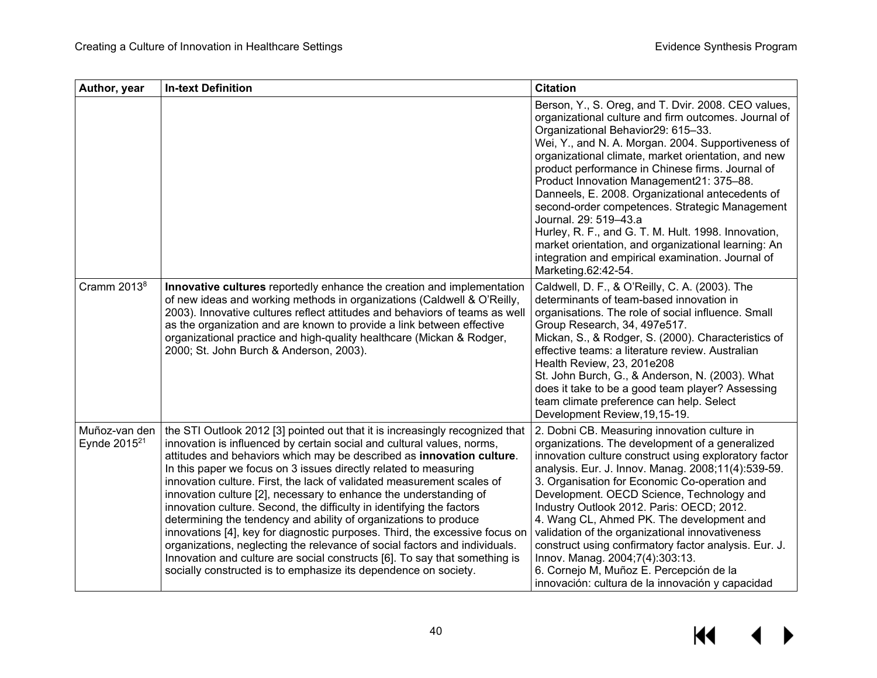| Author, year | In-text Definition | Citation |
|---|---|---|
| | | Berson, Y., S. Oreg, and T. Dvir. 2008. CEO values, organizational culture and firm outcomes. Journal of Organizational Behavior29: 615–33.<br>Wei, Y., and N. A. Morgan. 2004. Supportiveness of organizational climate, market orientation, and new product performance in Chinese firms. Journal of Product Innovation Management21: 375–88.<br>Danneels, E. 2008. Organizational antecedents of second-order competences. Strategic Management Journal. 29: 519–43.a<br>Hurley, R. F., and G. T. M. Hult. 1998. Innovation, market orientation, and organizational learning: An integration and empirical examination. Journal of Marketing.62:42-54. |
| Cramm 2013[8] | **Innovative cultures** reportedly enhance the creation and implementation of new ideas and working methods in organizations (Caldwell & O'Reilly, 2003). Innovative cultures reflect attitudes and behaviors of teams as well as the organization and are known to provide a link between effective organizational practice and high-quality healthcare (Mickan & Rodger, 2000; St. John Burch & Anderson, 2003). | Caldwell, D. F., & O'Reilly, C. A. (2003). The determinants of team-based innovation in organisations. The role of social influence. Small Group Research, 34, 497e517.<br>Mickan, S., & Rodger, S. (2000). Characteristics of effective teams: a literature review. Australian Health Review, 23, 201e208<br>St. John Burch, G., & Anderson, N. (2003). What does it take to be a good team player? Assessing team climate preference can help. Select Development Review,19,15-19. |
| Muñoz-van den Eynde 2015[21] | the STI Outlook 2012 [3] pointed out that it is increasingly recognized that innovation is influenced by certain social and cultural values, norms, attitudes and behaviors which may be described as **innovation culture**. In this paper we focus on 3 issues directly related to measuring innovation culture. First, the lack of validated measurement scales of innovation culture [2], necessary to enhance the understanding of innovation culture. Second, the difficulty in identifying the factors determining the tendency and ability of organizations to produce innovations [4], key for diagnostic purposes. Third, the excessive focus on organizations, neglecting the relevance of social factors and individuals. Innovation and culture are social constructs [6]. To say that something is socially constructed is to emphasize its dependence on society. | 2. Dobni CB. Measuring innovation culture in organizations. The development of a generalized innovation culture construct using exploratory factor analysis. Eur. J. Innov. Manag. 2008;11(4):539-59.<br>3. Organisation for Economic Co-operation and Development. OECD Science, Technology and Industry Outlook 2012. Paris: OECD; 2012.<br>4. Wang CL, Ahmed PK. The development and validation of the organizational innovativeness construct using confirmatory factor analysis. Eur. J. Innov. Manag. 2004;7(4):303:13.<br>6. Cornejo M, Muñoz E. Percepción de la innovación: cultura de la innovación y capacidad |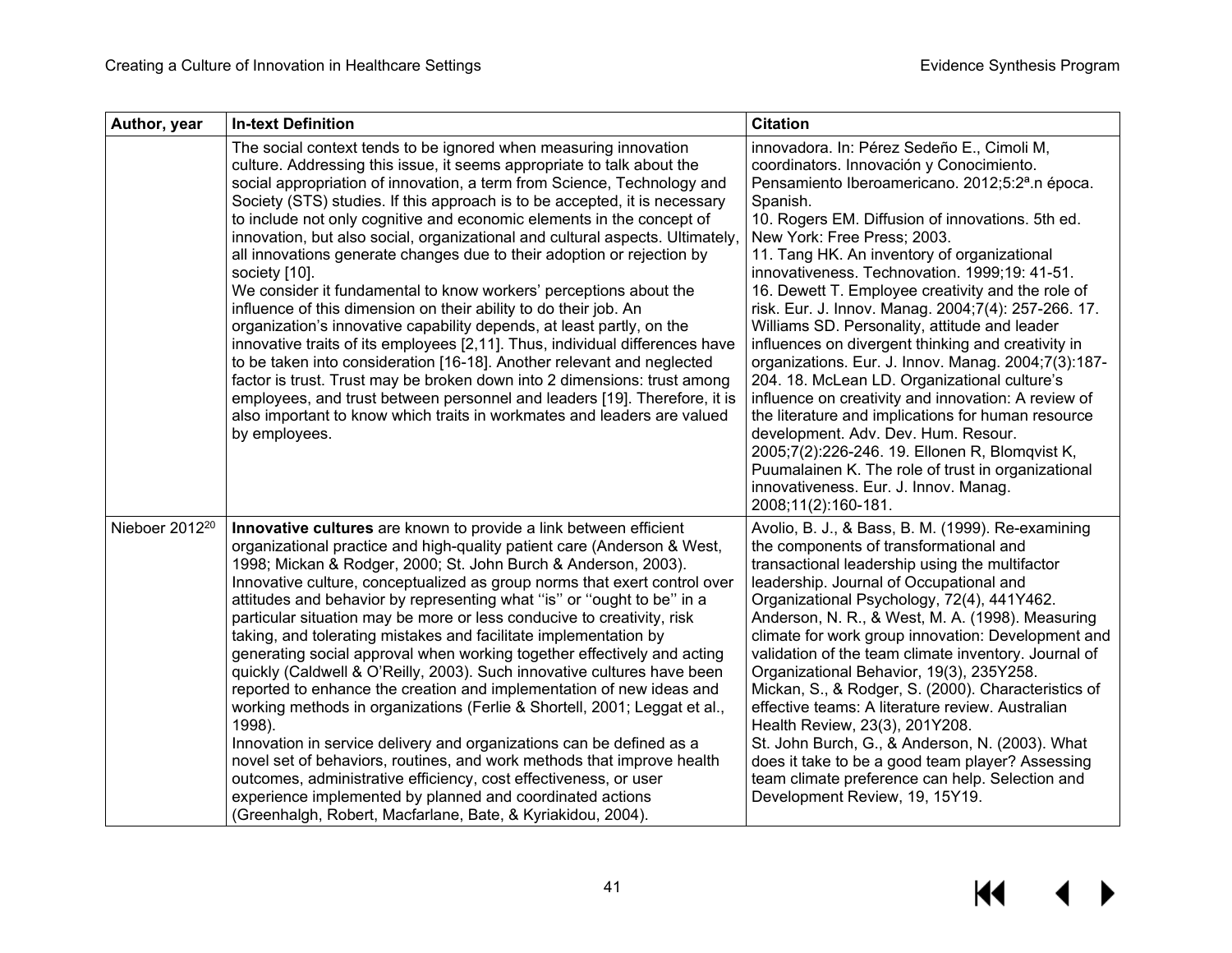| Author, year | In-text Definition | Citation |
|---|---|---|
| | The social context tends to be ignored when measuring innovation culture. Addressing this issue, it seems appropriate to talk about the social appropriation of innovation, a term from Science, Technology and Society (STS) studies. If this approach is to be accepted, it is necessary to include not only cognitive and economic elements in the concept of innovation, but also social, organizational and cultural aspects. Ultimately, all innovations generate changes due to their adoption or rejection by society [10].<br>We consider it fundamental to know workers' perceptions about the influence of this dimension on their ability to do their job. An organization's innovative capability depends, at least partly, on the innovative traits of its employees [2,11]. Thus, individual differences have to be taken into consideration [16-18]. Another relevant and neglected factor is trust. Trust may be broken down into 2 dimensions: trust among employees, and trust between personnel and leaders [19]. Therefore, it is also important to know which traits in workmates and leaders are valued by employees. | innovadora. In: Pérez Sedeño E., Cimoli M, coordinators. Innovación y Conocimiento. Pensamiento Iberoamericano. 2012;5:2ª.n época. Spanish.<br>10. Rogers EM. Diffusion of innovations. 5th ed. New York: Free Press; 2003.<br>11. Tang HK. An inventory of organizational innovativeness. Technovation. 1999;19: 41-51.<br>16. Dewett T. Employee creativity and the role of risk. Eur. J. Innov. Manag. 2004;7(4): 257-266. 17. Williams SD. Personality, attitude and leader influences on divergent thinking and creativity in organizations. Eur. J. Innov. Manag. 2004;7(3):187-204. 18. McLean LD. Organizational culture's influence on creativity and innovation: A review of the literature and implications for human resource development. Adv. Dev. Hum. Resour. 2005;7(2):226-246. 19. Ellonen R, Blomqvist K, Puumalainen K. The role of trust in organizational innovativeness. Eur. J. Innov. Manag. 2008;11(2):160-181. |
| Nieboer 2012[20] | **Innovative cultures** are known to provide a link between efficient organizational practice and high-quality patient care (Anderson & West, 1998; Mickan & Rodger, 2000; St. John Burch & Anderson, 2003). Innovative culture, conceptualized as group norms that exert control over attitudes and behavior by representing what ''is'' or ''ought to be'' in a particular situation may be more or less conducive to creativity, risk taking, and tolerating mistakes and facilitate implementation by generating social approval when working together effectively and acting quickly (Caldwell & O'Reilly, 2003). Such innovative cultures have been reported to enhance the creation and implementation of new ideas and working methods in organizations (Ferlie & Shortell, 2001; Leggat et al., 1998).<br>Innovation in service delivery and organizations can be defined as a novel set of behaviors, routines, and work methods that improve health outcomes, administrative efficiency, cost effectiveness, or user experience implemented by planned and coordinated actions (Greenhalgh, Robert, Macfarlane, Bate, & Kyriakidou, 2004). | Avolio, B. J., & Bass, B. M. (1999). Re-examining the components of transformational and transactional leadership using the multifactor leadership. Journal of Occupational and Organizational Psychology, 72(4), 441Y462.<br>Anderson, N. R., & West, M. A. (1998). Measuring climate for work group innovation: Development and validation of the team climate inventory. Journal of Organizational Behavior, 19(3), 235Y258.<br>Mickan, S., & Rodger, S. (2000). Characteristics of effective teams: A literature review. Australian Health Review, 23(3), 201Y208.<br>St. John Burch, G., & Anderson, N. (2003). What does it take to be a good team player? Assessing team climate preference can help. Selection and Development Review, 19, 15Y19. |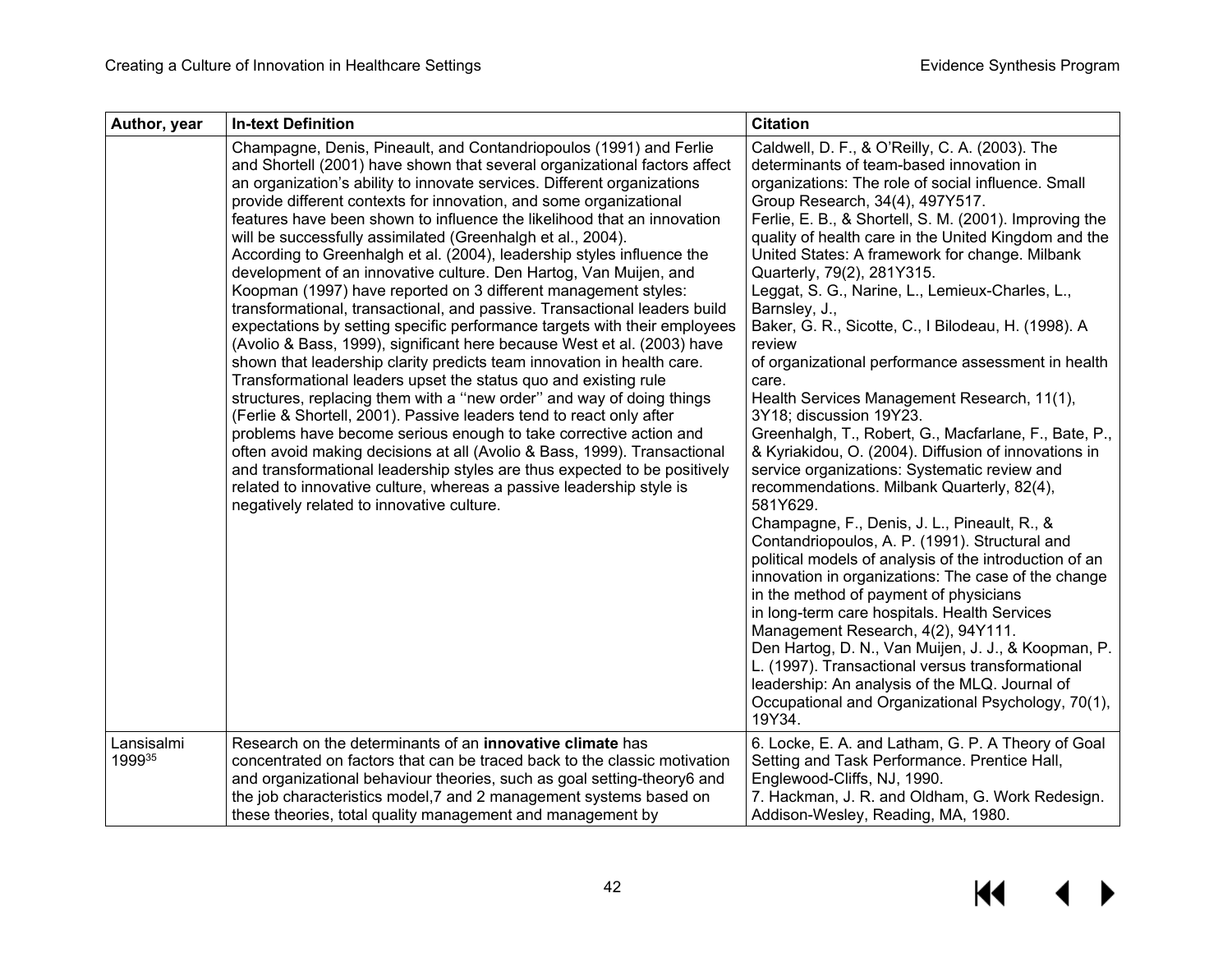| Author, year | In-text Definition | Citation |
|---|---|---|
| | Champagne, Denis, Pineault, and Contandriopoulos (1991) and Ferlie and Shortell (2001) have shown that several organizational factors affect an organization's ability to innovate services. Different organizations provide different contexts for innovation, and some organizational features have been shown to influence the likelihood that an innovation will be successfully assimilated (Greenhalgh et al., 2004).<br>According to Greenhalgh et al. (2004), leadership styles influence the development of an innovative culture. Den Hartog, Van Muijen, and Koopman (1997) have reported on 3 different management styles: transformational, transactional, and passive. Transactional leaders build expectations by setting specific performance targets with their employees (Avolio & Bass, 1999), significant here because West et al. (2003) have shown that leadership clarity predicts team innovation in health care. Transformational leaders upset the status quo and existing rule structures, replacing them with a ''new order'' and way of doing things (Ferlie & Shortell, 2001). Passive leaders tend to react only after problems have become serious enough to take corrective action and often avoid making decisions at all (Avolio & Bass, 1999). Transactional and transformational leadership styles are thus expected to be positively related to innovative culture, whereas a passive leadership style is negatively related to innovative culture. | Caldwell, D. F., & O'Reilly, C. A. (2003). The determinants of team-based innovation in organizations: The role of social influence. Small Group Research, 34(4), 497Y517.<br>Ferlie, E. B., & Shortell, S. M. (2001). Improving the quality of health care in the United Kingdom and the United States: A framework for change. Milbank Quarterly, 79(2), 281Y315.<br>Leggat, S. G., Narine, L., Lemieux-Charles, L., Barnsley, J.,<br>Baker, G. R., Sicotte, C., I Bilodeau, H. (1998). A review<br>of organizational performance assessment in health care.<br>Health Services Management Research, 11(1), 3Y18; discussion 19Y23.<br>Greenhalgh, T., Robert, G., Macfarlane, F., Bate, P., & Kyriakidou, O. (2004). Diffusion of innovations in service organizations: Systematic review and recommendations. Milbank Quarterly, 82(4), 581Y629.<br>Champagne, F., Denis, J. L., Pineault, R., & Contandriopoulos, A. P. (1991). Structural and political models of analysis of the introduction of an innovation in organizations: The case of the change in the method of payment of physicians<br>in long-term care hospitals. Health Services Management Research, 4(2), 94Y111.<br>Den Hartog, D. N., Van Muijen, J. J., & Koopman, P. L. (1997). Transactional versus transformational leadership: An analysis of the MLQ. Journal of Occupational and Organizational Psychology, 70(1), 19Y34. |
| Lansisalmi 1999[35] | Research on the determinants of an **innovative climate** has concentrated on factors that can be traced back to the classic motivation and organizational behaviour theories, such as goal setting-theory6 and the job characteristics model,7 and 2 management systems based on these theories, total quality management and management by | 6. Locke, E. A. and Latham, G. P. A Theory of Goal Setting and Task Performance. Prentice Hall, Englewood-Cliffs, NJ, 1990.<br>7. Hackman, J. R. and Oldham, G. Work Redesign. Addison-Wesley, Reading, MA, 1980. |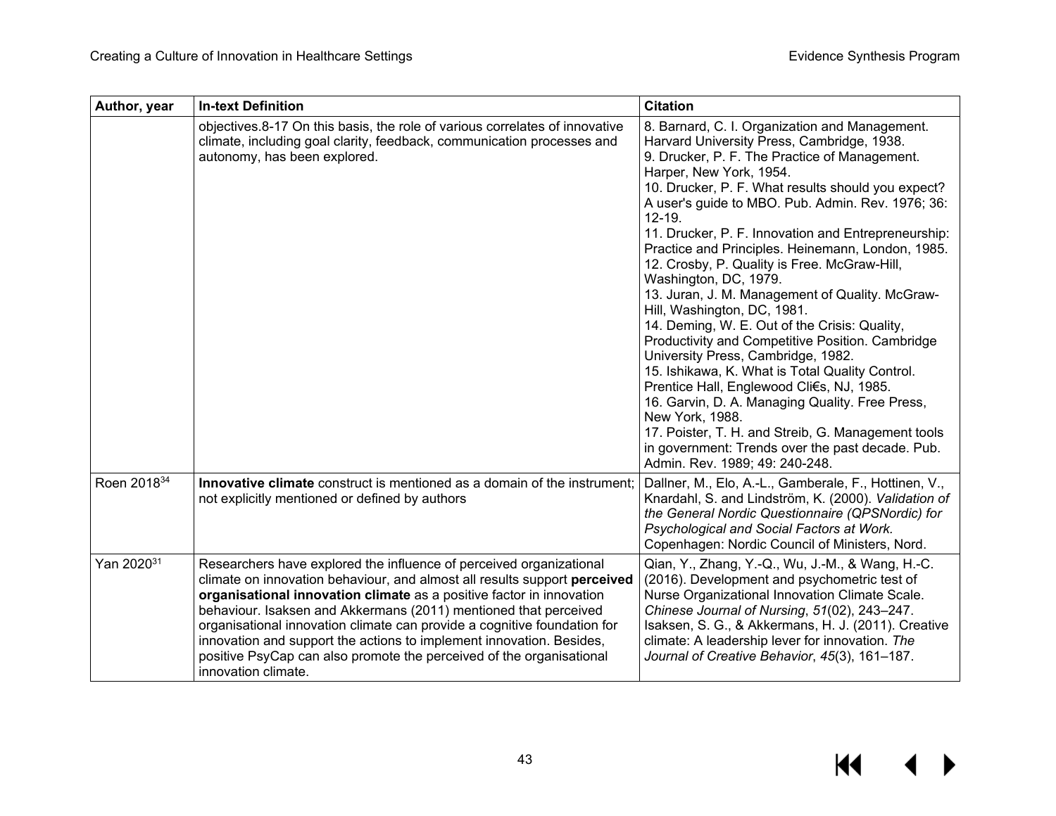| Author, year | In-text Definition | Citation |
|---|---|---|
| | objectives.8-17 On this basis, the role of various correlates of innovative climate, including goal clarity, feedback, communication processes and autonomy, has been explored. | 8. Barnard, C. I. Organization and Management. Harvard University Press, Cambridge, 1938.<br>9. Drucker, P. F. The Practice of Management. Harper, New York, 1954.<br>10. Drucker, P. F. What results should you expect? A user's guide to MBO. Pub. Admin. Rev. 1976; 36: 12-19.<br>11. Drucker, P. F. Innovation and Entrepreneurship: Practice and Principles. Heinemann, London, 1985.<br>12. Crosby, P. Quality is Free. McGraw-Hill, Washington, DC, 1979.<br>13. Juran, J. M. Management of Quality. McGraw-Hill, Washington, DC, 1981.<br>14. Deming, W. E. Out of the Crisis: Quality, Productivity and Competitive Position. Cambridge University Press, Cambridge, 1982.<br>15. Ishikawa, K. What is Total Quality Control. Prentice Hall, Englewood Cli€s, NJ, 1985.<br>16. Garvin, D. A. Managing Quality. Free Press, New York, 1988.<br>17. Poister, T. H. and Streib, G. Management tools in government: Trends over the past decade. Pub. Admin. Rev. 1989; 49: 240-248. |
| Roen 2018[34] | **Innovative climate** construct is mentioned as a domain of the instrument; not explicitly mentioned or defined by authors | Dallner, M., Elo, A.-L., Gamberale, F., Hottinen, V., Knardahl, S. and Lindström, K. (2000). *Validation of the General Nordic Questionnaire (QPSNordic) for Psychological and Social Factors at Work.* Copenhagen: Nordic Council of Ministers, Nord. |
| Yan 2020[31] | Researchers have explored the influence of perceived organizational climate on innovation behaviour, and almost all results support **perceived organisational innovation climate** as a positive factor in innovation behaviour. Isaksen and Akkermans (2011) mentioned that perceived organisational innovation climate can provide a cognitive foundation for innovation and support the actions to implement innovation. Besides, positive PsyCap can also promote the perceived of the organisational innovation climate. | Qian, Y., Zhang, Y.-Q., Wu, J.-M., & Wang, H.-C. (2016). Development and psychometric test of Nurse Organizational Innovation Climate Scale. *Chinese Journal of Nursing*, *51*(02), 243–247.<br>Isaksen, S. G., & Akkermans, H. J. (2011). Creative climate: A leadership lever for innovation. *The Journal of Creative Behavior*, *45*(3), 161–187. |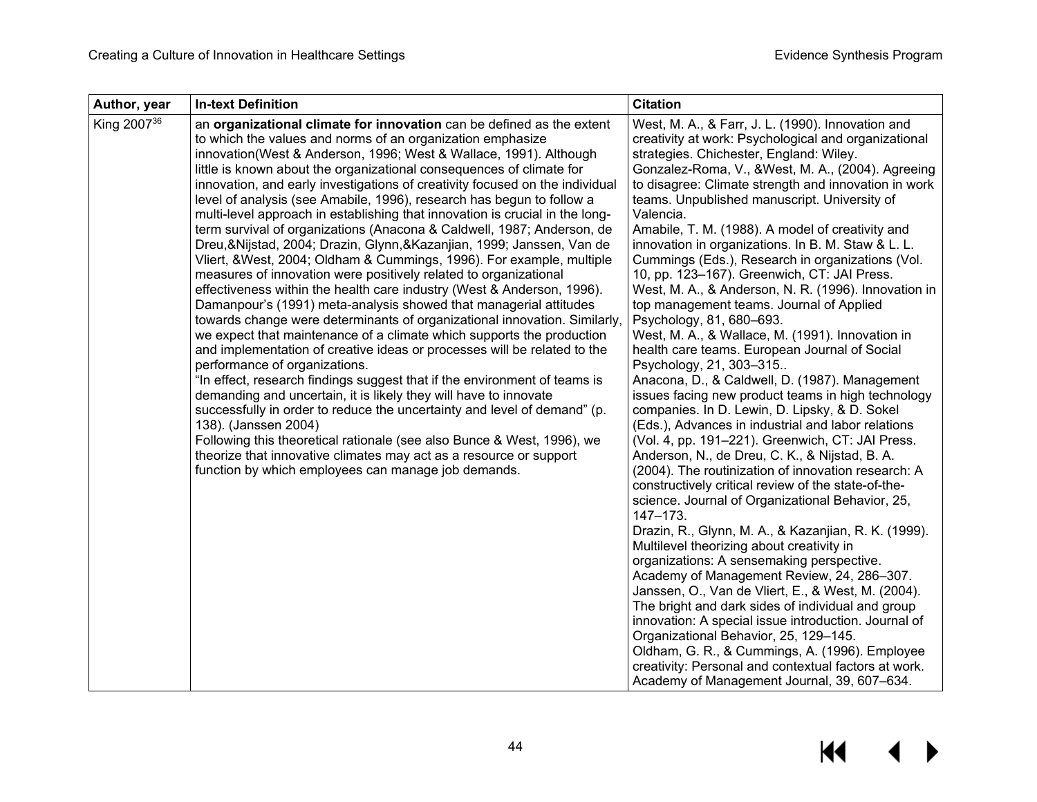| Author, year | In-text Definition | Citation |
|---|---|---|
| King 2007[36] | an **organizational climate for innovation** can be defined as the extent to which the values and norms of an organization emphasize innovation(West & Anderson, 1996; West & Wallace, 1991). Although little is known about the organizational consequences of climate for innovation, and early investigations of creativity focused on the individual level of analysis (see Amabile, 1996), research has begun to follow a multi-level approach in establishing that innovation is crucial in the long-term survival of organizations (Anacona & Caldwell, 1987; Anderson, de Dreu,&Nijstad, 2004; Drazin, Glynn,&Kazanjian, 1999; Janssen, Van de Vliert, &West, 2004; Oldham & Cummings, 1996). For example, multiple measures of innovation were positively related to organizational effectiveness within the health care industry (West & Anderson, 1996). Damanpour's (1991) meta-analysis showed that managerial attitudes towards change were determinants of organizational innovation. Similarly, we expect that maintenance of a climate which supports the production and implementation of creative ideas or processes will be related to the performance of organizations.<br>"In effect, research findings suggest that if the environment of teams is demanding and uncertain, it is likely they will have to innovate successfully in order to reduce the uncertainty and level of demand" (p. 138). (Janssen 2004)<br>Following this theoretical rationale (see also Bunce & West, 1996), we theorize that innovative climates may act as a resource or support function by which employees can manage job demands. | West, M. A., & Farr, J. L. (1990). Innovation and creativity at work: Psychological and organizational strategies. Chichester, England: Wiley.<br>Gonzalez-Roma, V., &West, M. A., (2004). Agreeing to disagree: Climate strength and innovation in work teams. Unpublished manuscript. University of Valencia.<br>Amabile, T. M. (1988). A model of creativity and innovation in organizations. In B. M. Staw & L. L. Cummings (Eds.), Research in organizations (Vol. 10, pp. 123–167). Greenwich, CT: JAI Press.<br>West, M. A., & Anderson, N. R. (1996). Innovation in top management teams. Journal of Applied Psychology, 81, 680–693.<br>West, M. A., & Wallace, M. (1991). Innovation in health care teams. European Journal of Social Psychology, 21, 303–315..<br>Anacona, D., & Caldwell, D. (1987). Management issues facing new product teams in high technology companies. In D. Lewin, D. Lipsky, & D. Sokel (Eds.), Advances in industrial and labor relations (Vol. 4, pp. 191–221). Greenwich, CT: JAI Press.<br>Anderson, N., de Dreu, C. K., & Nijstad, B. A. (2004). The routinization of innovation research: A constructively critical review of the state-of-the-science. Journal of Organizational Behavior, 25, 147–173.<br>Drazin, R., Glynn, M. A., & Kazanjian, R. K. (1999). Multilevel theorizing about creativity in organizations: A sensemaking perspective. Academy of Management Review, 24, 286–307.<br>Janssen, O., Van de Vliert, E., & West, M. (2004). The bright and dark sides of individual and group innovation: A special issue introduction. Journal of Organizational Behavior, 25, 129–145.<br>Oldham, G. R., & Cummings, A. (1996). Employee creativity: Personal and contextual factors at work. Academy of Management Journal, 39, 607–634. |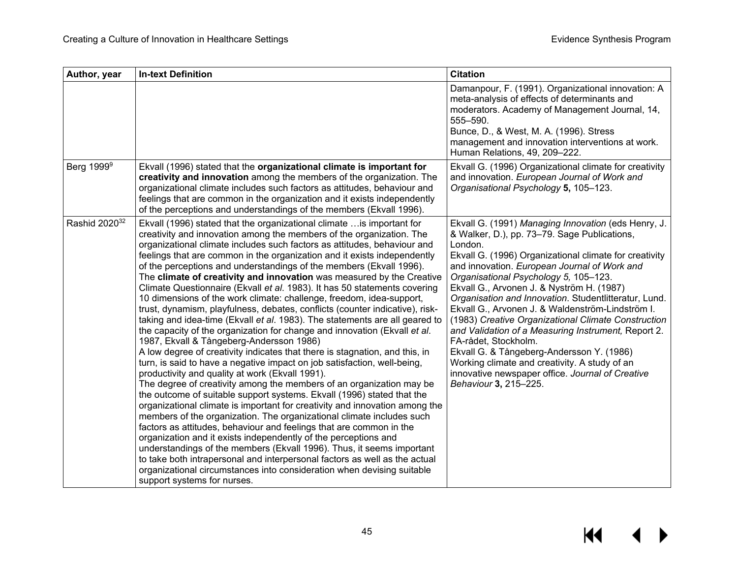| Author, year | In-text Definition | Citation |
|---|---|---|
| | | Damanpour, F. (1991). Organizational innovation: A meta-analysis of effects of determinants and moderators. Academy of Management Journal, 14, 555–590.<br>Bunce, D., & West, M. A. (1996). Stress management and innovation interventions at work. Human Relations, 49, 209–222. |
| Berg 1999[9] | Ekvall (1996) stated that the **organizational climate is important for creativity and innovation** among the members of the organization. The organizational climate includes such factors as attitudes, behaviour and feelings that are common in the organization and it exists independently of the perceptions and understandings of the members (Ekvall 1996). | Ekvall G. (1996) Organizational climate for creativity and innovation. *European Journal of Work and Organisational Psychology* **5,** 105–123. |
| Rashid 2020[32] | Ekvall (1996) stated that the organizational climate …is important for creativity and innovation among the members of the organization. The organizational climate includes such factors as attitudes, behaviour and feelings that are common in the organization and it exists independently of the perceptions and understandings of the members (Ekvall 1996).<br>The **climate of creativity and innovation** was measured by the Creative Climate Questionnaire (Ekvall *et al*. 1983). It has 50 statements covering 10 dimensions of the work climate: challenge, freedom, idea-support, trust, dynamism, playfulness, debates, conflicts (counter indicative), risk-taking and idea-time (Ekvall *et al*. 1983). The statements are all geared to the capacity of the organization for change and innovation (Ekvall *et al*. 1987, Ekvall & Tångeberg-Andersson 1986)<br>A low degree of creativity indicates that there is stagnation, and this, in turn, is said to have a negative impact on job satisfaction, well-being, productivity and quality at work (Ekvall 1991).<br>The degree of creativity among the members of an organization may be the outcome of suitable support systems. Ekvall (1996) stated that the organizational climate is important for creativity and innovation among the members of the organization. The organizational climate includes such factors as attitudes, behaviour and feelings that are common in the organization and it exists independently of the perceptions and understandings of the members (Ekvall 1996). Thus, it seems important to take both intrapersonal and interpersonal factors as well as the actual organizational circumstances into consideration when devising suitable support systems for nurses. | Ekvall G. (1991) *Managing Innovation* (eds Henry, J. & Walker, D.), pp. 73–79. Sage Publications, London.<br>Ekvall G. (1996) Organizational climate for creativity and innovation. *European Journal of Work and Organisational Psychology 5,* 105–123.<br>Ekvall G., Arvonen J. & Nyström H. (1987) *Organisation and Innovation*. Studentlitteratur, Lund.<br>Ekvall G., Arvonen J. & Waldenström-Lindström I. (1983) *Creative Organizational Climate Construction and Validation of a Measuring Instrument,* Report 2. FA-rådet, Stockholm.<br>Ekvall G. & Tångeberg-Andersson Y. (1986) Working climate and creativity. A study of an innovative newspaper office. *Journal of Creative Behaviour* **3,** 215–225. |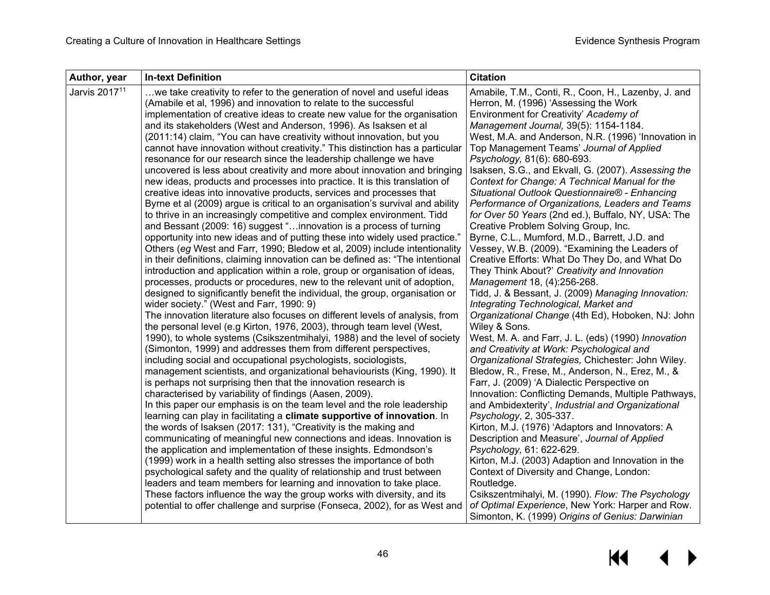| Author, year | In-text Definition | Citation |
|---|---|---|
| Jarvis 2017[11] | …we take creativity to refer to the generation of novel and useful ideas (Amabile et al, 1996) and innovation to relate to the successful implementation of creative ideas to create new value for the organisation and its stakeholders (West and Anderson, 1996). As Isaksen et al (2011:14) claim, "You can have creativity without innovation, but you cannot have innovation without creativity." This distinction has a particular resonance for our research since the leadership challenge we have uncovered is less about creativity and more about innovation and bringing new ideas, products and processes into practice. It is this translation of creative ideas into innovative products, services and processes that Byrne et al (2009) argue is critical to an organisation's survival and ability to thrive in an increasingly competitive and complex environment. Tidd and Bessant (2009: 16) suggest "…innovation is a process of turning opportunity into new ideas and of putting these into widely used practice." Others (*eg* West and Farr, 1990; Bledow et al, 2009) include intentionality in their definitions, claiming innovation can be defined as: "The intentional introduction and application within a role, group or organisation of ideas, processes, products or procedures, new to the relevant unit of adoption, designed to significantly benefit the individual, the group, organisation or wider society." (West and Farr, 1990: 9)<br>The innovation literature also focuses on different levels of analysis, from the personal level (e.g Kirton, 1976, 2003), through team level (West, 1990), to whole systems (Csikszentmihalyi, 1988) and the level of society (Simonton, 1999) and addresses them from different perspectives, including social and occupational psychologists, sociologists, management scientists, and organizational behaviourists (King, 1990). It is perhaps not surprising then that the innovation research is characterised by variability of findings (Aasen, 2009).<br>In this paper our emphasis is on the team level and the role leadership learning can play in facilitating a **climate supportive of innovation**. In the words of Isaksen (2017: 131), "Creativity is the making and communicating of meaningful new connections and ideas. Innovation is the application and implementation of these insights. Edmondson's (1999) work in a health setting also stresses the importance of both psychological safety and the quality of relationship and trust between leaders and team members for learning and innovation to take place. These factors influence the way the group works with diversity, and its potential to offer challenge and surprise (Fonseca, 2002), for as West and | Amabile, T.M., Conti, R., Coon, H., Lazenby, J. and Herron, M. (1996) 'Assessing the Work Environment for Creativity' *Academy of Management Journal,* 39(5): 1154-1184.<br>West, M.A. and Anderson, N.R. (1996) 'Innovation in Top Management Teams' *Journal of Applied Psychology,* 81(6): 680-693.<br>Isaksen, S.G., and Ekvall, G. (2007). *Assessing the Context for Change: A Technical Manual for the Situational Outlook Questionnaire® - Enhancing Performance of Organizations, Leaders and Teams for Over 50 Years* (2nd ed.), Buffalo, NY, USA: The Creative Problem Solving Group, Inc.<br>Byrne, C.L., Mumford, M.D., Barrett, J.D. and Vessey, W.B. (2009). "Examining the Leaders of Creative Efforts: What Do They Do, and What Do They Think About?' *Creativity and Innovation Management* 18, (4):256-268.<br>Tidd, J. & Bessant, J. (2009) *Managing Innovation: Integrating Technological, Market and Organizational Change* (4th Ed), Hoboken, NJ: John Wiley & Sons.<br>West, M. A. and Farr, J. L. (eds) (1990) *Innovation and Creativity at Work: Psychological and Organizational Strategies,* Chichester: John Wiley.<br>Bledow, R., Frese, M., Anderson, N., Erez, M., & Farr, J. (2009) 'A Dialectic Perspective on Innovation: Conflicting Demands, Multiple Pathways, and Ambidexterity', *Industrial and Organizational Psychology*, 2, 305-337.<br>Kirton, M.J. (1976) 'Adaptors and Innovators: A Description and Measure', *Journal of Applied Psychology,* 61: 622-629.<br>Kirton, M.J. (2003) Adaption and Innovation in the Context of Diversity and Change, London: Routledge.<br>Csikszentmihalyi, M. (1990). *Flow: The Psychology of Optimal Experience*, New York: Harper and Row.<br>Simonton, K. (1999) *Origins of Genius: Darwinian* |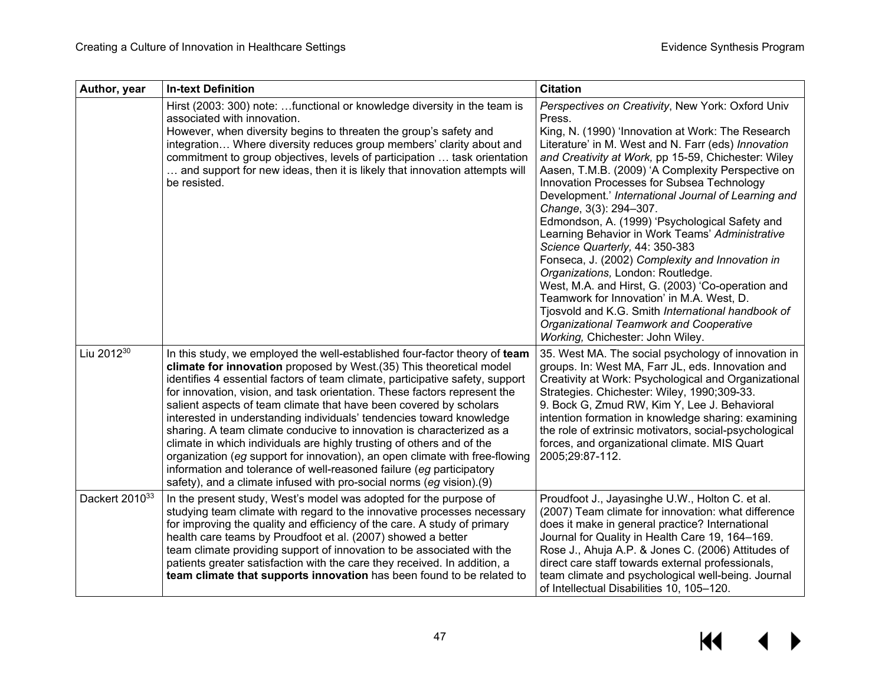| Author, year | In-text Definition | Citation |
|---|---|---|
| | Hirst (2003: 300) note: …functional or knowledge diversity in the team is associated with innovation.<br>However, when diversity begins to threaten the group's safety and integration… Where diversity reduces group members' clarity about and commitment to group objectives, levels of participation … task orientation … and support for new ideas, then it is likely that innovation attempts will be resisted. | *Perspectives on Creativity*, New York: Oxford Univ Press.<br>King, N. (1990) 'Innovation at Work: The Research Literature' in M. West and N. Farr (eds) *Innovation and Creativity at Work,* pp 15-59, Chichester: Wiley<br>Aasen, T.M.B. (2009) 'A Complexity Perspective on Innovation Processes for Subsea Technology Development.' *International Journal of Learning and Change*, 3(3): 294–307.<br>Edmondson, A. (1999) 'Psychological Safety and Learning Behavior in Work Teams' *Administrative Science Quarterly,* 44: 350-383<br>Fonseca, J. (2002) *Complexity and Innovation in Organizations,* London: Routledge.<br>West, M.A. and Hirst, G. (2003) 'Co-operation and Teamwork for Innovation' in M.A. West, D. Tjosvold and K.G. Smith *International handbook of Organizational Teamwork and Cooperative Working,* Chichester: John Wiley. |
| Liu 2012[30] | In this study, we employed the well-established four-factor theory of **team climate for innovation** proposed by West.(35) This theoretical model identifies 4 essential factors of team climate, participative safety, support for innovation, vision, and task orientation. These factors represent the salient aspects of team climate that have been covered by scholars interested in understanding individuals' tendencies toward knowledge sharing. A team climate conducive to innovation is characterized as a climate in which individuals are highly trusting of others and of the organization (*eg* support for innovation), an open climate with free-flowing information and tolerance of well-reasoned failure (*eg* participatory safety), and a climate infused with pro-social norms (*eg* vision).(9) | 35. West MA. The social psychology of innovation in groups. In: West MA, Farr JL, eds. Innovation and Creativity at Work: Psychological and Organizational Strategies. Chichester: Wiley, 1990;309-33.<br>9. Bock G, Zmud RW, Kim Y, Lee J. Behavioral intention formation in knowledge sharing: examining the role of extrinsic motivators, social-psychological forces, and organizational climate. MIS Quart 2005;29:87-112. |
| Dackert 2010[33] | In the present study, West's model was adopted for the purpose of studying team climate with regard to the innovative processes necessary for improving the quality and efficiency of the care. A study of primary health care teams by Proudfoot et al. (2007) showed a better team climate providing support of innovation to be associated with the patients greater satisfaction with the care they received. In addition, a **team climate that supports innovation** has been found to be related to | Proudfoot J., Jayasinghe U.W., Holton C. et al. (2007) Team climate for innovation: what difference does it make in general practice? International Journal for Quality in Health Care 19, 164–169.<br>Rose J., Ahuja A.P. & Jones C. (2006) Attitudes of direct care staff towards external professionals, team climate and psychological well-being. Journal of Intellectual Disabilities 10, 105–120. |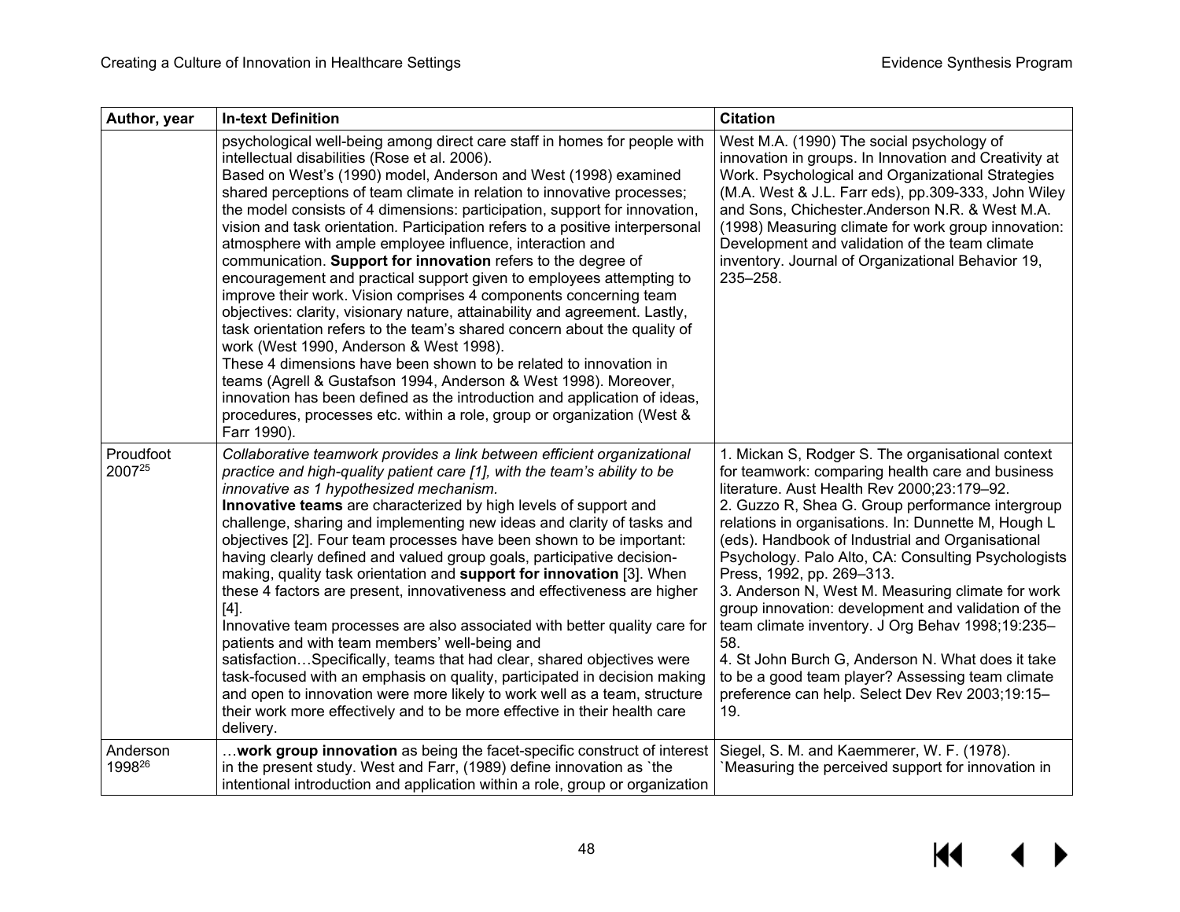| Author, year | In-text Definition | Citation |
|---|---|---|
| | psychological well-being among direct care staff in homes for people with intellectual disabilities (Rose et al. 2006).<br>Based on West's (1990) model, Anderson and West (1998) examined shared perceptions of team climate in relation to innovative processes; the model consists of 4 dimensions: participation, support for innovation, vision and task orientation. Participation refers to a positive interpersonal atmosphere with ample employee influence, interaction and communication. **Support for innovation** refers to the degree of encouragement and practical support given to employees attempting to improve their work. Vision comprises 4 components concerning team objectives: clarity, visionary nature, attainability and agreement. Lastly, task orientation refers to the team's shared concern about the quality of work (West 1990, Anderson & West 1998).<br>These 4 dimensions have been shown to be related to innovation in teams (Agrell & Gustafson 1994, Anderson & West 1998). Moreover, innovation has been defined as the introduction and application of ideas, procedures, processes etc. within a role, group or organization (West & Farr 1990). | West M.A. (1990) The social psychology of innovation in groups. In Innovation and Creativity at Work. Psychological and Organizational Strategies (M.A. West & J.L. Farr eds), pp.309-333, John Wiley and Sons, Chichester.Anderson N.R. & West M.A. (1998) Measuring climate for work group innovation: Development and validation of the team climate inventory. Journal of Organizational Behavior 19, 235–258. |
| Proudfoot 2007[25] | *Collaborative teamwork provides a link between efficient organizational practice and high-quality patient care [1], with the team's ability to be innovative as 1 hypothesized mechanism.*<br>**Innovative teams** are characterized by high levels of support and challenge, sharing and implementing new ideas and clarity of tasks and objectives [2]. Four team processes have been shown to be important: having clearly defined and valued group goals, participative decision-making, quality task orientation and **support for innovation** [3]. When these 4 factors are present, innovativeness and effectiveness are higher [4].<br>Innovative team processes are also associated with better quality care for patients and with team members' well-being and satisfaction…Specifically, teams that had clear, shared objectives were task-focused with an emphasis on quality, participated in decision making and open to innovation were more likely to work well as a team, structure their work more effectively and to be more effective in their health care delivery. | 1. Mickan S, Rodger S. The organisational context for teamwork: comparing health care and business literature. Aust Health Rev 2000;23:179–92.<br>2. Guzzo R, Shea G. Group performance intergroup relations in organisations. In: Dunnette M, Hough L (eds). Handbook of Industrial and Organisational Psychology. Palo Alto, CA: Consulting Psychologists Press, 1992, pp. 269–313.<br>3. Anderson N, West M. Measuring climate for work group innovation: development and validation of the team climate inventory. J Org Behav 1998;19:235–58.<br>4. St John Burch G, Anderson N. What does it take to be a good team player? Assessing team climate preference can help. Select Dev Rev 2003;19:15–19. |
| Anderson 1998[26] | …**work group innovation** as being the facet-specific construct of interest in the present study. West and Farr, (1989) define innovation as `the intentional introduction and application within a role, group or organization | Siegel, S. M. and Kaemmerer, W. F. (1978). `Measuring the perceived support for innovation in |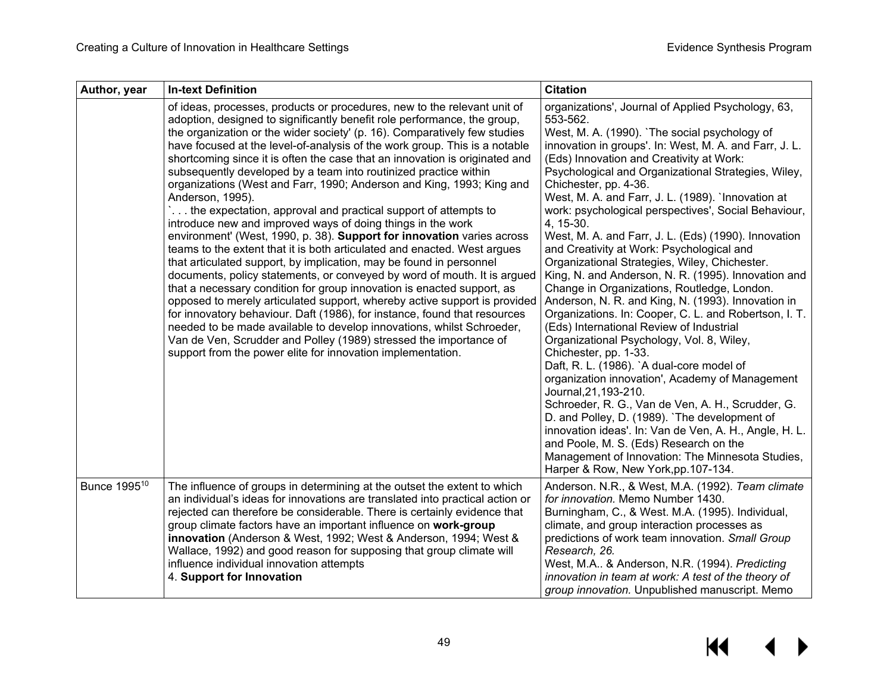| Author, year | In-text Definition | Citation |
|---|---|---|
| | of ideas, processes, products or procedures, new to the relevant unit of adoption, designed to significantly benefit role performance, the group, the organization or the wider society' (p. 16). Comparatively few studies have focused at the level-of-analysis of the work group. This is a notable shortcoming since it is often the case that an innovation is originated and subsequently developed by a team into routinized practice within organizations (West and Farr, 1990; Anderson and King, 1993; King and Anderson, 1995). `. . . the expectation, approval and practical support of attempts to introduce new and improved ways of doing things in the work environment' (West, 1990, p. 38). **Support for innovation** varies across teams to the extent that it is both articulated and enacted. West argues that articulated support, by implication, may be found in personnel documents, policy statements, or conveyed by word of mouth. It is argued that a necessary condition for group innovation is enacted support, as opposed to merely articulated support, whereby active support is provided for innovatory behaviour. Daft (1986), for instance, found that resources needed to be made available to develop innovations, whilst Schroeder, Van de Ven, Scrudder and Polley (1989) stressed the importance of support from the power elite for innovation implementation. | organizations', Journal of Applied Psychology, 63, 553-562. West, M. A. (1990). `The social psychology of innovation in groups'. In: West, M. A. and Farr, J. L. (Eds) Innovation and Creativity at Work: Psychological and Organizational Strategies, Wiley, Chichester, pp. 4-36. West, M. A. and Farr, J. L. (1989). `Innovation at work: psychological perspectives', Social Behaviour, 4, 15-30. West, M. A. and Farr, J. L. (Eds) (1990). Innovation and Creativity at Work: Psychological and Organizational Strategies, Wiley, Chichester. King, N. and Anderson, N. R. (1995). Innovation and Change in Organizations, Routledge, London. Anderson, N. R. and King, N. (1993). Innovation in Organizations. In: Cooper, C. L. and Robertson, I. T. (Eds) International Review of Industrial Organizational Psychology, Vol. 8, Wiley, Chichester, pp. 1-33. Daft, R. L. (1986). `A dual-core model of organization innovation', Academy of Management Journal,21,193-210. Schroeder, R. G., Van de Ven, A. H., Scrudder, G. D. and Polley, D. (1989). `The development of innovation ideas'. In: Van de Ven, A. H., Angle, H. L. and Poole, M. S. (Eds) Research on the Management of Innovation: The Minnesota Studies, Harper & Row, New York,pp.107-134. |
| Bunce 1995[10] | The influence of groups in determining at the outset the extent to which an individual's ideas for innovations are translated into practical action or rejected can therefore be considerable. There is certainly evidence that group climate factors have an important influence on **work-group innovation** (Anderson & West, 1992; West & Anderson, 1994; West & Wallace, 1992) and good reason for supposing that group climate will influence individual innovation attempts 4. **Support for Innovation** | Anderson. N.R., & West, M.A. (1992). *Team climate for innovation.* Memo Number 1430. Burningham, C., & West. M.A. (1995). Individual, climate, and group interaction processes as predictions of work team innovation. *Small Group Research, 26.* West, M.A.. & Anderson, N.R. (1994). *Predicting innovation in team at work: A test of the theory of group innovation.* Unpublished manuscript. Memo |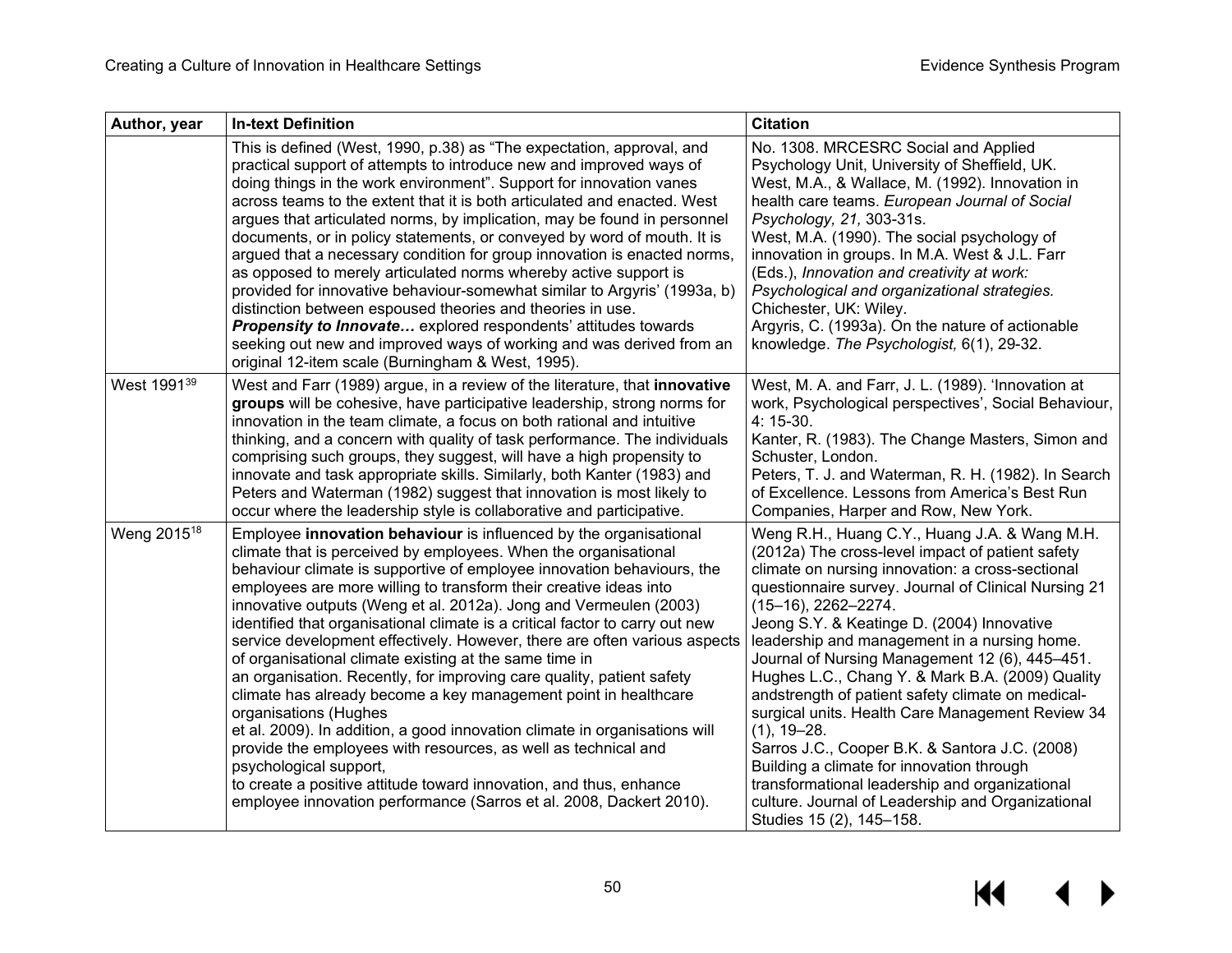| Author, year | In-text Definition | Citation |
|---|---|---|
| | This is defined (West, 1990, p.38) as “The expectation, approval, and practical support of attempts to introduce new and improved ways of doing things in the work environment”. Support for innovation vanes across teams to the extent that it is both articulated and enacted. West argues that articulated norms, by implication, may be found in personnel documents, or in policy statements, or conveyed by word of mouth. It is argued that a necessary condition for group innovation is enacted norms, as opposed to merely articulated norms whereby active support is provided for innovative behaviour-somewhat similar to Argyris' (1993a, b) distinction between espoused theories and theories in use. ***Propensity to Innovate…*** explored respondents' attitudes towards seeking out new and improved ways of working and was derived from an original 12-item scale (Burningham & West, 1995). | No. 1308. MRCESRC Social and Applied Psychology Unit, University of Sheffield, UK. West, M.A., & Wallace, M. (1992). Innovation in health care teams. *European Journal of Social Psychology, 21,* 303-31s. West, M.A. (1990). The social psychology of innovation in groups. In M.A. West & J.L. Farr (Eds.), *Innovation and creativity at work: Psychological and organizational strategies.* Chichester, UK: Wiley. Argyris, C. (1993a). On the nature of actionable knowledge. *The Psychologist,* 6(1), 29-32. |
| West 1991[39] | West and Farr (1989) argue, in a review of the literature, that **innovative groups** will be cohesive, have participative leadership, strong norms for innovation in the team climate, a focus on both rational and intuitive thinking, and a concern with quality of task performance. The individuals comprising such groups, they suggest, will have a high propensity to innovate and task appropriate skills. Similarly, both Kanter (1983) and Peters and Waterman (1982) suggest that innovation is most likely to occur where the leadership style is collaborative and participative. | West, M. A. and Farr, J. L. (1989). 'Innovation at work, Psychological perspectives', Social Behaviour, 4: 15-30. Kanter, R. (1983). The Change Masters, Simon and Schuster, London. Peters, T. J. and Waterman, R. H. (1982). In Search of Excellence. Lessons from America's Best Run Companies, Harper and Row, New York. |
| Weng 2015[18] | Employee **innovation behaviour** is influenced by the organisational climate that is perceived by employees. When the organisational behaviour climate is supportive of employee innovation behaviours, the employees are more willing to transform their creative ideas into innovative outputs (Weng et al. 2012a). Jong and Vermeulen (2003) identified that organisational climate is a critical factor to carry out new service development effectively. However, there are often various aspects of organisational climate existing at the same time in an organisation. Recently, for improving care quality, patient safety climate has already become a key management point in healthcare organisations (Hughes et al. 2009). In addition, a good innovation climate in organisations will provide the employees with resources, as well as technical and psychological support, to create a positive attitude toward innovation, and thus, enhance employee innovation performance (Sarros et al. 2008, Dackert 2010). | Weng R.H., Huang C.Y., Huang J.A. & Wang M.H. (2012a) The cross-level impact of patient safety climate on nursing innovation: a cross-sectional questionnaire survey. Journal of Clinical Nursing 21 (15–16), 2262–2274. Jeong S.Y. & Keatinge D. (2004) Innovative leadership and management in a nursing home. Journal of Nursing Management 12 (6), 445–451. Hughes L.C., Chang Y. & Mark B.A. (2009) Quality andstrength of patient safety climate on medical-surgical units. Health Care Management Review 34 (1), 19–28. Sarros J.C., Cooper B.K. & Santora J.C. (2008) Building a climate for innovation through transformational leadership and organizational culture. Journal of Leadership and Organizational Studies 15 (2), 145–158. |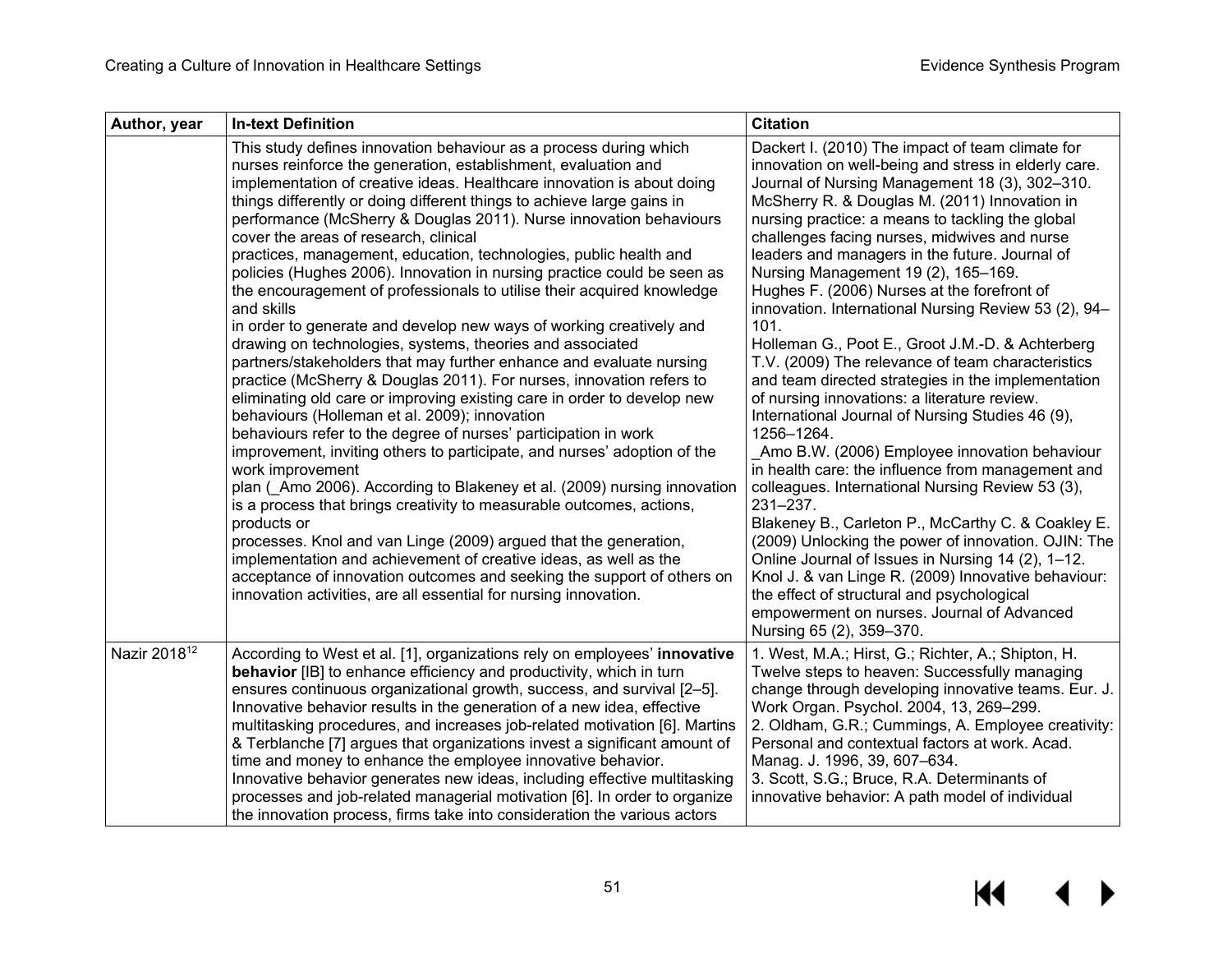| Author, year | In-text Definition | Citation |
|---|---|---|
| | This study defines innovation behaviour as a process during which nurses reinforce the generation, establishment, evaluation and implementation of creative ideas. Healthcare innovation is about doing things differently or doing different things to achieve large gains in performance (McSherry & Douglas 2011). Nurse innovation behaviours cover the areas of research, clinical practices, management, education, technologies, public health and policies (Hughes 2006). Innovation in nursing practice could be seen as the encouragement of professionals to utilise their acquired knowledge and skills in order to generate and develop new ways of working creatively and drawing on technologies, systems, theories and associated partners/stakeholders that may further enhance and evaluate nursing practice (McSherry & Douglas 2011). For nurses, innovation refers to eliminating old care or improving existing care in order to develop new behaviours (Holleman et al. 2009); innovation behaviours refer to the degree of nurses' participation in work improvement, inviting others to participate, and nurses' adoption of the work improvement plan (_Amo 2006). According to Blakeney et al. (2009) nursing innovation is a process that brings creativity to measurable outcomes, actions, products or processes. Knol and van Linge (2009) argued that the generation, implementation and achievement of creative ideas, as well as the acceptance of innovation outcomes and seeking the support of others on innovation activities, are all essential for nursing innovation. | Dackert I. (2010) The impact of team climate for innovation on well-being and stress in elderly care. Journal of Nursing Management 18 (3), 302–310. McSherry R. & Douglas M. (2011) Innovation in nursing practice: a means to tackling the global challenges facing nurses, midwives and nurse leaders and managers in the future. Journal of Nursing Management 19 (2), 165–169. Hughes F. (2006) Nurses at the forefront of innovation. International Nursing Review 53 (2), 94–101. Holleman G., Poot E., Groot J.M.-D. & Achterberg T.V. (2009) The relevance of team characteristics and team directed strategies in the implementation of nursing innovations: a literature review. International Journal of Nursing Studies 46 (9), 1256–1264. _Amo B.W. (2006) Employee innovation behaviour in health care: the influence from management and colleagues. International Nursing Review 53 (3), 231–237. Blakeney B., Carleton P., McCarthy C. & Coakley E. (2009) Unlocking the power of innovation. OJIN: The Online Journal of Issues in Nursing 14 (2), 1–12. Knol J. & van Linge R. (2009) Innovative behaviour: the effect of structural and psychological empowerment on nurses. Journal of Advanced Nursing 65 (2), 359–370. |
| Nazir 2018[12] | According to West et al. [1], organizations rely on employees' **innovative behavior** [IB] to enhance efficiency and productivity, which in turn ensures continuous organizational growth, success, and survival [2–5]. Innovative behavior results in the generation of a new idea, effective multitasking procedures, and increases job-related motivation [6]. Martins & Terblanche [7] argues that organizations invest a significant amount of time and money to enhance the employee innovative behavior. Innovative behavior generates new ideas, including effective multitasking processes and job-related managerial motivation [6]. In order to organize the innovation process, firms take into consideration the various actors | 1. West, M.A.; Hirst, G.; Richter, A.; Shipton, H. Twelve steps to heaven: Successfully managing change through developing innovative teams. Eur. J. Work Organ. Psychol. 2004, 13, 269–299. 2. Oldham, G.R.; Cummings, A. Employee creativity: Personal and contextual factors at work. Acad. Manag. J. 1996, 39, 607–634. 3. Scott, S.G.; Bruce, R.A. Determinants of innovative behavior: A path model of individual |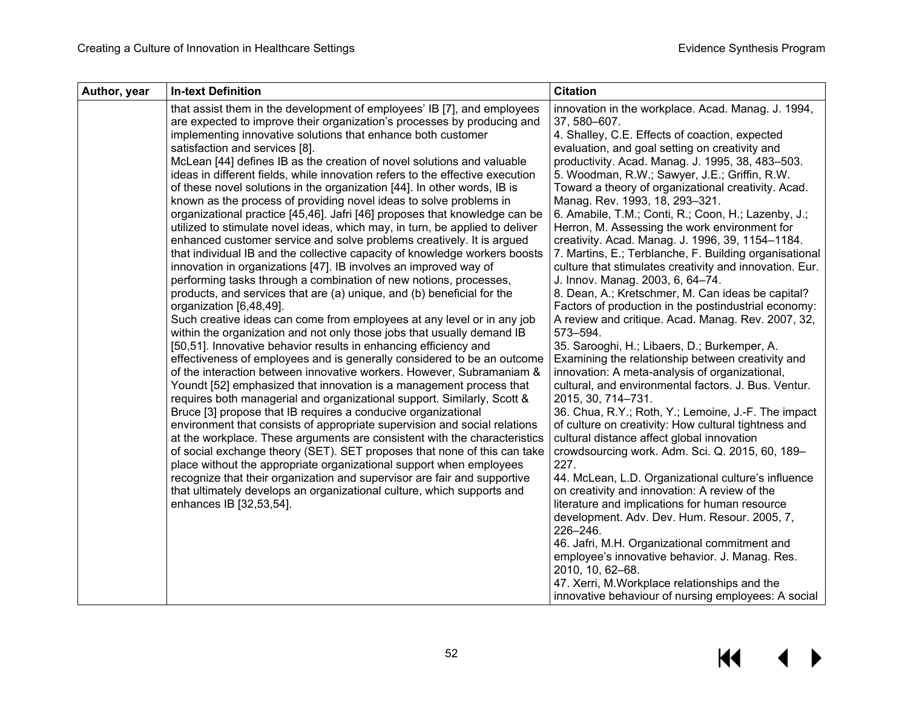| Author, year | In-text Definition | Citation |
|---|---|---|
| | that assist them in the development of employees' IB [7], and employees are expected to improve their organization's processes by producing and implementing innovative solutions that enhance both customer satisfaction and services [8].<br>McLean [44] defines IB as the creation of novel solutions and valuable ideas in different fields, while innovation refers to the effective execution of these novel solutions in the organization [44]. In other words, IB is known as the process of providing novel ideas to solve problems in organizational practice [45,46]. Jafri [46] proposes that knowledge can be utilized to stimulate novel ideas, which may, in turn, be applied to deliver enhanced customer service and solve problems creatively. It is argued that individual IB and the collective capacity of knowledge workers boosts innovation in organizations [47]. IB involves an improved way of performing tasks through a combination of new notions, processes, products, and services that are (a) unique, and (b) beneficial for the organization [6,48,49].<br>Such creative ideas can come from employees at any level or in any job within the organization and not only those jobs that usually demand IB [50,51]. Innovative behavior results in enhancing efficiency and effectiveness of employees and is generally considered to be an outcome of the interaction between innovative workers. However, Subramaniam & Youndt [52] emphasized that innovation is a management process that requires both managerial and organizational support. Similarly, Scott & Bruce [3] propose that IB requires a conducive organizational environment that consists of appropriate supervision and social relations at the workplace. These arguments are consistent with the characteristics of social exchange theory (SET). SET proposes that none of this can take place without the appropriate organizational support when employees recognize that their organization and supervisor are fair and supportive that ultimately develops an organizational culture, which supports and enhances IB [32,53,54]. | innovation in the workplace. Acad. Manag. J. 1994, 37, 580–607.<br>4. Shalley, C.E. Effects of coaction, expected evaluation, and goal setting on creativity and productivity. Acad. Manag. J. 1995, 38, 483–503.<br>5. Woodman, R.W.; Sawyer, J.E.; Griffin, R.W. Toward a theory of organizational creativity. Acad. Manag. Rev. 1993, 18, 293–321.<br>6. Amabile, T.M.; Conti, R.; Coon, H.; Lazenby, J.; Herron, M. Assessing the work environment for creativity. Acad. Manag. J. 1996, 39, 1154–1184.<br>7. Martins, E.; Terblanche, F. Building organisational culture that stimulates creativity and innovation. Eur. J. Innov. Manag. 2003, 6, 64–74.<br>8. Dean, A.; Kretschmer, M. Can ideas be capital? Factors of production in the postindustrial economy: A review and critique. Acad. Manag. Rev. 2007, 32, 573–594.<br>35. Sarooghi, H.; Libaers, D.; Burkemper, A. Examining the relationship between creativity and innovation: A meta-analysis of organizational, cultural, and environmental factors. J. Bus. Ventur. 2015, 30, 714–731.<br>36. Chua, R.Y.; Roth, Y.; Lemoine, J.-F. The impact of culture on creativity: How cultural tightness and cultural distance affect global innovation crowdsourcing work. Adm. Sci. Q. 2015, 60, 189–227.<br>44. McLean, L.D. Organizational culture's influence on creativity and innovation: A review of the literature and implications for human resource development. Adv. Dev. Hum. Resour. 2005, 7, 226–246.<br>46. Jafri, M.H. Organizational commitment and employee's innovative behavior. J. Manag. Res. 2010, 10, 62–68.<br>47. Xerri, M.Workplace relationships and the innovative behaviour of nursing employees: A social |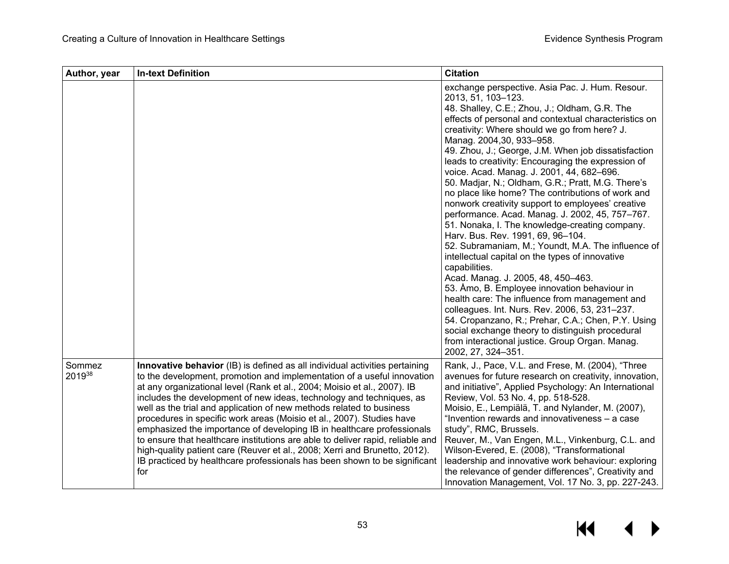| Author, year | In-text Definition | Citation |
|---|---|---|
| | | exchange perspective. Asia Pac. J. Hum. Resour. 2013, 51, 103–123.<br>48. Shalley, C.E.; Zhou, J.; Oldham, G.R. The effects of personal and contextual characteristics on creativity: Where should we go from here? J. Manag. 2004,30, 933–958.<br>49. Zhou, J.; George, J.M. When job dissatisfaction leads to creativity: Encouraging the expression of voice. Acad. Manag. J. 2001, 44, 682–696.<br>50. Madjar, N.; Oldham, G.R.; Pratt, M.G. There's no place like home? The contributions of work and nonwork creativity support to employees' creative performance. Acad. Manag. J. 2002, 45, 757–767.<br>51. Nonaka, I. The knowledge-creating company. Harv. Bus. Rev. 1991, 69, 96–104.<br>52. Subramaniam, M.; Youndt, M.A. The influence of intellectual capital on the types of innovative capabilities.<br>Acad. Manag. J. 2005, 48, 450–463.<br>53. Åmo, B. Employee innovation behaviour in health care: The influence from management and colleagues. Int. Nurs. Rev. 2006, 53, 231–237.<br>54. Cropanzano, R.; Prehar, C.A.; Chen, P.Y. Using social exchange theory to distinguish procedural from interactional justice. Group Organ. Manag. 2002, 27, 324–351. |
| Sommez 2019[38] | **Innovative behavior** (IB) is defined as all individual activities pertaining to the development, promotion and implementation of a useful innovation at any organizational level (Rank et al., 2004; Moisio et al., 2007). IB includes the development of new ideas, technology and techniques, as well as the trial and application of new methods related to business procedures in specific work areas (Moisio et al., 2007). Studies have emphasized the importance of developing IB in healthcare professionals to ensure that healthcare institutions are able to deliver rapid, reliable and high-quality patient care (Reuver et al., 2008; Xerri and Brunetto, 2012). IB practiced by healthcare professionals has been shown to be significant for | Rank, J., Pace, V.L. and Frese, M. (2004), "Three avenues for future research on creativity, innovation, and initiative", Applied Psychology: An International Review, Vol. 53 No. 4, pp. 518-528.<br>Moisio, E., Lempiälä, T. and Nylander, M. (2007), "Invention rewards and innovativeness – a case study", RMC, Brussels.<br>Reuver, M., Van Engen, M.L., Vinkenburg, C.L. and Wilson-Evered, E. (2008), "Transformational leadership and innovative work behaviour: exploring the relevance of gender differences", Creativity and Innovation Management, Vol. 17 No. 3, pp. 227-243. |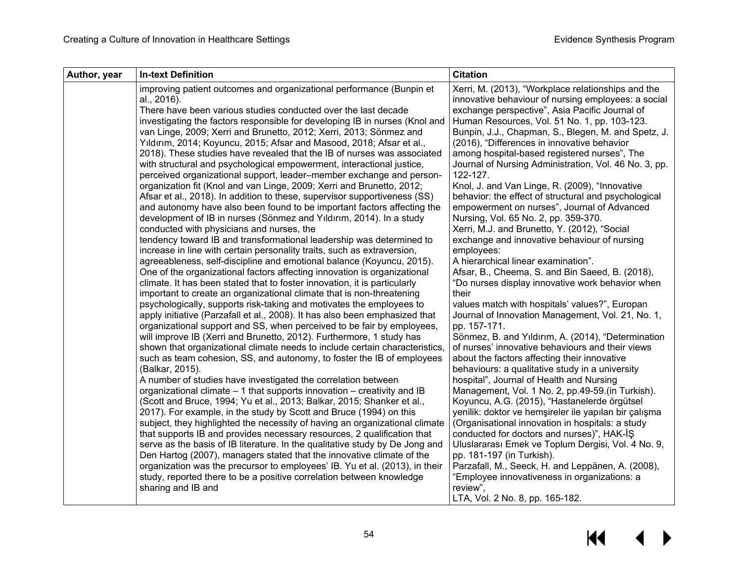| Author, year | In-text Definition | Citation |
|---|---|---|
| | improving patient outcomes and organizational performance (Bunpin et al., 2016).<br>There have been various studies conducted over the last decade investigating the factors responsible for developing IB in nurses (Knol and van Linge, 2009; Xerri and Brunetto, 2012; Xerri, 2013; Sönmez and Yıldırım, 2014; Koyuncu, 2015; Afsar and Masood, 2018; Afsar et al., 2018). These studies have revealed that the IB of nurses was associated with structural and psychological empowerment, interactional justice, perceived organizational support, leader–member exchange and person-organization fit (Knol and van Linge, 2009; Xerri and Brunetto, 2012; Afsar et al., 2018). In addition to these, supervisor supportiveness (SS) and autonomy have also been found to be important factors affecting the development of IB in nurses (Sönmez and Yıldırım, 2014). In a study conducted with physicians and nurses, the tendency toward IB and transformational leadership was determined to increase in line with certain personality traits, such as extraversion, agreeableness, self-discipline and emotional balance (Koyuncu, 2015). One of the organizational factors affecting innovation is organizational climate. It has been stated that to foster innovation, it is particularly important to create an organizational climate that is non-threatening psychologically, supports risk-taking and motivates the employees to apply initiative (Parzafall et al., 2008). It has also been emphasized that organizational support and SS, when perceived to be fair by employees, will improve IB (Xerri and Brunetto, 2012). Furthermore, 1 study has shown that organizational climate needs to include certain characteristics, such as team cohesion, SS, and autonomy, to foster the IB of employees (Balkar, 2015).<br>A number of studies have investigated the correlation between organizational climate – 1 that supports innovation – creativity and IB (Scott and Bruce, 1994; Yu et al., 2013; Balkar, 2015; Shanker et al., 2017). For example, in the study by Scott and Bruce (1994) on this subject, they highlighted the necessity of having an organizational climate that supports IB and provides necessary resources, 2 qualification that serve as the basis of IB literature. In the qualitative study by De Jong and Den Hartog (2007), managers stated that the innovative climate of the organization was the precursor to employees' IB. Yu et al. (2013), in their study, reported there to be a positive correlation between knowledge sharing and IB and | Xerri, M. (2013), "Workplace relationships and the innovative behaviour of nursing employees: a social exchange perspective", Asia Pacific Journal of Human Resources, Vol. 51 No. 1, pp. 103-123.<br>Bunpin, J.J., Chapman, S., Blegen, M. and Spetz, J. (2016), "Differences in innovative behavior among hospital-based registered nurses", The Journal of Nursing Administration, Vol. 46 No. 3, pp. 122-127.<br>Knol, J. and Van Linge, R. (2009), "Innovative behavior: the effect of structural and psychological empowerment on nurses", Journal of Advanced Nursing, Vol. 65 No. 2, pp. 359-370.<br>Xerri, M.J. and Brunetto, Y. (2012), "Social exchange and innovative behaviour of nursing employees:<br>A hierarchical linear examination".<br>Afsar, B., Cheema, S. and Bin Saeed, B. (2018), "Do nurses display innovative work behavior when their<br>values match with hospitals' values?", Europan Journal of Innovation Management, Vol. 21, No. 1, pp. 157-171.<br>Sönmez, B. and Yıldırım, A. (2014), "Determination of nurses' innovative behaviours and their views about the factors affecting their innovative behaviours: a qualitative study in a university hospital", Journal of Health and Nursing Management, Vol. 1 No. 2, pp.49-59.(in Turkish).<br>Koyuncu, A.G. (2015), "Hastanelerde örgütsel yenilik: doktor ve hemşireler ile yapılan bir çalışma (Organisational innovation in hospitals: a study conducted for doctors and nurses)", HAK-İŞ Uluslararası Emek ve Toplum Dergisi, Vol. 4 No. 9, pp. 181-197 (in Turkish).<br>Parzafall, M., Seeck, H. and Leppänen, A. (2008), "Employee innovativeness in organizations: a review",<br>LTA, Vol. 2 No. 8, pp. 165-182. |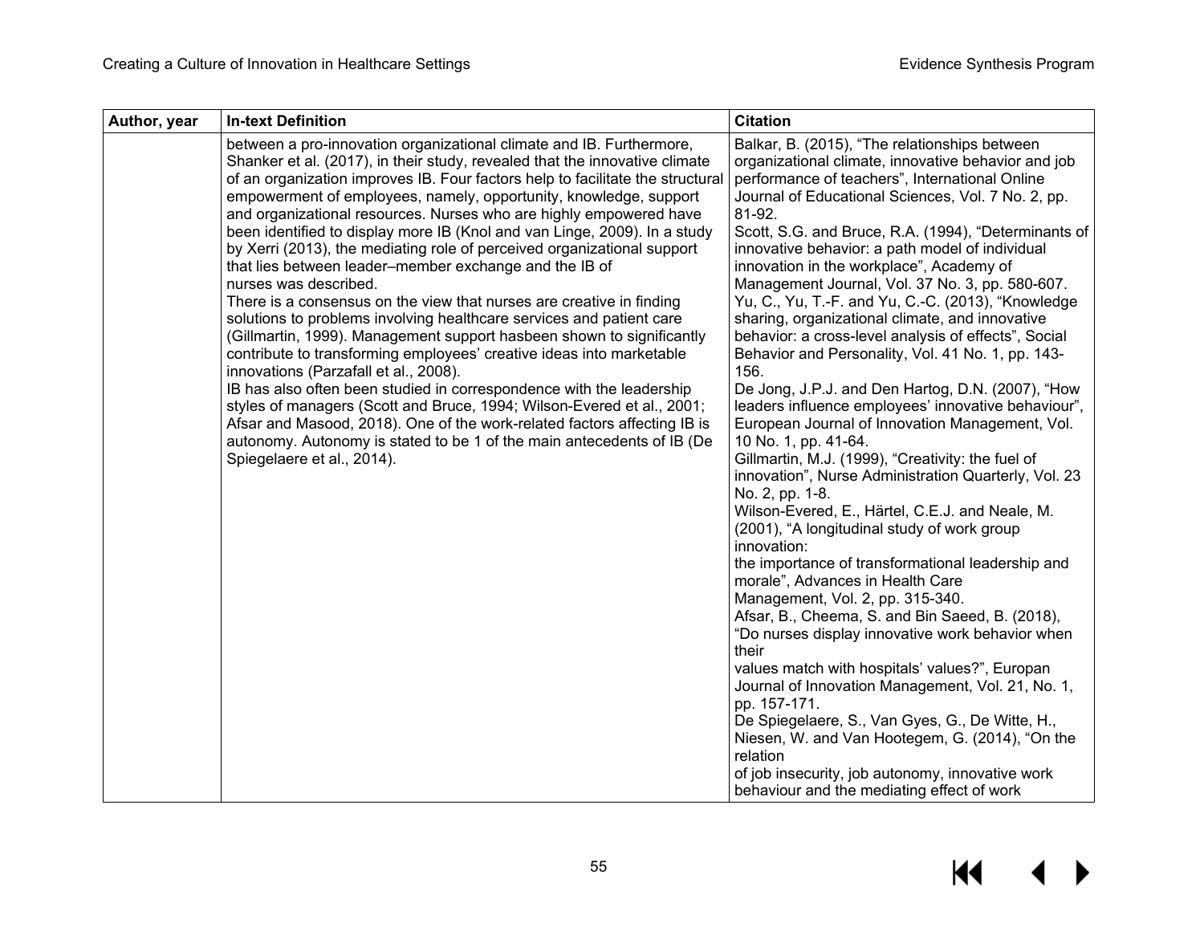| Author, year | In-text Definition | Citation |
|---|---|---|
| | between a pro-innovation organizational climate and IB. Furthermore, Shanker et al. (2017), in their study, revealed that the innovative climate of an organization improves IB. Four factors help to facilitate the structural empowerment of employees, namely, opportunity, knowledge, support and organizational resources. Nurses who are highly empowered have been identified to display more IB (Knol and van Linge, 2009). In a study by Xerri (2013), the mediating role of perceived organizational support that lies between leader–member exchange and the IB of nurses was described.<br>There is a consensus on the view that nurses are creative in finding solutions to problems involving healthcare services and patient care (Gillmartin, 1999). Management support hasbeen shown to significantly contribute to transforming employees' creative ideas into marketable innovations (Parzafall et al., 2008).<br>IB has also often been studied in correspondence with the leadership styles of managers (Scott and Bruce, 1994; Wilson-Evered et al., 2001; Afsar and Masood, 2018). One of the work-related factors affecting IB is autonomy. Autonomy is stated to be 1 of the main antecedents of IB (De Spiegelaere et al., 2014). | Balkar, B. (2015), "The relationships between organizational climate, innovative behavior and job performance of teachers", International Online Journal of Educational Sciences, Vol. 7 No. 2, pp. 81-92.<br>Scott, S.G. and Bruce, R.A. (1994), "Determinants of innovative behavior: a path model of individual innovation in the workplace", Academy of Management Journal, Vol. 37 No. 3, pp. 580-607.<br>Yu, C., Yu, T.-F. and Yu, C.-C. (2013), "Knowledge sharing, organizational climate, and innovative behavior: a cross-level analysis of effects", Social Behavior and Personality, Vol. 41 No. 1, pp. 143-156.<br>De Jong, J.P.J. and Den Hartog, D.N. (2007), "How leaders influence employees' innovative behaviour", European Journal of Innovation Management, Vol. 10 No. 1, pp. 41-64.<br>Gillmartin, M.J. (1999), "Creativity: the fuel of innovation", Nurse Administration Quarterly, Vol. 23 No. 2, pp. 1-8.<br>Wilson-Evered, E., Härtel, C.E.J. and Neale, M. (2001), "A longitudinal study of work group innovation:<br>the importance of transformational leadership and morale", Advances in Health Care Management, Vol. 2, pp. 315-340.<br>Afsar, B., Cheema, S. and Bin Saeed, B. (2018), "Do nurses display innovative work behavior when their<br>values match with hospitals' values?", Europan Journal of Innovation Management, Vol. 21, No. 1, pp. 157-171.<br>De Spiegelaere, S., Van Gyes, G., De Witte, H., Niesen, W. and Van Hootegem, G. (2014), "On the relation<br>of job insecurity, job autonomy, innovative work behaviour and the mediating effect of work |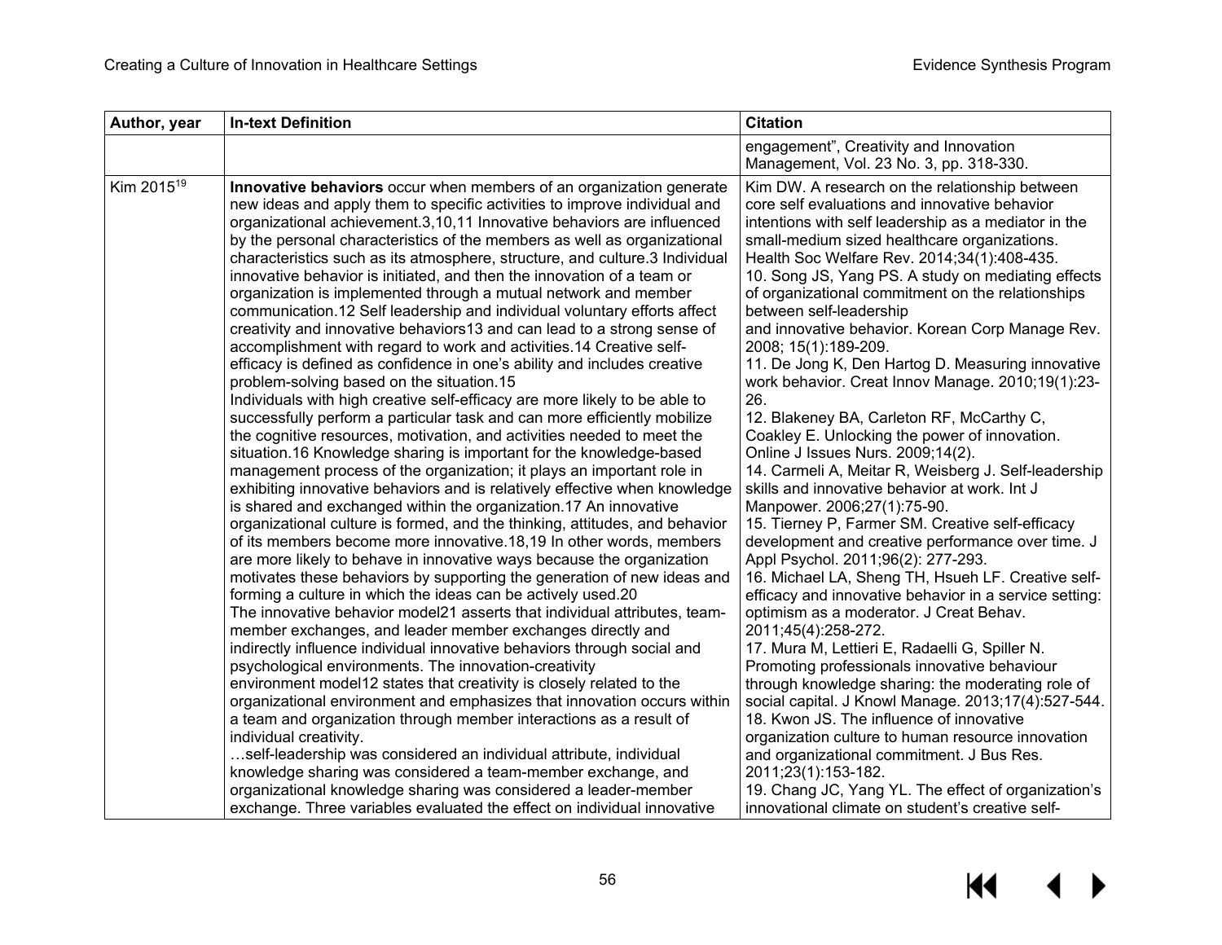| Author, year | In-text Definition | Citation |
|---|---|---|
| | | engagement", Creativity and Innovation Management, Vol. 23 No. 3, pp. 318-330. |
| Kim 2015[19] | **Innovative behaviors** occur when members of an organization generate new ideas and apply them to specific activities to improve individual and organizational achievement.3,10,11 Innovative behaviors are influenced by the personal characteristics of the members as well as organizational characteristics such as its atmosphere, structure, and culture.3 Individual innovative behavior is initiated, and then the innovation of a team or organization is implemented through a mutual network and member communication.12 Self leadership and individual voluntary efforts affect creativity and innovative behaviors13 and can lead to a strong sense of accomplishment with regard to work and activities.14 Creative self-efficacy is defined as confidence in one's ability and includes creative problem-solving based on the situation.15<br>Individuals with high creative self-efficacy are more likely to be able to successfully perform a particular task and can more efficiently mobilize the cognitive resources, motivation, and activities needed to meet the situation.16 Knowledge sharing is important for the knowledge-based management process of the organization; it plays an important role in exhibiting innovative behaviors and is relatively effective when knowledge is shared and exchanged within the organization.17 An innovative organizational culture is formed, and the thinking, attitudes, and behavior of its members become more innovative.18,19 In other words, members are more likely to behave in innovative ways because the organization motivates these behaviors by supporting the generation of new ideas and forming a culture in which the ideas can be actively used.20<br>The innovative behavior model21 asserts that individual attributes, team-member exchanges, and leader member exchanges directly and indirectly influence individual innovative behaviors through social and psychological environments. The innovation-creativity environment model12 states that creativity is closely related to the organizational environment and emphasizes that innovation occurs within a team and organization through member interactions as a result of individual creativity.<br>…self-leadership was considered an individual attribute, individual knowledge sharing was considered a team-member exchange, and organizational knowledge sharing was considered a leader-member exchange. Three variables evaluated the effect on individual innovative | Kim DW. A research on the relationship between core self evaluations and innovative behavior intentions with self leadership as a mediator in the small-medium sized healthcare organizations. Health Soc Welfare Rev. 2014;34(1):408-435.<br>10. Song JS, Yang PS. A study on mediating effects of organizational commitment on the relationships between self-leadership and innovative behavior. Korean Corp Manage Rev. 2008; 15(1):189-209.<br>11. De Jong K, Den Hartog D. Measuring innovative work behavior. Creat Innov Manage. 2010;19(1):23-26.<br>12. Blakeney BA, Carleton RF, McCarthy C, Coakley E. Unlocking the power of innovation. Online J Issues Nurs. 2009;14(2).<br>14. Carmeli A, Meitar R, Weisberg J. Self-leadership skills and innovative behavior at work. Int J Manpower. 2006;27(1):75-90.<br>15. Tierney P, Farmer SM. Creative self-efficacy development and creative performance over time. J Appl Psychol. 2011;96(2): 277-293.<br>16. Michael LA, Sheng TH, Hsueh LF. Creative self-efficacy and innovative behavior in a service setting: optimism as a moderator. J Creat Behav. 2011;45(4):258-272.<br>17. Mura M, Lettieri E, Radaelli G, Spiller N. Promoting professionals innovative behaviour through knowledge sharing: the moderating role of social capital. J Knowl Manage. 2013;17(4):527-544.<br>18. Kwon JS. The influence of innovative organization culture to human resource innovation and organizational commitment. J Bus Res. 2011;23(1):153-182.<br>19. Chang JC, Yang YL. The effect of organization's innovational climate on student's creative self- |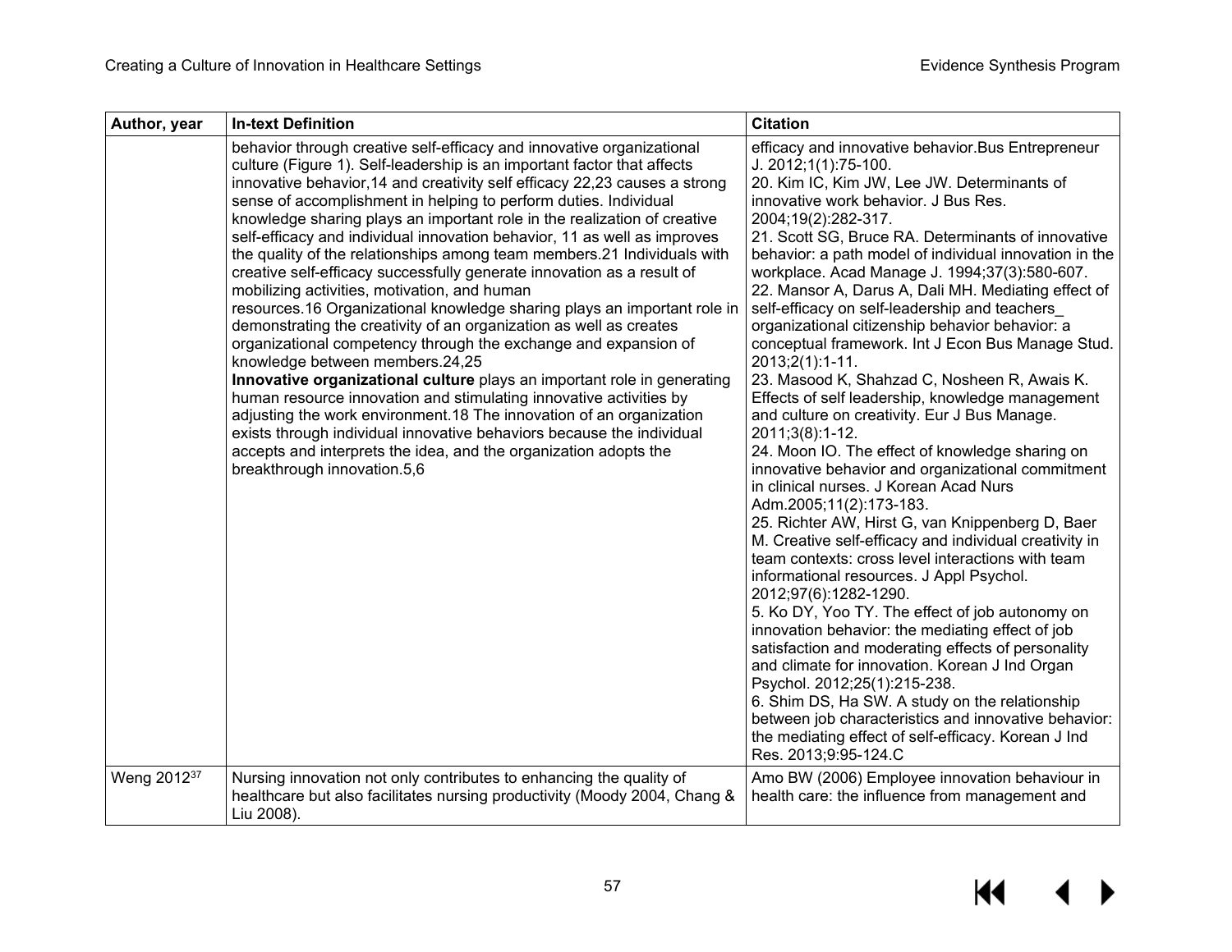| Author, year | In-text Definition | Citation |
| --- | --- | --- |
| | behavior through creative self-efficacy and innovative organizational culture (Figure 1). Self-leadership is an important factor that affects innovative behavior,14 and creativity self efficacy 22,23 causes a strong sense of accomplishment in helping to perform duties. Individual knowledge sharing plays an important role in the realization of creative self-efficacy and individual innovation behavior, 11 as well as improves the quality of the relationships among team members.21 Individuals with creative self-efficacy successfully generate innovation as a result of mobilizing activities, motivation, and human resources.16 Organizational knowledge sharing plays an important role in demonstrating the creativity of an organization as well as creates organizational competency through the exchange and expansion of knowledge between members.24,25 **Innovative organizational culture** plays an important role in generating human resource innovation and stimulating innovative activities by adjusting the work environment.18 The innovation of an organization exists through individual innovative behaviors because the individual accepts and interprets the idea, and the organization adopts the breakthrough innovation.5,6 | efficacy and innovative behavior.Bus Entrepreneur J. 2012;1(1):75-100. 20. Kim IC, Kim JW, Lee JW. Determinants of innovative work behavior. J Bus Res. 2004;19(2):282-317. 21. Scott SG, Bruce RA. Determinants of innovative behavior: a path model of individual innovation in the workplace. Acad Manage J. 1994;37(3):580-607. 22. Mansor A, Darus A, Dali MH. Mediating effect of self-efficacy on self-leadership and teachers_ organizational citizenship behavior behavior: a conceptual framework. Int J Econ Bus Manage Stud. 2013;2(1):1-11. 23. Masood K, Shahzad C, Nosheen R, Awais K. Effects of self leadership, knowledge management and culture on creativity. Eur J Bus Manage. 2011;3(8):1-12. 24. Moon IO. The effect of knowledge sharing on innovative behavior and organizational commitment in clinical nurses. J Korean Acad Nurs Adm.2005;11(2):173-183. 25. Richter AW, Hirst G, van Knippenberg D, Baer M. Creative self-efficacy and individual creativity in team contexts: cross level interactions with team informational resources. J Appl Psychol. 2012;97(6):1282-1290. 5. Ko DY, Yoo TY. The effect of job autonomy on innovation behavior: the mediating effect of job satisfaction and moderating effects of personality and climate for innovation. Korean J Ind Organ Psychol. 2012;25(1):215-238. 6. Shim DS, Ha SW. A study on the relationship between job characteristics and innovative behavior: the mediating effect of self-efficacy. Korean J Ind Res. 2013;9:95-124.C |
| Weng 2012[37] | Nursing innovation not only contributes to enhancing the quality of healthcare but also facilitates nursing productivity (Moody 2004, Chang & Liu 2008). | Amo BW (2006) Employee innovation behaviour in health care: the influence from management and |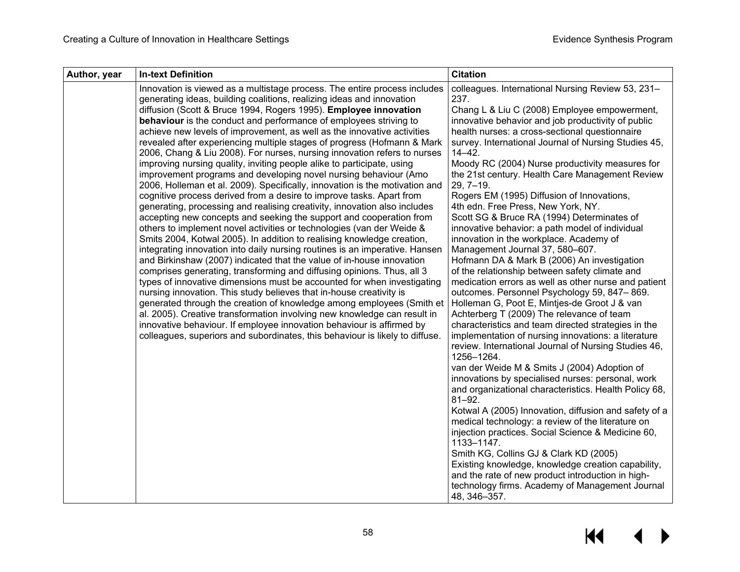| Author, year | In-text Definition | Citation |
| --- | --- | --- |
| | Innovation is viewed as a multistage process. The entire process includes generating ideas, building coalitions, realizing ideas and innovation diffusion (Scott & Bruce 1994, Rogers 1995). **Employee innovation behaviour** is the conduct and performance of employees striving to achieve new levels of improvement, as well as the innovative activities revealed after experiencing multiple stages of progress (Hofmann & Mark 2006, Chang & Liu 2008). For nurses, nursing innovation refers to nurses improving nursing quality, inviting people alike to participate, using improvement programs and developing novel nursing behaviour (Amo 2006, Holleman et al. 2009). Specifically, innovation is the motivation and cognitive process derived from a desire to improve tasks. Apart from generating, processing and realising creativity, innovation also includes accepting new concepts and seeking the support and cooperation from others to implement novel activities or technologies (van der Weide & Smits 2004, Kotwal 2005). In addition to realising knowledge creation, integrating innovation into daily nursing routines is an imperative. Hansen and Birkinshaw (2007) indicated that the value of in-house innovation comprises generating, transforming and diffusing opinions. Thus, all 3 types of innovative dimensions must be accounted for when investigating nursing innovation. This study believes that in-house creativity is generated through the creation of knowledge among employees (Smith et al. 2005). Creative transformation involving new knowledge can result in innovative behaviour. If employee innovation behaviour is affirmed by colleagues, superiors and subordinates, this behaviour is likely to diffuse. | colleagues. International Nursing Review 53, 231–237.<br>Chang L & Liu C (2008) Employee empowerment, innovative behavior and job productivity of public health nurses: a cross-sectional questionnaire survey. International Journal of Nursing Studies 45, 14–42.<br>Moody RC (2004) Nurse productivity measures for the 21st century. Health Care Management Review 29, 7–19.<br>Rogers EM (1995) Diffusion of Innovations, 4th edn. Free Press, New York, NY.<br>Scott SG & Bruce RA (1994) Determinates of innovative behavior: a path model of individual innovation in the workplace. Academy of Management Journal 37, 580–607.<br>Hofmann DA & Mark B (2006) An investigation of the relationship between safety climate and medication errors as well as other nurse and patient outcomes. Personnel Psychology 59, 847– 869.<br>Holleman G, Poot E, Mintjes-de Groot J & van Achterberg T (2009) The relevance of team characteristics and team directed strategies in the implementation of nursing innovations: a literature review. International Journal of Nursing Studies 46, 1256–1264.<br>van der Weide M & Smits J (2004) Adoption of innovations by specialised nurses: personal, work and organizational characteristics. Health Policy 68, 81–92.<br>Kotwal A (2005) Innovation, diffusion and safety of a medical technology: a review of the literature on injection practices. Social Science & Medicine 60, 1133–1147.<br>Smith KG, Collins GJ & Clark KD (2005) Existing knowledge, knowledge creation capability, and the rate of new product introduction in high-technology firms. Academy of Management Journal 48, 346–357. |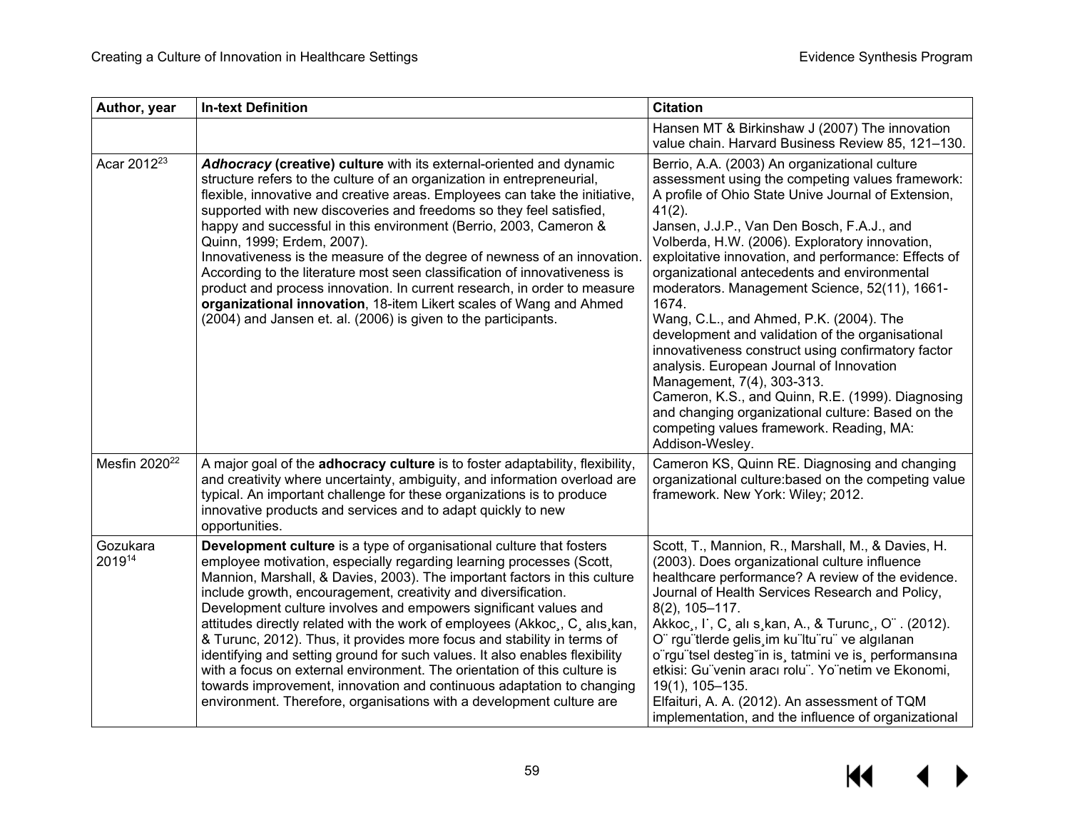| Author, year | In-text Definition | Citation |
|---|---|---|
| | | Hansen MT & Birkinshaw J (2007) The innovation value chain. Harvard Business Review 85, 121–130. |
| Acar 2012[23] | ***Adhocracy* (creative) culture** with its external-oriented and dynamic structure refers to the culture of an organization in entrepreneurial, flexible, innovative and creative areas. Employees can take the initiative, supported with new discoveries and freedoms so they feel satisfied, happy and successful in this environment (Berrio, 2003, Cameron & Quinn, 1999; Erdem, 2007).<br>Innovativeness is the measure of the degree of newness of an innovation. According to the literature most seen classification of innovativeness is product and process innovation. In current research, in order to measure **organizational innovation**, 18-item Likert scales of Wang and Ahmed (2004) and Jansen et. al. (2006) is given to the participants. | Berrio, A.A. (2003) An organizational culture assessment using the competing values framework: A profile of Ohio State Unive Journal of Extension, 41(2).<br>Jansen, J.J.P., Van Den Bosch, F.A.J., and Volberda, H.W. (2006). Exploratory innovation, exploitative innovation, and performance: Effects of organizational antecedents and environmental moderators. Management Science, 52(11), 1661-1674.<br>Wang, C.L., and Ahmed, P.K. (2004). The development and validation of the organisational innovativeness construct using confirmatory factor analysis. European Journal of Innovation Management, 7(4), 303-313.<br>Cameron, K.S., and Quinn, R.E. (1999). Diagnosing and changing organizational culture: Based on the competing values framework. Reading, MA: Addison-Wesley. |
| Mesfin 2020[22] | A major goal of the **adhocracy culture** is to foster adaptability, flexibility, and creativity where uncertainty, ambiguity, and information overload are typical. An important challenge for these organizations is to produce innovative products and services and to adapt quickly to new opportunities. | Cameron KS, Quinn RE. Diagnosing and changing organizational culture:based on the competing value framework. New York: Wiley; 2012. |
| Gozukara 2019[14] | **Development culture** is a type of organisational culture that fosters employee motivation, especially regarding learning processes (Scott, Mannion, Marshall, & Davies, 2003). The important factors in this culture include growth, encouragement, creativity and diversification. Development culture involves and empowers significant values and attitudes directly related with the work of employees (Akkoc¸, C¸ alıs¸kan, & Turunc, 2012). Thus, it provides more focus and stability in terms of identifying and setting ground for such values. It also enables flexibility with a focus on external environment. The orientation of this culture is towards improvement, innovation and continuous adaptation to changing environment. Therefore, organisations with a development culture are | Scott, T., Mannion, R., Marshall, M., & Davies, H. (2003). Does organizational culture influence healthcare performance? A review of the evidence. Journal of Health Services Research and Policy, 8(2), 105–117.<br>Akkoc¸, I˙, C¸ alı s¸kan, A., & Turunc¸, O¨ . (2012). O¨ rgu¨tlerde gelis¸im ku¨ltu¨ru¨ ve algılanan o¨rgu¨tsel desteg˘in is¸ tatmini ve is¸ performansına etkisi: Gu¨venin aracı rolu¨. Yo¨netim ve Ekonomi, 19(1), 105–135.<br>Elfaituri, A. A. (2012). An assessment of TQM implementation, and the influence of organizational |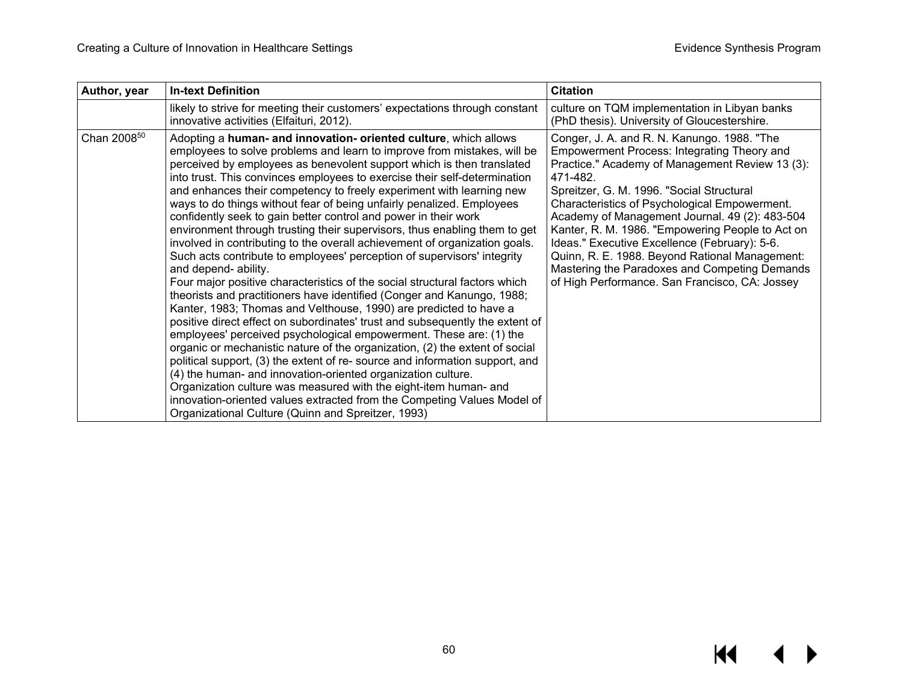| Author, year | In-text Definition | Citation |
|---|---|---|
| | likely to strive for meeting their customers' expectations through constant innovative activities (Elfaituri, 2012). | culture on TQM implementation in Libyan banks (PhD thesis). University of Gloucestershire. |
| Chan 2008[50] | Adopting a **human- and innovation- oriented culture**, which allows employees to solve problems and learn to improve from mistakes, will be perceived by employees as benevolent support which is then translated into trust. This convinces employees to exercise their self-determination and enhances their competency to freely experiment with learning new ways to do things without fear of being unfairly penalized. Employees confidently seek to gain better control and power in their work environment through trusting their supervisors, thus enabling them to get involved in contributing to the overall achievement of organization goals. Such acts contribute to employees' perception of supervisors' integrity and depend- ability.<br>Four major positive characteristics of the social structural factors which theorists and practitioners have identified (Conger and Kanungo, 1988; Kanter, 1983; Thomas and Velthouse, 1990) are predicted to have a positive direct effect on subordinates' trust and subsequently the extent of employees' perceived psychological empowerment. These are: (1) the organic or mechanistic nature of the organization, (2) the extent of social political support, (3) the extent of re- source and information support, and (4) the human- and innovation-oriented organization culture.<br>Organization culture was measured with the eight-item human- and innovation-oriented values extracted from the Competing Values Model of Organizational Culture (Quinn and Spreitzer, 1993) | Conger, J. A. and R. N. Kanungo. 1988. "The Empowerment Process: Integrating Theory and Practice." Academy of Management Review 13 (3): 471-482.<br>Spreitzer, G. M. 1996. "Social Structural Characteristics of Psychological Empowerment. Academy of Management Journal. 49 (2): 483-504<br>Kanter, R. M. 1986. "Empowering People to Act on Ideas." Executive Excellence (February): 5-6.<br>Quinn, R. E. 1988. Beyond Rational Management: Mastering the Paradoxes and Competing Demands of High Performance. San Francisco, CA: Jossey |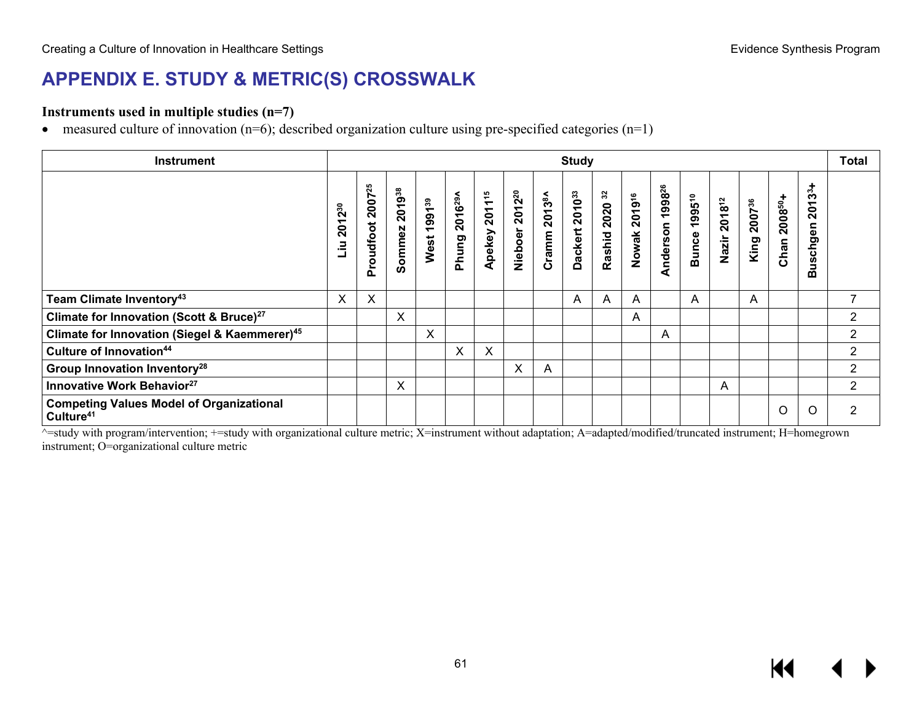# APPENDIX E. STUDY & METRIC(S) CROSSWALK

**Instruments used in multiple studies (n=7)**

- measured culture of innovation (n=6); described organization culture using pre-specified categories (n=1)

| Instrument | Study | | | | | | | | | | | | | | | | | Total |
|---|---|---|---|---|---|---|---|---|---|---|---|---|---|---|---|---|---|---|
| | Liu 2012[30] | Proudfoot 2007[25] | Sommez 2019[38] | West 1991[39] | Phung 2016[29]^ | Apekey 2011[15] | Nieboer 2012[20] | Cramm 2013[8]^ | Dackert 2010[33] | Rashid 2020[32] | Nowak 2019[16] | Anderson 1998[26] | Bunce 1995[10] | Nazir 2018[12] | King 2007[36] | Chan 2008[50]+ | Buschgen 2013[3]+ | |
| **Team Climate Inventory[43]** | X | X | | | | | | | A | A | A | | A | | A | | | 7 |
| **Climate for Innovation (Scott & Bruce)[27]** | | | X | | | | | | | | A | | | | | | | 2 |
| **Climate for Innovation (Siegel & Kaemmerer)[45]** | | | | X | | | | | | | | A | | | | | | 2 |
| **Culture of Innovation[44]** | | | | | X | X | | | | | | | | | | | | 2 |
| **Group Innovation Inventory[28]** | | | | | | | X | A | | | | | | | | | | 2 |
| **Innovative Work Behavior[27]** | | | X | | | | | | | | | | | A | | | | 2 |
| **Competing Values Model of Organizational Culture[41]** | | | | | | | | | | | | | | | | O | O | 2 |

^=study with program/intervention; +=study with organizational culture metric; X=instrument without adaptation; A=adapted/modified/truncated instrument; H=homegrown instrument; O=organizational culture metric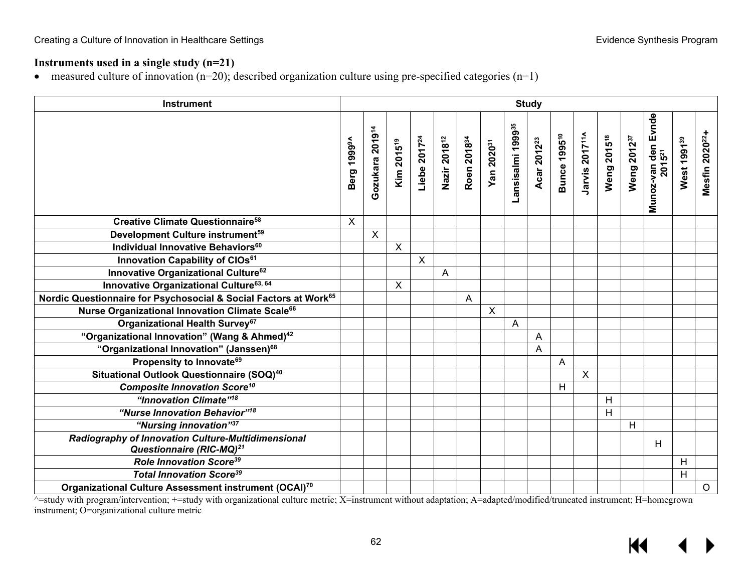**Instruments used in a single study (n=21)**

- measured culture of innovation (n=20); described organization culture using pre-specified categories (n=1)

| Instrument | Study | | | | | | | | | | | | | | | |
|---|---|---|---|---|---|---|---|---|---|---|---|---|---|---|---|---|
| | Berg 1999[9]^ | Gozukara 2019[14] | Kim 2015[19] | Liebe 2017[24] | Nazir 2018[12] | Roen 2018[34] | Yan 2020[31] | Lansisalmi 1999[35] | Acar 2012[23] | Bunce 1995[10] | Jarvis 2017[11]^ | Weng 2015[18] | Weng 2012[37] | Munoz-van den Evnde 2015[21] | West 1991[39] | Mesfin 2020[22]+ |
| **Creative Climate Questionnaire[58]** | X | | | | | | | | | | | | | | | |
| **Development Culture instrument[59]** | | X | | | | | | | | | | | | | | |
| **Individual Innovative Behaviors[60]** | | | X | | | | | | | | | | | | | |
| **Innovation Capability of CIOs[61]** | | | | X | | | | | | | | | | | | |
| **Innovative Organizational Culture[62]** | | | | | A | | | | | | | | | | | |
| **Innovative Organizational Culture[63, 64]** | | | X | | | | | | | | | | | | | |
| **Nordic Questionnaire for Psychosocial & Social Factors at Work[65]** | | | | | | A | | | | | | | | | | |
| **Nurse Organizational Innovation Climate Scale[66]** | | | | | | | X | | | | | | | | | |
| **Organizational Health Survey[67]** | | | | | | | | A | | | | | | | | |
| **"Organizational Innovation" (Wang & Ahmed)[42]** | | | | | | | | | A | | | | | | | |
| **"Organizational Innovation" (Janssen)[68]** | | | | | | | | | A | | | | | | | |
| **Propensity to Innovate[69]** | | | | | | | | | | A | | | | | | |
| **Situational Outlook Questionnaire (SOQ)[40]** | | | | | | | | | | | X | | | | | |
| ***Composite Innovation Score[10]*** | | | | | | | | | | H | | | | | | |
| ***"Innovation Climate"[18]*** | | | | | | | | | | | | H | | | | |
| ***"Nurse Innovation Behavior"[18]*** | | | | | | | | | | | | H | | | | |
| ***"Nursing innovation"[37]*** | | | | | | | | | | | | | H | | | |
| ***Radiography of Innovation Culture-Multidimensional Questionnaire (RIC-MQ)[21]*** | | | | | | | | | | | | | | H | | |
| ***Role Innovation Score[39]*** | | | | | | | | | | | | | | | H | |
| ***Total Innovation Score[39]*** | | | | | | | | | | | | | | | H | |
| **Organizational Culture Assessment instrument (OCAI)[70]** | | | | | | | | | | | | | | | | O |

^=study with program/intervention; +=study with organizational culture metric; X=instrument without adaptation; A=adapted/modified/truncated instrument; H=homegrown instrument; O=organizational culture metric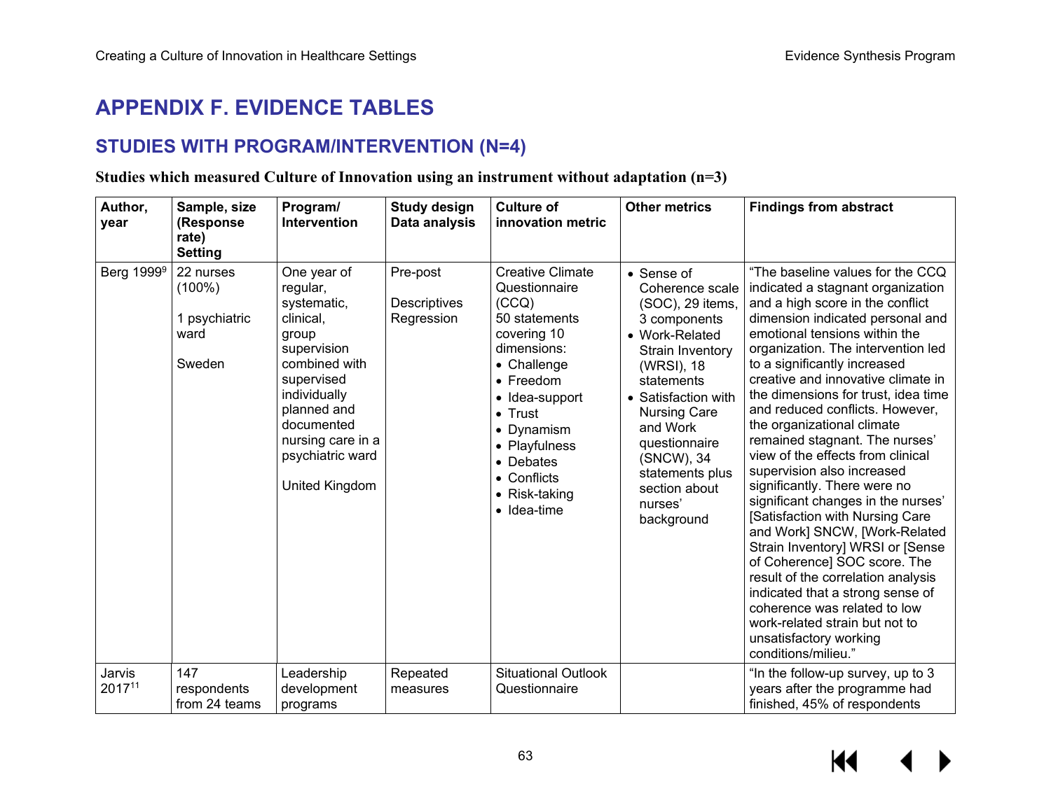# APPENDIX F. EVIDENCE TABLES

## STUDIES WITH PROGRAM/INTERVENTION (N=4)

### Studies which measured Culture of Innovation using an instrument without adaptation (n=3)

| Author, year | Sample, size (Response rate) Setting | Program/ Intervention | Study design Data analysis | Culture of innovation metric | Other metrics | Findings from abstract |
|---|---|---|---|---|---|---|
| Berg 1999[9] | 22 nurses (100%)<br><br>1 psychiatric ward<br><br>Sweden | One year of regular, systematic, clinical, group supervision combined with supervised individually planned and documented nursing care in a psychiatric ward<br><br>United Kingdom | Pre-post<br><br>Descriptives Regression | Creative Climate Questionnaire (CCQ) 50 statements covering 10 dimensions:<br>• Challenge<br>• Freedom<br>• Idea-support<br>• Trust<br>• Dynamism<br>• Playfulness<br>• Debates<br>• Conflicts<br>• Risk-taking<br>• Idea-time | • Sense of Coherence scale (SOC), 29 items, 3 components<br>• Work-Related Strain Inventory (WRSI), 18 statements<br>• Satisfaction with Nursing Care and Work questionnaire (SNCW), 34 statements plus section about nurses' background | "The baseline values for the CCQ indicated a stagnant organization and a high score in the conflict dimension indicated personal and emotional tensions within the organization. The intervention led to a significantly increased creative and innovative climate in the dimensions for trust, idea time and reduced conflicts. However, the organizational climate remained stagnant. The nurses' view of the effects from clinical supervision also increased significantly. There were no significant changes in the nurses' [Satisfaction with Nursing Care and Work] SNCW, [Work-Related Strain Inventory] WRSI or [Sense of Coherence] SOC score. The result of the correlation analysis indicated that a strong sense of coherence was related to low work-related strain but not to unsatisfactory working conditions/milieu." |
| Jarvis 2017[11] | 147 respondents from 24 teams | Leadership development programs | Repeated measures | Situational Outlook Questionnaire | | "In the follow-up survey, up to 3 years after the programme had finished, 45% of respondents |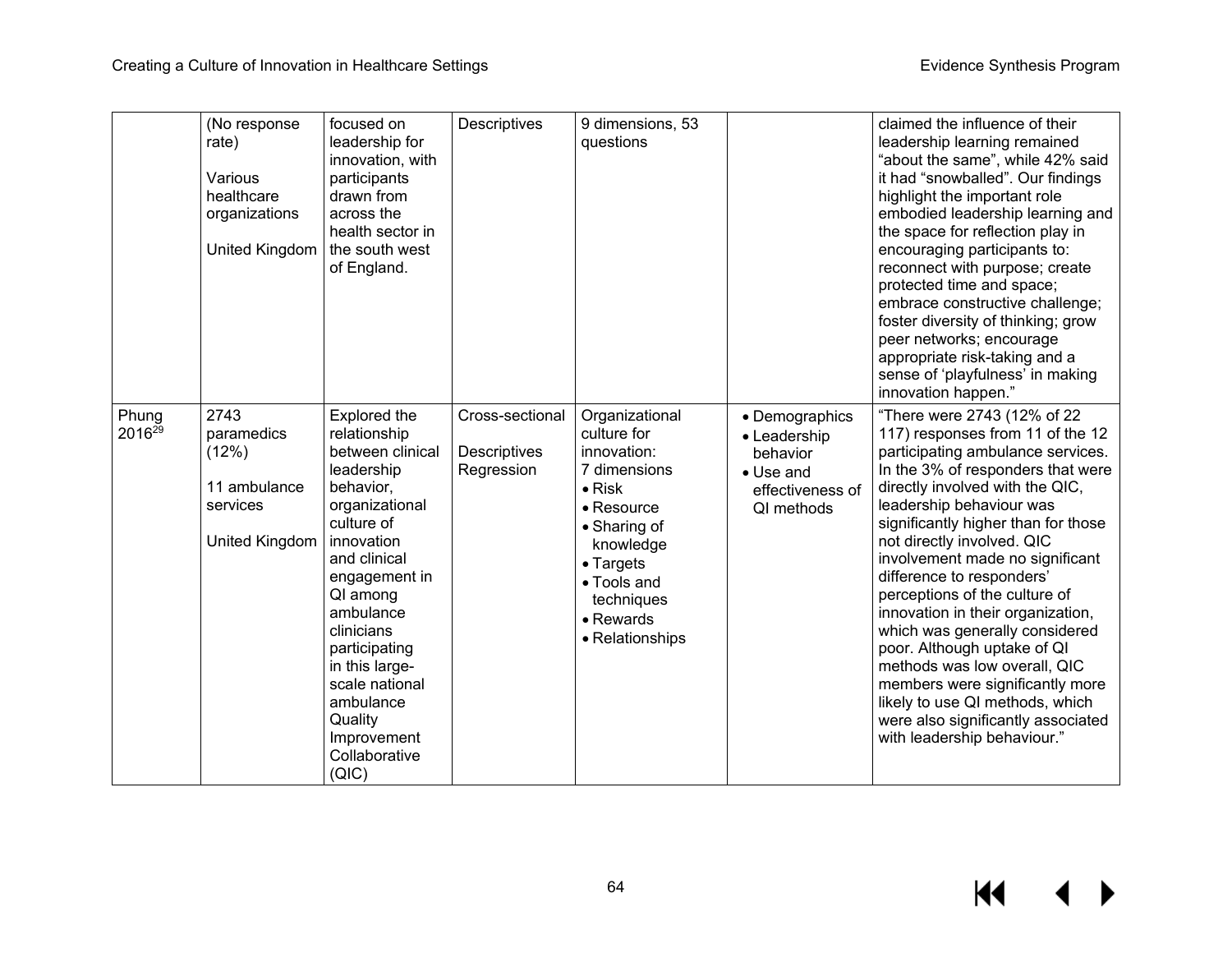| | | | | | | |
|---|---|---|---|---|---|---|
| | (No response rate)<br><br>Various healthcare organizations<br><br>United Kingdom | focused on leadership for innovation, with participants drawn from across the health sector in the south west of England. | Descriptives | 9 dimensions, 53 questions | | claimed the influence of their leadership learning remained "about the same", while 42% said it had "snowballed". Our findings highlight the important role embodied leadership learning and the space for reflection play in encouraging participants to: reconnect with purpose; create protected time and space; embrace constructive challenge; foster diversity of thinking; grow peer networks; encourage appropriate risk-taking and a sense of 'playfulness' in making innovation happen." |
| Phung 2016[29] | 2743 paramedics (12%)<br><br>11 ambulance services<br><br>United Kingdom | Explored the relationship between clinical leadership behavior, organizational culture of innovation and clinical engagement in QI among ambulance clinicians participating in this large-scale national ambulance Quality Improvement Collaborative (QIC) | Cross-sectional<br><br>Descriptives<br>Regression | Organizational culture for innovation:<br>7 dimensions<br>• Risk<br>• Resource<br>• Sharing of knowledge<br>• Targets<br>• Tools and techniques<br>• Rewards<br>• Relationships | • Demographics<br>• Leadership behavior<br>• Use and effectiveness of QI methods | "There were 2743 (12% of 22 117) responses from 11 of the 12 participating ambulance services. In the 3% of responders that were directly involved with the QIC, leadership behaviour was significantly higher than for those not directly involved. QIC involvement made no significant difference to responders' perceptions of the culture of innovation in their organization, which was generally considered poor. Although uptake of QI methods was low overall, QIC members were significantly more likely to use QI methods, which were also significantly associated with leadership behaviour." |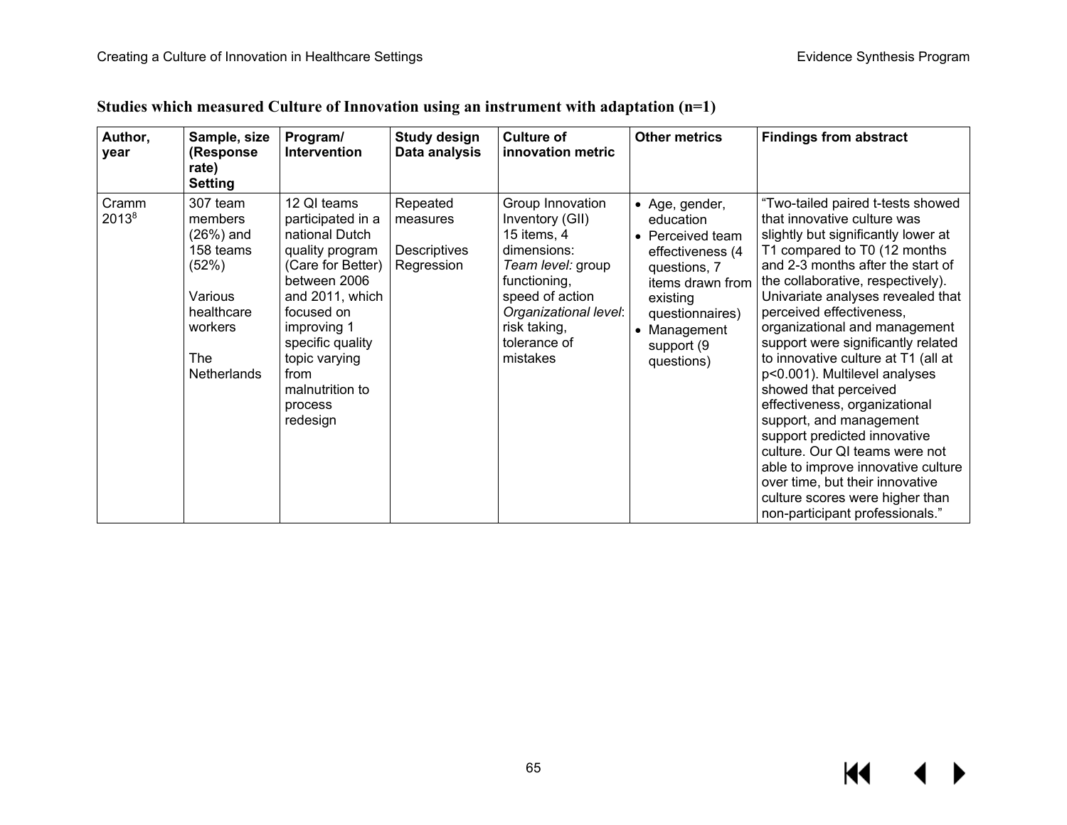**Studies which measured Culture of Innovation using an instrument with adaptation (n=1)**

| Author, year | Sample, size (Response rate) Setting | Program/ Intervention | Study design Data analysis | Culture of innovation metric | Other metrics | Findings from abstract |
|---|---|---|---|---|---|---|
| Cramm 2013[8] | 307 team members (26%) and 158 teams (52%)<br><br>Various healthcare workers<br><br>The Netherlands | 12 QI teams participated in a national Dutch quality program (Care for Better) between 2006 and 2011, which focused on improving 1 specific quality topic varying from malnutrition to process redesign | Repeated measures<br><br>Descriptives Regression | Group Innovation Inventory (GII) 15 items, 4 dimensions:<br>*Team level:* group functioning, speed of action<br>*Organizational level*: risk taking, tolerance of mistakes | • Age, gender, education<br>• Perceived team effectiveness (4 questions, 7 items drawn from existing questionnaires)<br>• Management support (9 questions) | "Two-tailed paired t-tests showed that innovative culture was slightly but significantly lower at T1 compared to T0 (12 months and 2-3 months after the start of the collaborative, respectively). Univariate analyses revealed that perceived effectiveness, organizational and management support were significantly related to innovative culture at T1 (all at p<0.001). Multilevel analyses showed that perceived effectiveness, organizational support, and management support predicted innovative culture. Our QI teams were not able to improve innovative culture over time, but their innovative culture scores were higher than non-participant professionals." |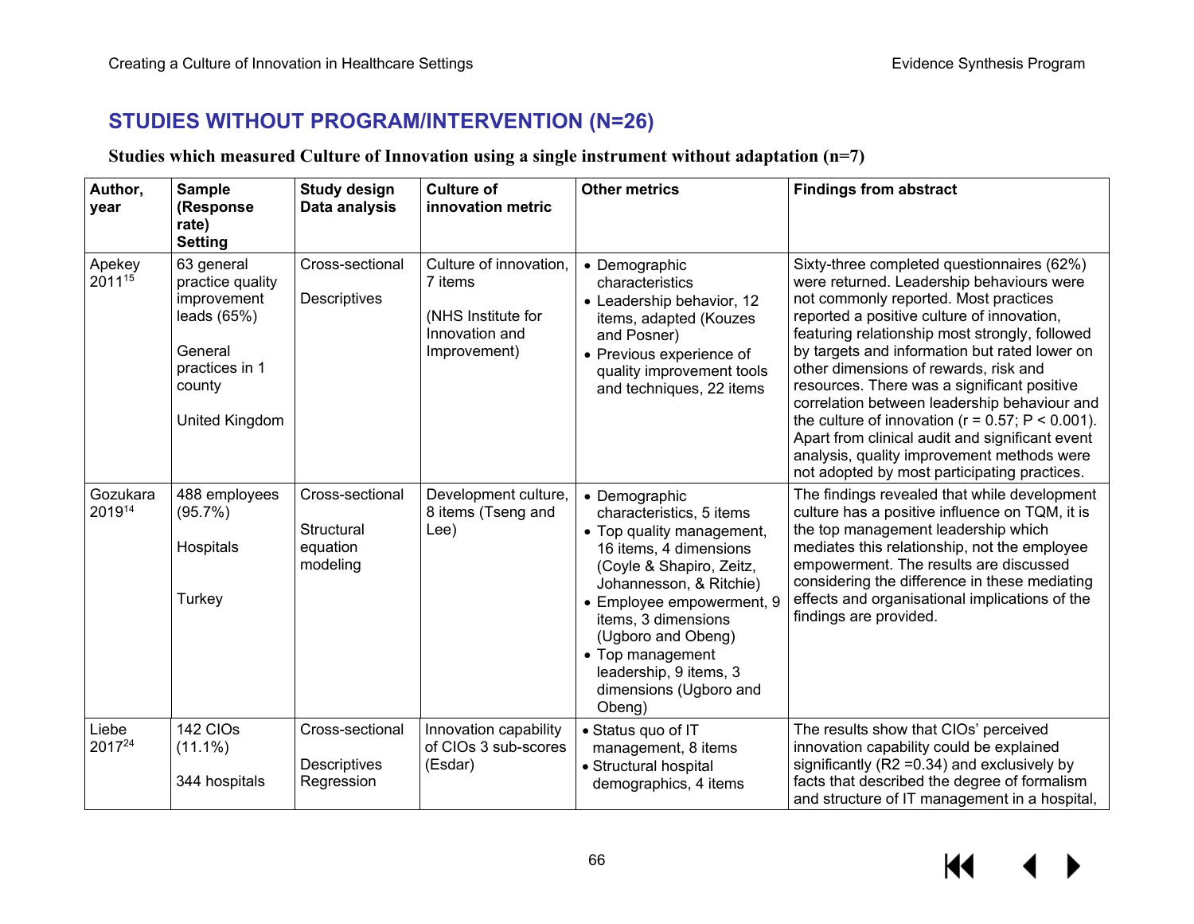## STUDIES WITHOUT PROGRAM/INTERVENTION (N=26)

**Studies which measured Culture of Innovation using a single instrument without adaptation (n=7)**

| Author, year | Sample (Response rate) Setting | Study design Data analysis | Culture of innovation metric | Other metrics | Findings from abstract |
|---|---|---|---|---|---|
| Apekey 2011[15] | 63 general practice quality improvement leads (65%)<br><br>General practices in 1 county<br><br>United Kingdom | Cross-sectional<br><br>Descriptives | Culture of innovation, 7 items<br><br>(NHS Institute for Innovation and Improvement) | • Demographic characteristics<br>• Leadership behavior, 12 items, adapted (Kouzes and Posner)<br>• Previous experience of quality improvement tools and techniques, 22 items | Sixty-three completed questionnaires (62%) were returned. Leadership behaviours were not commonly reported. Most practices reported a positive culture of innovation, featuring relationship most strongly, followed by targets and information but rated lower on other dimensions of rewards, risk and resources. There was a significant positive correlation between leadership behaviour and the culture of innovation ($r = 0.57$; $P < 0.001$). Apart from clinical audit and significant event analysis, quality improvement methods were not adopted by most participating practices. |
| Gozukara 2019[14] | 488 employees (95.7%)<br><br>Hospitals<br><br>Turkey | Cross-sectional<br><br>Structural equation modeling | Development culture, 8 items (Tseng and Lee) | • Demographic characteristics, 5 items<br>• Top quality management, 16 items, 4 dimensions (Coyle & Shapiro, Zeitz, Johannesson, & Ritchie)<br>• Employee empowerment, 9 items, 3 dimensions (Ugboro and Obeng)<br>• Top management leadership, 9 items, 3 dimensions (Ugboro and Obeng) | The findings revealed that while development culture has a positive influence on TQM, it is the top management leadership which mediates this relationship, not the employee empowerment. The results are discussed considering the difference in these mediating effects and organisational implications of the findings are provided. |
| Liebe 2017[24] | 142 CIOs (11.1%)<br><br>344 hospitals | Cross-sectional<br><br>Descriptives Regression | Innovation capability of CIOs 3 sub-scores (Esdar) | • Status quo of IT management, 8 items<br>• Structural hospital demographics, 4 items | The results show that CIOs' perceived innovation capability could be explained significantly ($R2 = 0.34$) and exclusively by facts that described the degree of formalism and structure of IT management in a hospital, |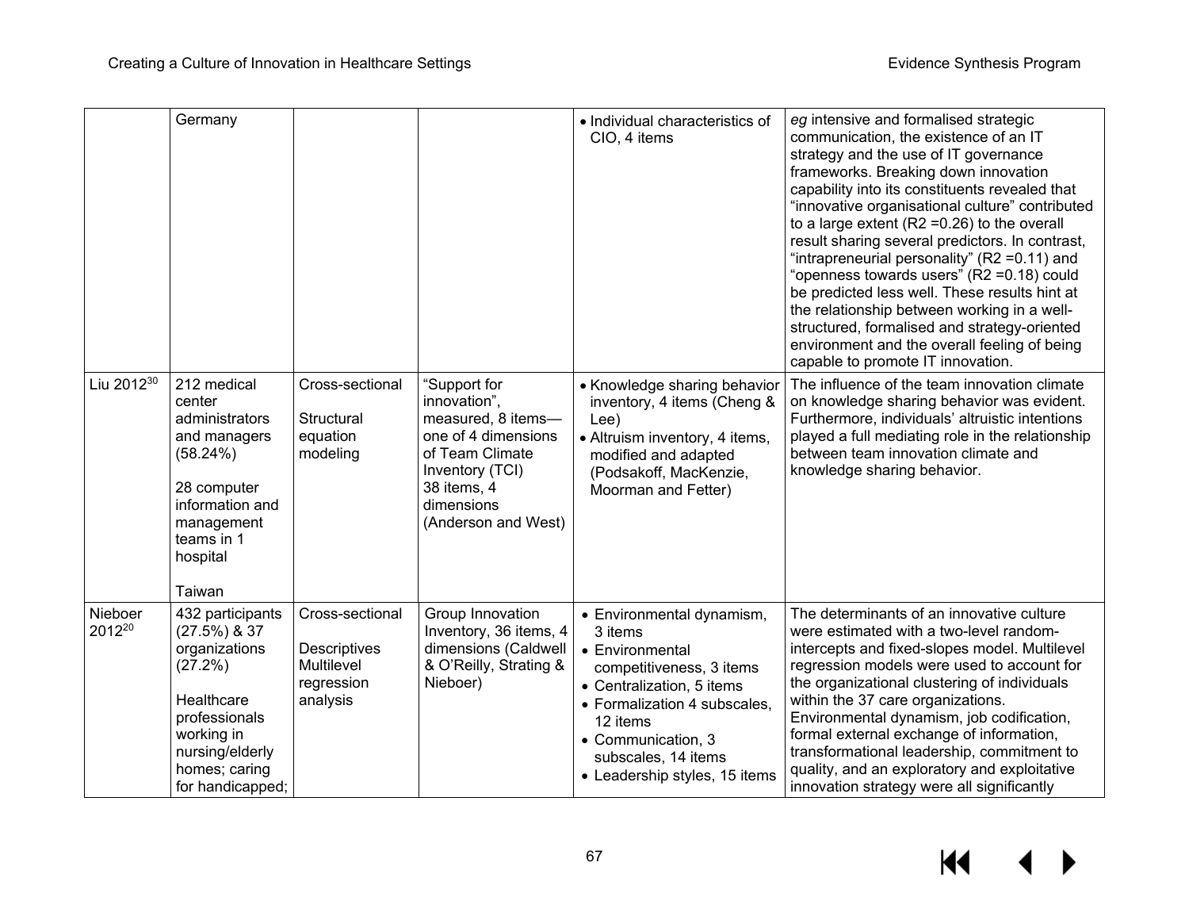| | Germany | | | • Individual characteristics of CIO, 4 items | *eg* intensive and formalised strategic communication, the existence of an IT strategy and the use of IT governance frameworks. Breaking down innovation capability into its constituents revealed that "innovative organisational culture" contributed to a large extent ($R2 = 0.26$) to the overall result sharing several predictors. In contrast, "intrapreneurial personality" ($R2 = 0.11$) and "openness towards users" ($R2 = 0.18$) could be predicted less well. These results hint at the relationship between working in a well-structured, formalised and strategy-oriented environment and the overall feeling of being capable to promote IT innovation. |
|---|---|---|---|---|---|
| Liu 2012[30] | 212 medical center administrators and managers (58.24%)<br><br>28 computer information and management teams in 1 hospital<br><br>Taiwan | Cross-sectional<br><br>Structural equation modeling | "Support for innovation", measured, 8 items—one of 4 dimensions of Team Climate Inventory (TCI) 38 items, 4 dimensions (Anderson and West) | • Knowledge sharing behavior inventory, 4 items (Cheng & Lee)<br>• Altruism inventory, 4 items, modified and adapted (Podsakoff, MacKenzie, Moorman and Fetter) | The influence of the team innovation climate on knowledge sharing behavior was evident. Furthermore, individuals' altruistic intentions played a full mediating role in the relationship between team innovation climate and knowledge sharing behavior. |
| Nieboer 2012[20] | 432 participants (27.5%) & 37 organizations (27.2%)<br><br>Healthcare professionals working in nursing/elderly homes; caring for handicapped; | Cross-sectional<br><br>Descriptives<br>Multilevel regression analysis | Group Innovation Inventory, 36 items, 4 dimensions (Caldwell & O'Reilly, Strating & Nieboer) | • Environmental dynamism, 3 items<br>• Environmental competitiveness, 3 items<br>• Centralization, 5 items<br>• Formalization 4 subscales, 12 items<br>• Communication, 3 subscales, 14 items<br>• Leadership styles, 15 items | The determinants of an innovative culture were estimated with a two-level random-intercepts and fixed-slopes model. Multilevel regression models were used to account for the organizational clustering of individuals within the 37 care organizations. Environmental dynamism, job codification, formal external exchange of information, transformational leadership, commitment to quality, and an exploratory and exploitative innovation strategy were all significantly |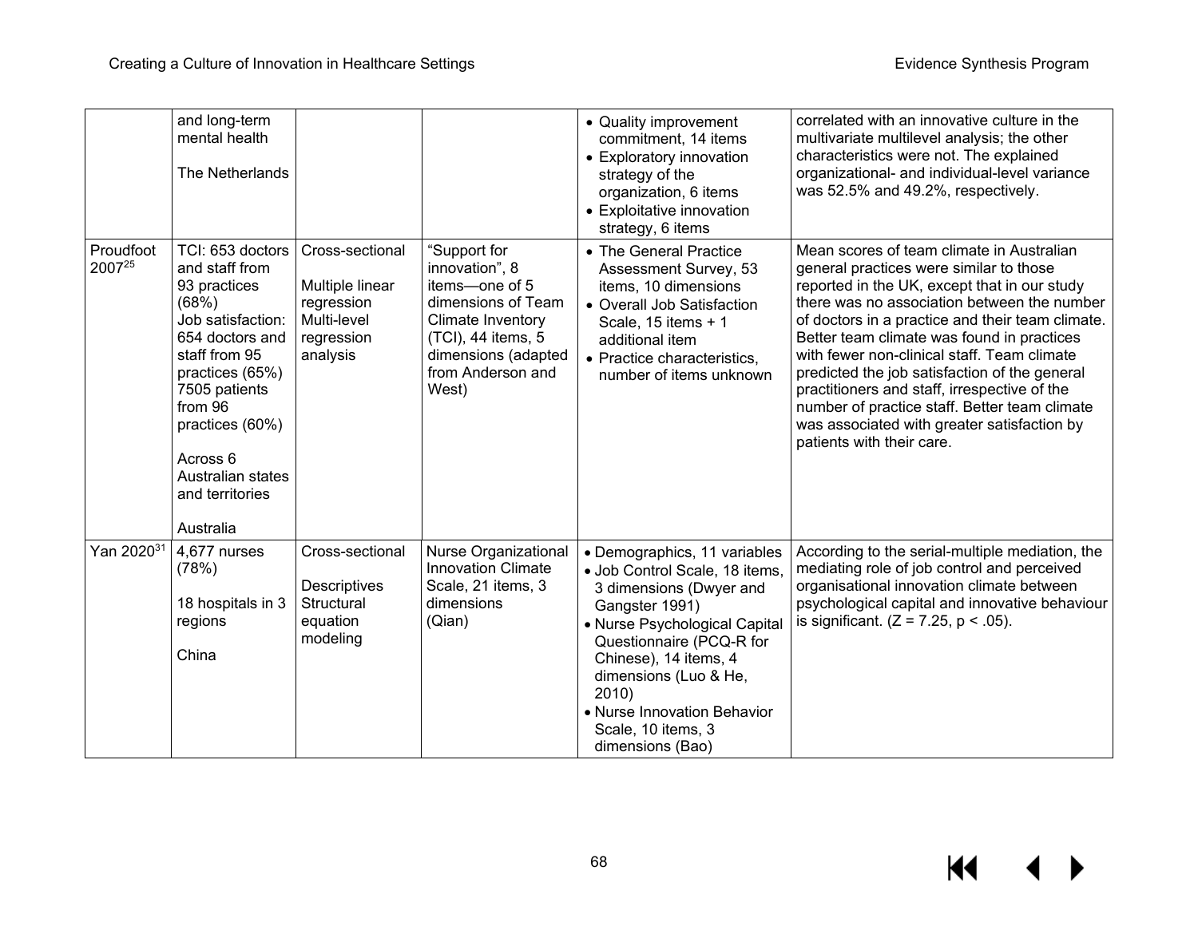| | | | | | |
|---|---|---|---|---|---|
| | and long-term mental health<br><br>The Netherlands | | | • Quality improvement commitment, 14 items<br>• Exploratory innovation strategy of the organization, 6 items<br>• Exploitative innovation strategy, 6 items | correlated with an innovative culture in the multivariate multilevel analysis; the other characteristics were not. The explained organizational- and individual-level variance was 52.5% and 49.2%, respectively. |
| Proudfoot 2007[25] | TCI: 653 doctors and staff from 93 practices (68%)<br>Job satisfaction: 654 doctors and staff from 95 practices (65%)<br>7505 patients from 96 practices (60%)<br><br>Across 6 Australian states and territories<br><br>Australia | Cross-sectional<br><br>Multiple linear regression<br>Multi-level regression analysis | "Support for innovation", 8 items—one of 5 dimensions of Team Climate Inventory (TCI), 44 items, 5 dimensions (adapted from Anderson and West) | • The General Practice Assessment Survey, 53 items, 10 dimensions<br>• Overall Job Satisfaction Scale, 15 items + 1 additional item<br>• Practice characteristics, number of items unknown | Mean scores of team climate in Australian general practices were similar to those reported in the UK, except that in our study there was no association between the number of doctors in a practice and their team climate. Better team climate was found in practices with fewer non-clinical staff. Team climate predicted the job satisfaction of the general practitioners and staff, irrespective of the number of practice staff. Better team climate was associated with greater satisfaction by patients with their care. |
| Yan 2020[31] | 4,677 nurses (78%)<br><br>18 hospitals in 3 regions<br><br>China | Cross-sectional<br><br>Descriptives<br>Structural equation modeling | Nurse Organizational Innovation Climate Scale, 21 items, 3 dimensions (Qian) | • Demographics, 11 variables<br>• Job Control Scale, 18 items, 3 dimensions (Dwyer and Gangster 1991)<br>• Nurse Psychological Capital Questionnaire (PCQ-R for Chinese), 14 items, 4 dimensions (Luo & He, 2010)<br>• Nurse Innovation Behavior Scale, 10 items, 3 dimensions (Bao) | According to the serial-multiple mediation, the mediating role of job control and perceived organisational innovation climate between psychological capital and innovative behaviour is significant. ($Z = 7.25$, $p < .05$). |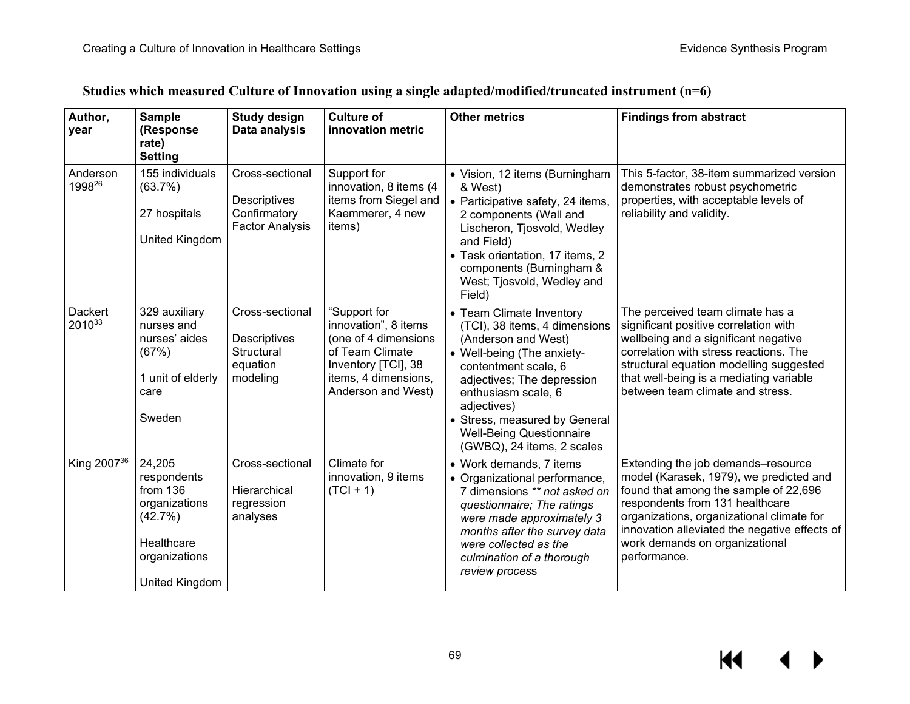**Studies which measured Culture of Innovation using a single adapted/modified/truncated instrument (n=6)**

| Author, year | Sample (Response rate) Setting | Study design Data analysis | Culture of innovation metric | Other metrics | Findings from abstract |
|---|---|---|---|---|---|
| Anderson 1998[26] | 155 individuals (63.7%)<br><br>27 hospitals<br><br>United Kingdom | Cross-sectional<br><br>Descriptives<br>Confirmatory Factor Analysis | Support for innovation, 8 items (4 items from Siegel and Kaemmerer, 4 new items) | • Vision, 12 items (Burningham & West)<br>• Participative safety, 24 items, 2 components (Wall and Lischeron, Tjosvold, Wedley and Field)<br>• Task orientation, 17 items, 2 components (Burningham & West; Tjosvold, Wedley and Field) | This 5-factor, 38-item summarized version demonstrates robust psychometric properties, with acceptable levels of reliability and validity. |
| Dackert 2010[33] | 329 auxiliary nurses and nurses' aides (67%)<br><br>1 unit of elderly care<br><br>Sweden | Cross-sectional<br><br>Descriptives<br>Structural equation modeling | "Support for innovation", 8 items (one of 4 dimensions of Team Climate Inventory [TCI], 38 items, 4 dimensions, Anderson and West) | • Team Climate Inventory (TCI), 38 items, 4 dimensions (Anderson and West)<br>• Well-being (The anxiety-contentment scale, 6 adjectives; The depression enthusiasm scale, 6 adjectives)<br>• Stress, measured by General Well-Being Questionnaire (GWBQ), 24 items, 2 scales | The perceived team climate has a significant positive correlation with wellbeing and a significant negative correlation with stress reactions. The structural equation modelling suggested that well-being is a mediating variable between team climate and stress. |
| King 2007[36] | 24,205 respondents from 136 organizations (42.7%)<br><br>Healthcare organizations<br><br>United Kingdom | Cross-sectional<br><br>Hierarchical regression analyses | Climate for innovation, 9 items (TCI + 1) | • Work demands, 7 items<br>• Organizational performance, 7 dimensions ** *not asked on questionnaire; The ratings were made approximately 3 months after the survey data were collected as the culmination of a thorough review process* | Extending the job demands–resource model (Karasek, 1979), we predicted and found that among the sample of 22,696 respondents from 131 healthcare organizations, organizational climate for innovation alleviated the negative effects of work demands on organizational performance. |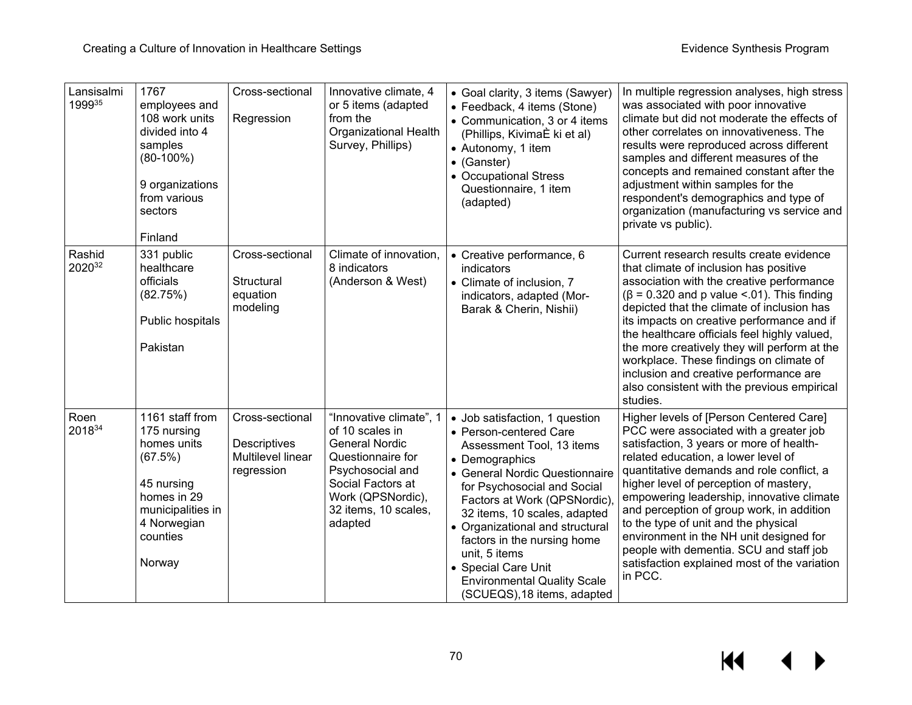| Lansisalmi 1999[35] | 1767 employees and 108 work units divided into 4 samples (80-100%)<br><br>9 organizations from various sectors<br><br>Finland | Cross-sectional<br><br>Regression | Innovative climate, 4 or 5 items (adapted from the Organizational Health Survey, Phillips) | • Goal clarity, 3 items (Sawyer)<br>• Feedback, 4 items (Stone)<br>• Communication, 3 or 4 items (Phillips, KivimaÈ ki et al)<br>• Autonomy, 1 item<br>• (Ganster)<br>• Occupational Stress Questionnaire, 1 item (adapted) | In multiple regression analyses, high stress was associated with poor innovative climate but did not moderate the effects of other correlates on innovativeness. The results were reproduced across different samples and different measures of the concepts and remained constant after the adjustment within samples for the respondent's demographics and type of organization (manufacturing vs service and private vs public). |
|---|---|---|---|---|---|
| Rashid 2020[32] | 331 public healthcare officials (82.75%)<br><br>Public hospitals<br><br>Pakistan | Cross-sectional<br><br>Structural equation modeling | Climate of innovation, 8 indicators (Anderson & West) | • Creative performance, 6 indicators<br>• Climate of inclusion, 7 indicators, adapted (Mor-Barak & Cherin, Nishii) | Current research results create evidence that climate of inclusion has positive association with the creative performance ($\beta$ = 0.320 and p value <.01). This finding depicted that the climate of inclusion has its impacts on creative performance and if the healthcare officials feel highly valued, the more creatively they will perform at the workplace. These findings on climate of inclusion and creative performance are also consistent with the previous empirical studies. |
| Roen 2018[34] | 1161 staff from 175 nursing homes units (67.5%)<br><br>45 nursing homes in 29 municipalities in 4 Norwegian counties<br><br>Norway | Cross-sectional<br><br>Descriptives<br>Multilevel linear regression | "Innovative climate", 1 of 10 scales in General Nordic Questionnaire for Psychosocial and Social Factors at Work (QPSNordic), 32 items, 10 scales, adapted | • Job satisfaction, 1 question<br>• Person-centered Care Assessment Tool, 13 items<br>• Demographics<br>• General Nordic Questionnaire for Psychosocial and Social Factors at Work (QPSNordic), 32 items, 10 scales, adapted<br>• Organizational and structural factors in the nursing home unit, 5 items<br>• Special Care Unit Environmental Quality Scale (SCUEQS),18 items, adapted | Higher levels of [Person Centered Care] PCC were associated with a greater job satisfaction, 3 years or more of health-related education, a lower level of quantitative demands and role conflict, a higher level of perception of mastery, empowering leadership, innovative climate and perception of group work, in addition to the type of unit and the physical environment in the NH unit designed for people with dementia. SCU and staff job satisfaction explained most of the variation in PCC. |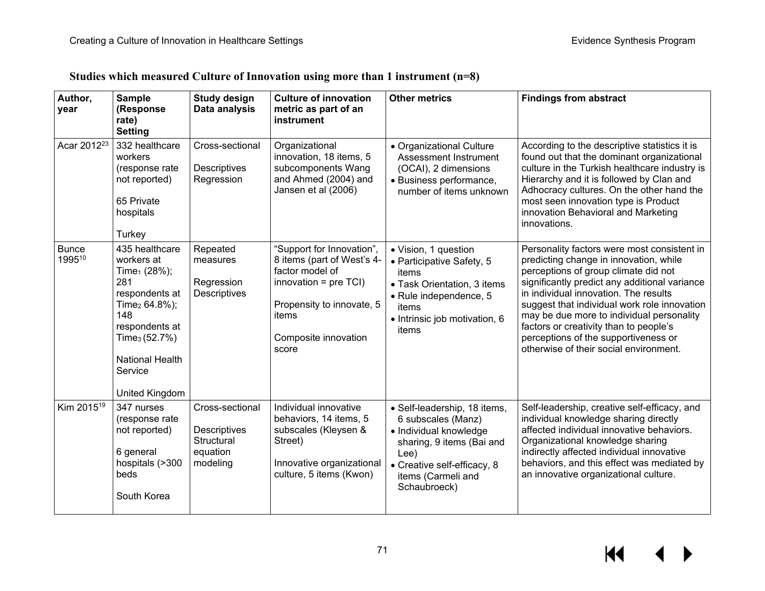**Studies which measured Culture of Innovation using more than 1 instrument (n=8)**

| Author, year | Sample (Response rate) Setting | Study design Data analysis | Culture of innovation metric as part of an instrument | Other metrics | Findings from abstract |
|---|---|---|---|---|---|
| Acar 2012[23] | 332 healthcare workers (response rate not reported)<br><br>65 Private hospitals<br><br>Turkey | Cross-sectional<br><br>Descriptives<br>Regression | Organizational innovation, 18 items, 5 subcomponents Wang and Ahmed (2004) and Jansen et al (2006) | • Organizational Culture Assessment Instrument (OCAI), 2 dimensions<br>• Business performance, number of items unknown | According to the descriptive statistics it is found out that the dominant organizational culture in the Turkish healthcare industry is Hierarchy and it is followed by Clan and Adhocracy cultures. On the other hand the most seen innovation type is Product innovation Behavioral and Marketing innovations. |
| Bunce 1995[10] | 435 healthcare workers at $Time_1$ (28%); 281 respondents at $Time_2$ 64.8%); 148 respondents at $Time_3$ (52.7%)<br><br>National Health Service<br><br>United Kingdom | Repeated measures<br><br>Regression<br>Descriptives | "Support for Innovation", 8 items (part of West's 4-factor model of innovation = pre TCI)<br><br>Propensity to innovate, 5 items<br><br>Composite innovation score | • Vision, 1 question<br>• Participative Safety, 5 items<br>• Task Orientation, 3 items<br>• Rule independence, 5 items<br>• Intrinsic job motivation, 6 items | Personality factors were most consistent in predicting change in innovation, while perceptions of group climate did not significantly predict any additional variance in individual innovation. The results suggest that individual work role innovation may be due more to individual personality factors or creativity than to people's perceptions of the supportiveness or otherwise of their social environment. |
| Kim 2015[19] | 347 nurses (response rate not reported)<br><br>6 general hospitals (>300 beds<br><br>South Korea | Cross-sectional<br><br>Descriptives<br>Structural equation modeling | Individual innovative behaviors, 14 items, 5 subscales (Kleysen & Street)<br><br>Innovative organizational culture, 5 items (Kwon) | • Self-leadership, 18 items, 6 subscales (Manz)<br>• Individual knowledge sharing, 9 items (Bai and Lee)<br>• Creative self-efficacy, 8 items (Carmeli and Schaubroeck) | Self-leadership, creative self-efficacy, and individual knowledge sharing directly affected individual innovative behaviors. Organizational knowledge sharing indirectly affected individual innovative behaviors, and this effect was mediated by an innovative organizational culture. |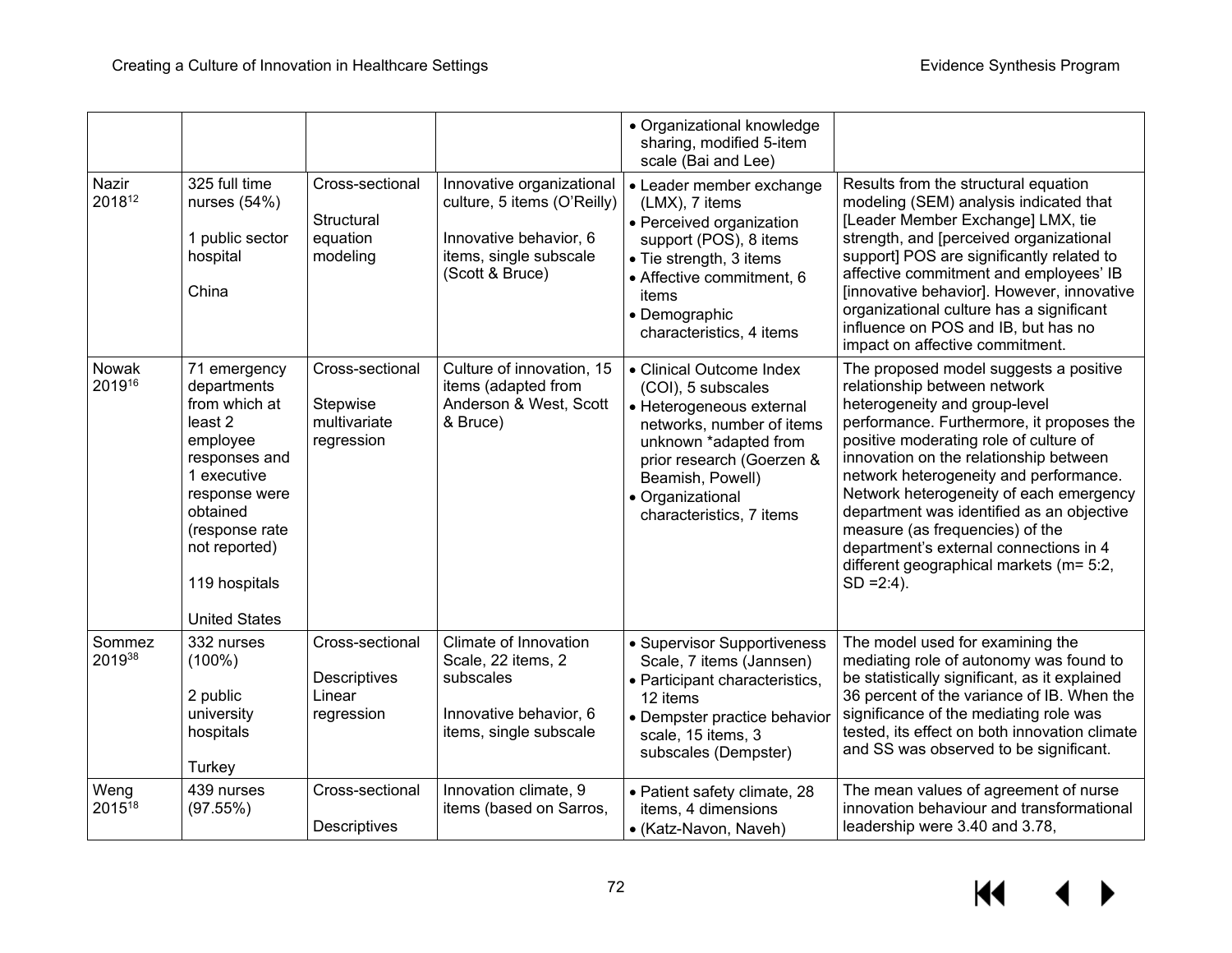| | | | | | |
|---|---|---|---|---|---|
| | | | | • Organizational knowledge sharing, modified 5-item scale (Bai and Lee) | |
| Nazir 2018[12] | 325 full time nurses (54%)<br><br>1 public sector hospital<br><br>China | Cross-sectional<br><br>Structural equation modeling | Innovative organizational culture, 5 items (O'Reilly)<br><br>Innovative behavior, 6 items, single subscale (Scott & Bruce) | • Leader member exchange (LMX), 7 items<br>• Perceived organization support (POS), 8 items<br>• Tie strength, 3 items<br>• Affective commitment, 6 items<br>• Demographic characteristics, 4 items | Results from the structural equation modeling (SEM) analysis indicated that [Leader Member Exchange] LMX, tie strength, and [perceived organizational support] POS are significantly related to affective commitment and employees' IB [innovative behavior]. However, innovative organizational culture has a significant influence on POS and IB, but has no impact on affective commitment. |
| Nowak 2019[16] | 71 emergency departments from which at least 2 employee responses and 1 executive response were obtained (response rate not reported)<br><br>119 hospitals<br><br>United States | Cross-sectional<br><br>Stepwise multivariate regression | Culture of innovation, 15 items (adapted from Anderson & West, Scott & Bruce) | • Clinical Outcome Index (COI), 5 subscales<br>• Heterogeneous external networks, number of items unknown *adapted from prior research (Goerzen & Beamish, Powell)<br>• Organizational characteristics, 7 items | The proposed model suggests a positive relationship between network heterogeneity and group-level performance. Furthermore, it proposes the positive moderating role of culture of innovation on the relationship between network heterogeneity and performance. Network heterogeneity of each emergency department was identified as an objective measure (as frequencies) of the department's external connections in 4 different geographical markets (m= 5:2, SD =2:4). |
| Sommez 2019[38] | 332 nurses (100%)<br><br>2 public university hospitals<br><br>Turkey | Cross-sectional<br><br>Descriptives<br>Linear regression | Climate of Innovation Scale, 22 items, 2 subscales<br><br>Innovative behavior, 6 items, single subscale | • Supervisor Supportiveness Scale, 7 items (Jannsen)<br>• Participant characteristics, 12 items<br>• Dempster practice behavior scale, 15 items, 3 subscales (Dempster) | The model used for examining the mediating role of autonomy was found to be statistically significant, as it explained 36 percent of the variance of IB. When the significance of the mediating role was tested, its effect on both innovation climate and SS was observed to be significant. |
| Weng 2015[18] | 439 nurses (97.55%) | Cross-sectional<br><br>Descriptives | Innovation climate, 9 items (based on Sarros, | • Patient safety climate, 28 items, 4 dimensions<br>• (Katz-Navon, Naveh) | The mean values of agreement of nurse innovation behaviour and transformational leadership were 3.40 and 3.78, |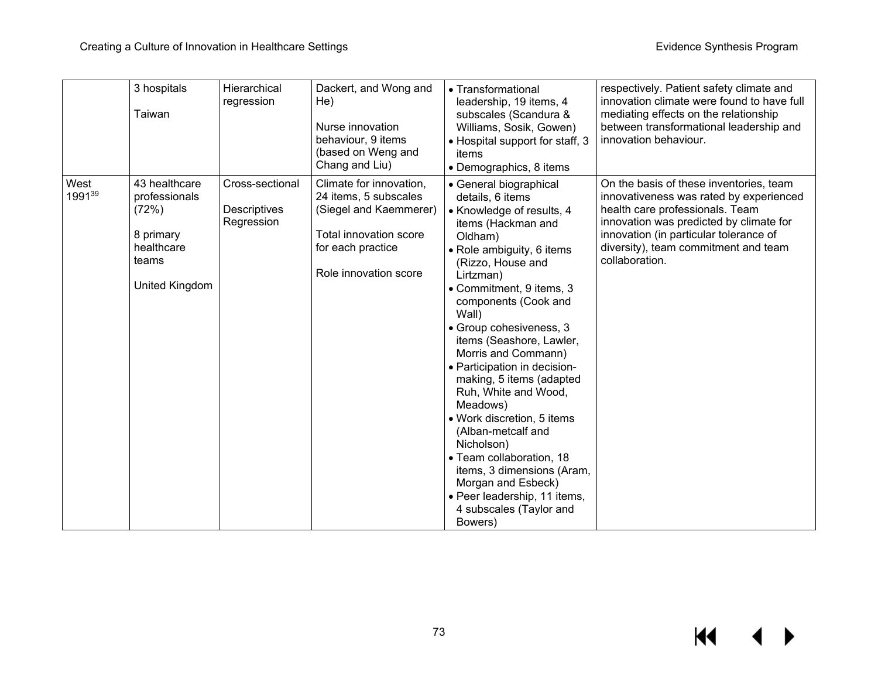| | | | | | |
|---|---|---|---|---|---|
| | 3 hospitals<br><br>Taiwan | Hierarchical regression | Dackert, and Wong and He)<br><br>Nurse innovation behaviour, 9 items (based on Weng and Chang and Liu) | • Transformational leadership, 19 items, 4 subscales (Scandura & Williams, Sosik, Gowen)<br>• Hospital support for staff, 3 items<br>• Demographics, 8 items | respectively. Patient safety climate and innovation climate were found to have full mediating effects on the relationship between transformational leadership and innovation behaviour. |
| West 1991[39] | 43 healthcare professionals (72%)<br><br>8 primary healthcare teams<br><br>United Kingdom | Cross-sectional<br><br>Descriptives<br>Regression | Climate for innovation, 24 items, 5 subscales (Siegel and Kaemmerer)<br><br>Total innovation score for each practice<br><br>Role innovation score | • General biographical details, 6 items<br>• Knowledge of results, 4 items (Hackman and Oldham)<br>• Role ambiguity, 6 items (Rizzo, House and Lirtzman)<br>• Commitment, 9 items, 3 components (Cook and Wall)<br>• Group cohesiveness, 3 items (Seashore, Lawler, Morris and Commann)<br>• Participation in decision-making, 5 items (adapted Ruh, White and Wood, Meadows)<br>• Work discretion, 5 items (Alban-metcalf and Nicholson)<br>• Team collaboration, 18 items, 3 dimensions (Aram, Morgan and Esbeck)<br>• Peer leadership, 11 items, 4 subscales (Taylor and Bowers) | On the basis of these inventories, team innovativeness was rated by experienced health care professionals. Team innovation was predicted by climate for innovation (in particular tolerance of diversity), team commitment and team collaboration. |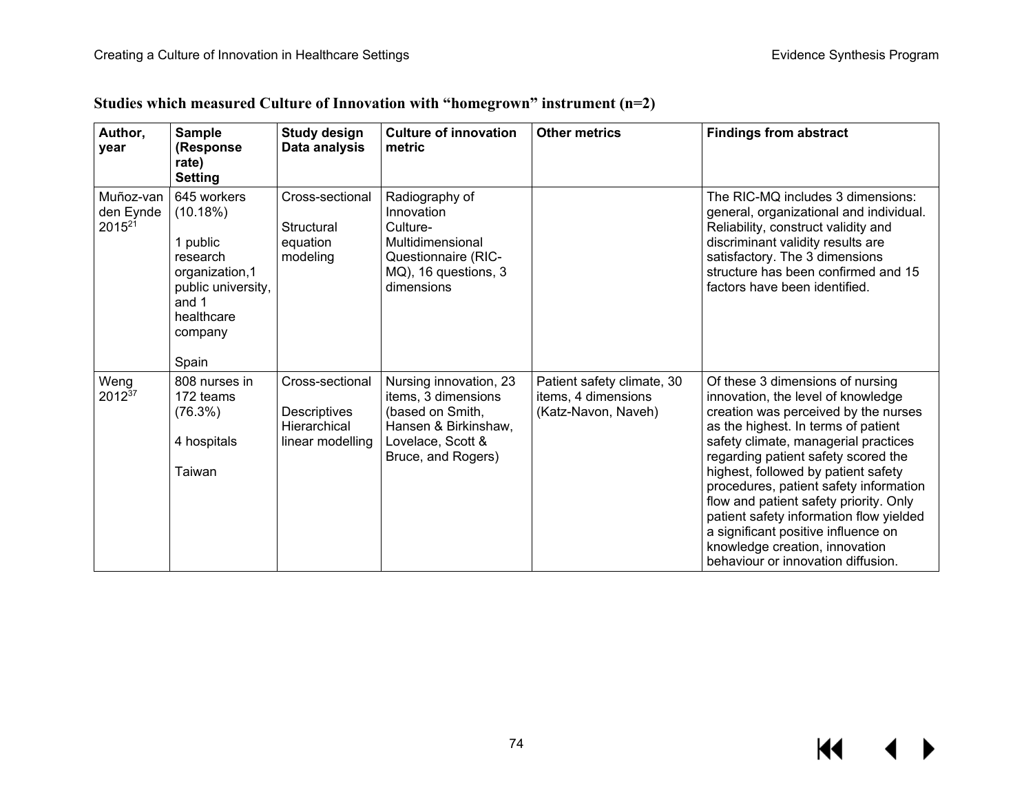**Studies which measured Culture of Innovation with "homegrown" instrument (n=2)**

| Author, year | Sample (Response rate) Setting | Study design Data analysis | Culture of innovation metric | Other metrics | Findings from abstract |
|---|---|---|---|---|---|
| Muñoz-van den Eynde 2015[21] | 645 workers (10.18%)<br><br>1 public research organization,1 public university, and 1 healthcare company<br><br>Spain | Cross-sectional<br><br>Structural equation modeling | Radiography of Innovation Culture-Multidimensional Questionnaire (RIC-MQ), 16 questions, 3 dimensions | | The RIC-MQ includes 3 dimensions: general, organizational and individual. Reliability, construct validity and discriminant validity results are satisfactory. The 3 dimensions structure has been confirmed and 15 factors have been identified. |
| Weng 2012[37] | 808 nurses in 172 teams (76.3%)<br><br>4 hospitals<br><br>Taiwan | Cross-sectional<br><br>Descriptives Hierarchical linear modelling | Nursing innovation, 23 items, 3 dimensions (based on Smith, Hansen & Birkinshaw, Lovelace, Scott & Bruce, and Rogers) | Patient safety climate, 30 items, 4 dimensions (Katz-Navon, Naveh) | Of these 3 dimensions of nursing innovation, the level of knowledge creation was perceived by the nurses as the highest. In terms of patient safety climate, managerial practices regarding patient safety scored the highest, followed by patient safety procedures, patient safety information flow and patient safety priority. Only patient safety information flow yielded a significant positive influence on knowledge creation, innovation behaviour or innovation diffusion. |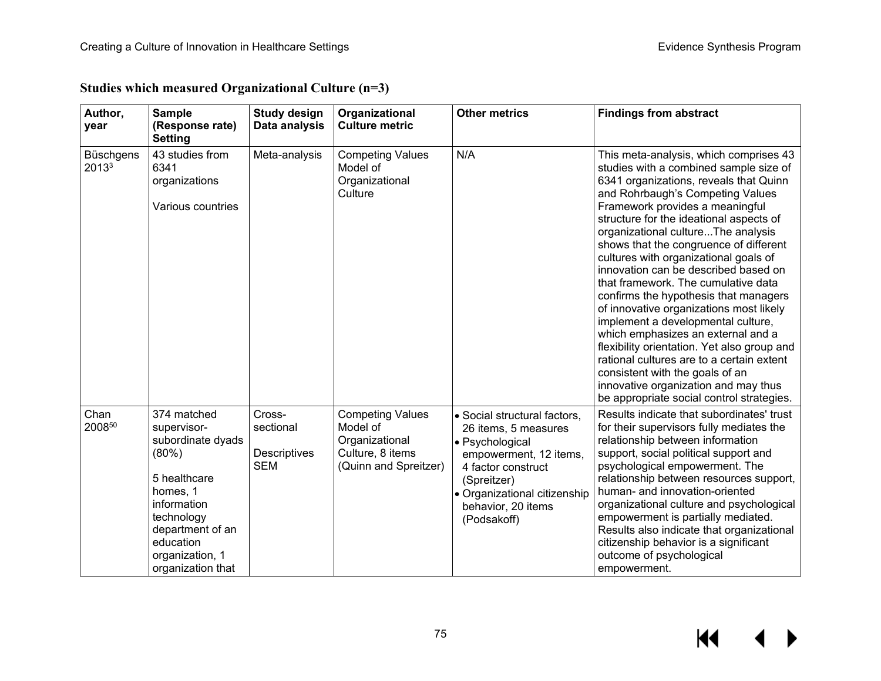**Studies which measured Organizational Culture (n=3)**

| Author, year | Sample (Response rate) Setting | Study design Data analysis | Organizational Culture metric | Other metrics | Findings from abstract |
|---|---|---|---|---|---|
| Büschgens 2013[3] | 43 studies from 6341 organizations<br><br>Various countries | Meta-analysis | Competing Values Model of Organizational Culture | N/A | This meta-analysis, which comprises 43 studies with a combined sample size of 6341 organizations, reveals that Quinn and Rohrbaugh's Competing Values Framework provides a meaningful structure for the ideational aspects of organizational culture...The analysis shows that the congruence of different cultures with organizational goals of innovation can be described based on that framework. The cumulative data confirms the hypothesis that managers of innovative organizations most likely implement a developmental culture, which emphasizes an external and a flexibility orientation. Yet also group and rational cultures are to a certain extent consistent with the goals of an innovative organization and may thus be appropriate social control strategies. |
| Chan 2008[50] | 374 matched supervisor-subordinate dyads (80%)<br><br>5 healthcare homes, 1 information technology department of an education organization, 1 organization that | Cross-sectional<br><br>Descriptives<br>SEM | Competing Values Model of Organizational Culture, 8 items (Quinn and Spreitzer) | • Social structural factors, 26 items, 5 measures<br>• Psychological empowerment, 12 items, 4 factor construct (Spreitzer)<br>• Organizational citizenship behavior, 20 items (Podsakoff) | Results indicate that subordinates' trust for their supervisors fully mediates the relationship between information support, social political support and psychological empowerment. The relationship between resources support, human- and innovation-oriented organizational culture and psychological empowerment is partially mediated. Results also indicate that organizational citizenship behavior is a significant outcome of psychological empowerment. |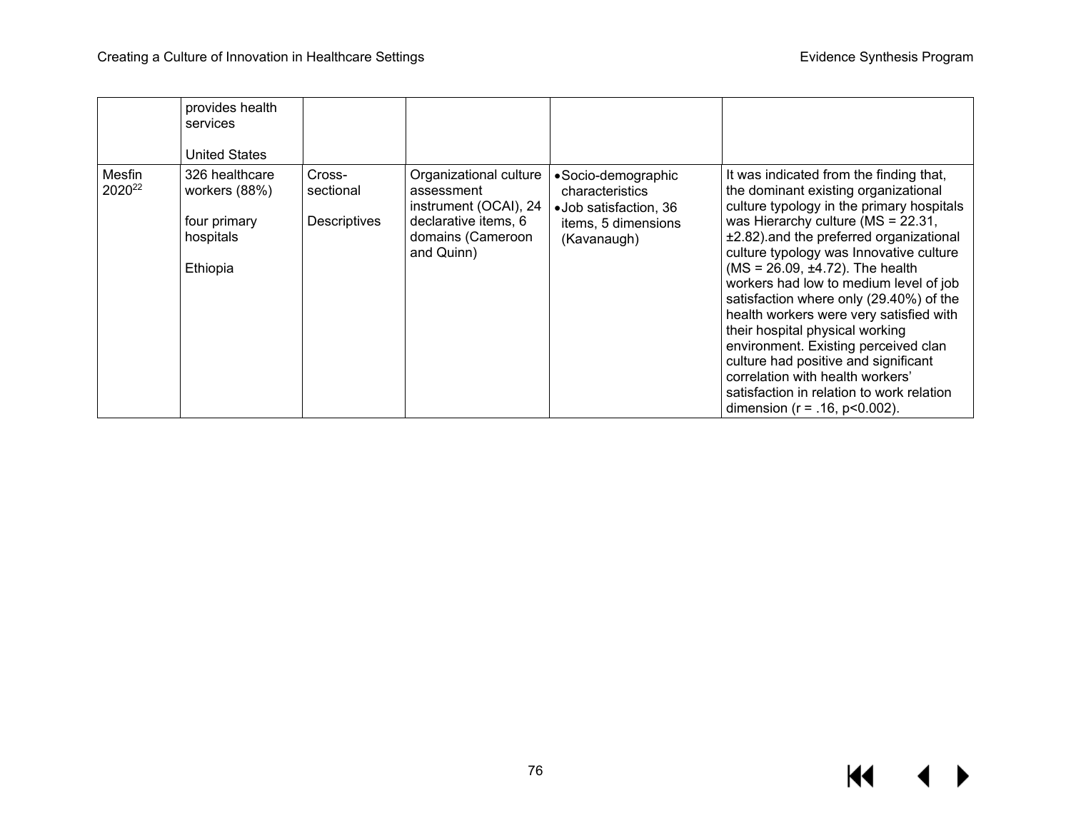| | provides health services<br><br>United States | | | | |
|---|---|---|---|---|---|
| Mesfin 2020[22] | 326 healthcare workers (88%)<br><br>four primary hospitals<br><br>Ethiopia | Cross-sectional<br><br>Descriptives | Organizational culture assessment instrument (OCAI), 24 declarative items, 6 domains (Cameroon and Quinn) | • Socio-demographic characteristics<br>• Job satisfaction, 36 items, 5 dimensions (Kavanaugh) | It was indicated from the finding that, the dominant existing organizational culture typology in the primary hospitals was Hierarchy culture (MS = 22.31, ±2.82).and the preferred organizational culture typology was Innovative culture (MS = 26.09, ±4.72). The health workers had low to medium level of job satisfaction where only (29.40%) of the health workers were very satisfied with their hospital physical working environment. Existing perceived clan culture had positive and significant correlation with health workers' satisfaction in relation to work relation dimension ($r = .16$, $p<0.002$). |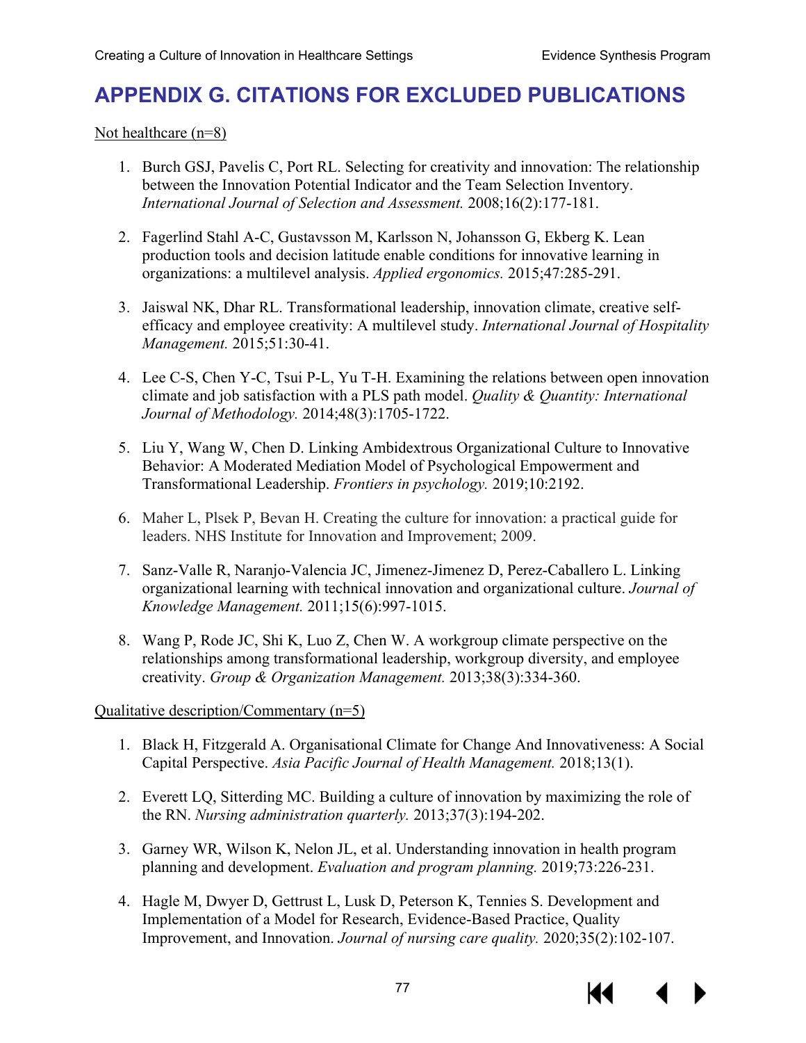# APPENDIX G. CITATIONS FOR EXCLUDED PUBLICATIONS

Not healthcare (n=8)

1. Burch GSJ, Pavelis C, Port RL. Selecting for creativity and innovation: The relationship between the Innovation Potential Indicator and the Team Selection Inventory. *International Journal of Selection and Assessment.* 2008;16(2):177-181.

2. Fagerlind Stahl A-C, Gustavsson M, Karlsson N, Johansson G, Ekberg K. Lean production tools and decision latitude enable conditions for innovative learning in organizations: a multilevel analysis. *Applied ergonomics.* 2015;47:285-291.

3. Jaiswal NK, Dhar RL. Transformational leadership, innovation climate, creative self-efficacy and employee creativity: A multilevel study. *International Journal of Hospitality Management.* 2015;51:30-41.

4. Lee C-S, Chen Y-C, Tsui P-L, Yu T-H. Examining the relations between open innovation climate and job satisfaction with a PLS path model. *Quality & Quantity: International Journal of Methodology.* 2014;48(3):1705-1722.

5. Liu Y, Wang W, Chen D. Linking Ambidextrous Organizational Culture to Innovative Behavior: A Moderated Mediation Model of Psychological Empowerment and Transformational Leadership. *Frontiers in psychology.* 2019;10:2192.

6. Maher L, Plsek P, Bevan H. Creating the culture for innovation: a practical guide for leaders. NHS Institute for Innovation and Improvement; 2009.

7. Sanz-Valle R, Naranjo-Valencia JC, Jimenez-Jimenez D, Perez-Caballero L. Linking organizational learning with technical innovation and organizational culture. *Journal of Knowledge Management.* 2011;15(6):997-1015.

8. Wang P, Rode JC, Shi K, Luo Z, Chen W. A workgroup climate perspective on the relationships among transformational leadership, workgroup diversity, and employee creativity. *Group & Organization Management.* 2013;38(3):334-360.

Qualitative description/Commentary (n=5)

1. Black H, Fitzgerald A. Organisational Climate for Change And Innovativeness: A Social Capital Perspective. *Asia Pacific Journal of Health Management.* 2018;13(1).

2. Everett LQ, Sitterding MC. Building a culture of innovation by maximizing the role of the RN. *Nursing administration quarterly.* 2013;37(3):194-202.

3. Garney WR, Wilson K, Nelon JL, et al. Understanding innovation in health program planning and development. *Evaluation and program planning.* 2019;73:226-231.

4. Hagle M, Dwyer D, Gettrust L, Lusk D, Peterson K, Tennies S. Development and Implementation of a Model for Research, Evidence-Based Practice, Quality Improvement, and Innovation. *Journal of nursing care quality.* 2020;35(2):102-107.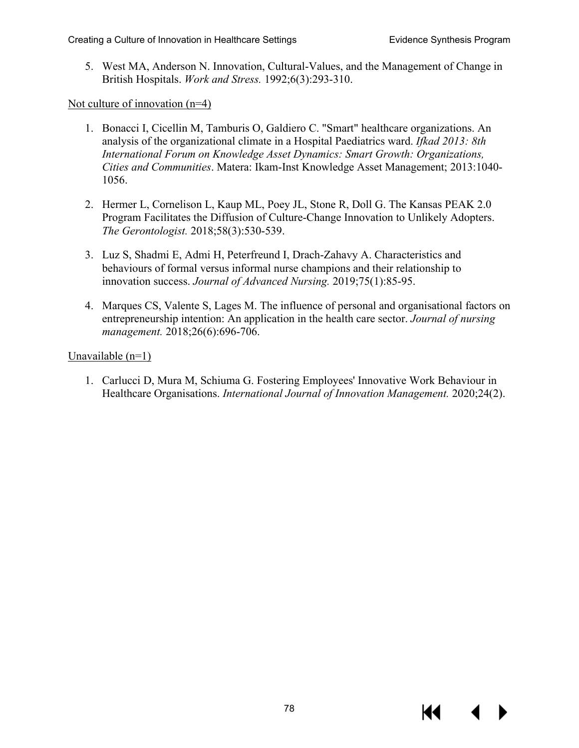5. West MA, Anderson N. Innovation, Cultural-Values, and the Management of Change in British Hospitals. *Work and Stress.* 1992;6(3):293-310.

Not culture of innovation (n=4)

1. Bonacci I, Cicellin M, Tamburis O, Galdiero C. "Smart" healthcare organizations. An analysis of the organizational climate in a Hospital Paediatrics ward. *Ifkad 2013: 8th International Forum on Knowledge Asset Dynamics: Smart Growth: Organizations, Cities and Communities*. Matera: Ikam-Inst Knowledge Asset Management; 2013:1040-1056.

2. Hermer L, Cornelison L, Kaup ML, Poey JL, Stone R, Doll G. The Kansas PEAK 2.0 Program Facilitates the Diffusion of Culture-Change Innovation to Unlikely Adopters. *The Gerontologist.* 2018;58(3):530-539.

3. Luz S, Shadmi E, Admi H, Peterfreund I, Drach-Zahavy A. Characteristics and behaviours of formal versus informal nurse champions and their relationship to innovation success. *Journal of Advanced Nursing.* 2019;75(1):85-95.

4. Marques CS, Valente S, Lages M. The influence of personal and organisational factors on entrepreneurship intention: An application in the health care sector. *Journal of nursing management.* 2018;26(6):696-706.

Unavailable (n=1)

1. Carlucci D, Mura M, Schiuma G. Fostering Employees' Innovative Work Behaviour in Healthcare Organisations. *International Journal of Innovation Management.* 2020;24(2).